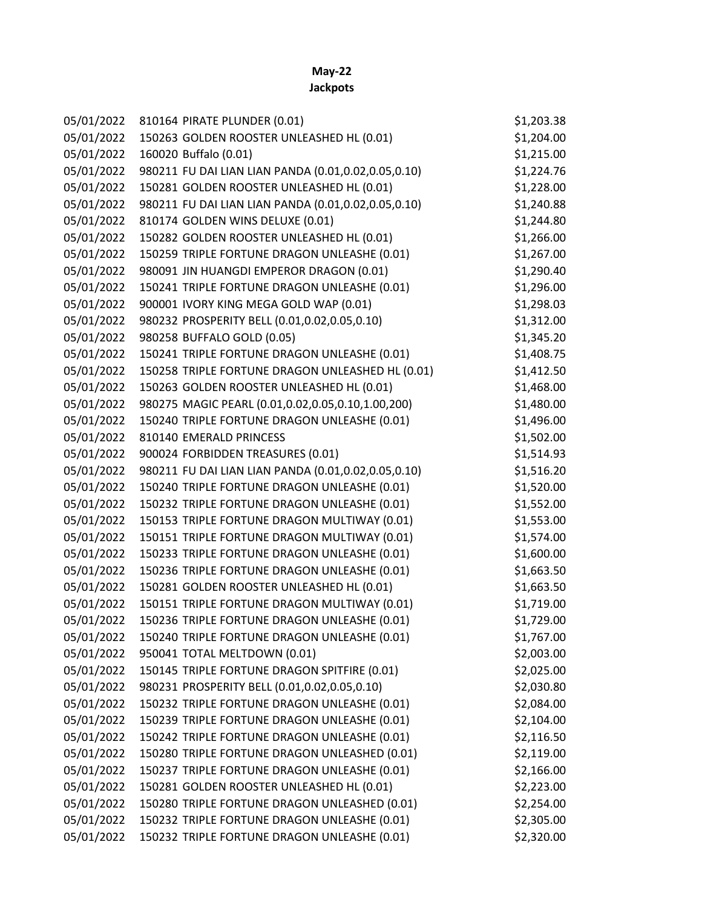**May-22**
**Jackpots**

| | | |
|---|---|---|
| 05/01/2022 | 810164 PIRATE PLUNDER (0.01) | $1,203.38 |
| 05/01/2022 | 150263 GOLDEN ROOSTER UNLEASHED HL (0.01) | $1,204.00 |
| 05/01/2022 | 160020 Buffalo (0.01) | $1,215.00 |
| 05/01/2022 | 980211 FU DAI LIAN LIAN PANDA (0.01,0.02,0.05,0.10) | $1,224.76 |
| 05/01/2022 | 150281 GOLDEN ROOSTER UNLEASHED HL (0.01) | $1,228.00 |
| 05/01/2022 | 980211 FU DAI LIAN LIAN PANDA (0.01,0.02,0.05,0.10) | $1,240.88 |
| 05/01/2022 | 810174 GOLDEN WINS DELUXE (0.01) | $1,244.80 |
| 05/01/2022 | 150282 GOLDEN ROOSTER UNLEASHED HL (0.01) | $1,266.00 |
| 05/01/2022 | 150259 TRIPLE FORTUNE DRAGON UNLEASHE (0.01) | $1,267.00 |
| 05/01/2022 | 980091 JIN HUANGDI EMPEROR DRAGON (0.01) | $1,290.40 |
| 05/01/2022 | 150241 TRIPLE FORTUNE DRAGON UNLEASHE (0.01) | $1,296.00 |
| 05/01/2022 | 900001 IVORY KING MEGA GOLD WAP (0.01) | $1,298.03 |
| 05/01/2022 | 980232 PROSPERITY BELL (0.01,0.02,0.05,0.10) | $1,312.00 |
| 05/01/2022 | 980258 BUFFALO GOLD (0.05) | $1,345.20 |
| 05/01/2022 | 150241 TRIPLE FORTUNE DRAGON UNLEASHE (0.01) | $1,408.75 |
| 05/01/2022 | 150258 TRIPLE FORTUNE DRAGON UNLEASHED HL (0.01) | $1,412.50 |
| 05/01/2022 | 150263 GOLDEN ROOSTER UNLEASHED HL (0.01) | $1,468.00 |
| 05/01/2022 | 980275 MAGIC PEARL (0.01,0.02,0.05,0.10,1.00,200) | $1,480.00 |
| 05/01/2022 | 150240 TRIPLE FORTUNE DRAGON UNLEASHE (0.01) | $1,496.00 |
| 05/01/2022 | 810140 EMERALD PRINCESS | $1,502.00 |
| 05/01/2022 | 900024 FORBIDDEN TREASURES (0.01) | $1,514.93 |
| 05/01/2022 | 980211 FU DAI LIAN LIAN PANDA (0.01,0.02,0.05,0.10) | $1,516.20 |
| 05/01/2022 | 150240 TRIPLE FORTUNE DRAGON UNLEASHE (0.01) | $1,520.00 |
| 05/01/2022 | 150232 TRIPLE FORTUNE DRAGON UNLEASHE (0.01) | $1,552.00 |
| 05/01/2022 | 150153 TRIPLE FORTUNE DRAGON MULTIWAY (0.01) | $1,553.00 |
| 05/01/2022 | 150151 TRIPLE FORTUNE DRAGON MULTIWAY (0.01) | $1,574.00 |
| 05/01/2022 | 150233 TRIPLE FORTUNE DRAGON UNLEASHE (0.01) | $1,600.00 |
| 05/01/2022 | 150236 TRIPLE FORTUNE DRAGON UNLEASHE (0.01) | $1,663.50 |
| 05/01/2022 | 150281 GOLDEN ROOSTER UNLEASHED HL (0.01) | $1,663.50 |
| 05/01/2022 | 150151 TRIPLE FORTUNE DRAGON MULTIWAY (0.01) | $1,719.00 |
| 05/01/2022 | 150236 TRIPLE FORTUNE DRAGON UNLEASHE (0.01) | $1,729.00 |
| 05/01/2022 | 150240 TRIPLE FORTUNE DRAGON UNLEASHE (0.01) | $1,767.00 |
| 05/01/2022 | 950041 TOTAL MELTDOWN (0.01) | $2,003.00 |
| 05/01/2022 | 150145 TRIPLE FORTUNE DRAGON SPITFIRE (0.01) | $2,025.00 |
| 05/01/2022 | 980231 PROSPERITY BELL (0.01,0.02,0.05,0.10) | $2,030.80 |
| 05/01/2022 | 150232 TRIPLE FORTUNE DRAGON UNLEASHE (0.01) | $2,084.00 |
| 05/01/2022 | 150239 TRIPLE FORTUNE DRAGON UNLEASHE (0.01) | $2,104.00 |
| 05/01/2022 | 150242 TRIPLE FORTUNE DRAGON UNLEASHE (0.01) | $2,116.50 |
| 05/01/2022 | 150280 TRIPLE FORTUNE DRAGON UNLEASHED (0.01) | $2,119.00 |
| 05/01/2022 | 150237 TRIPLE FORTUNE DRAGON UNLEASHE (0.01) | $2,166.00 |
| 05/01/2022 | 150281 GOLDEN ROOSTER UNLEASHED HL (0.01) | $2,223.00 |
| 05/01/2022 | 150280 TRIPLE FORTUNE DRAGON UNLEASHED (0.01) | $2,254.00 |
| 05/01/2022 | 150232 TRIPLE FORTUNE DRAGON UNLEASHE (0.01) | $2,305.00 |
| 05/01/2022 | 150232 TRIPLE FORTUNE DRAGON UNLEASHE (0.01) | $2,320.00 |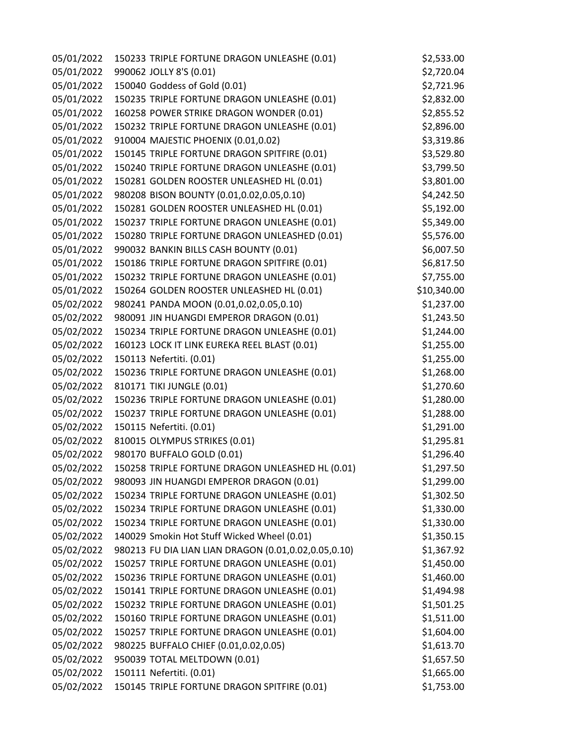| | | |
|---|---|---|
| 05/01/2022 | 150233 TRIPLE FORTUNE DRAGON UNLEASHE (0.01) | $2,533.00 |
| 05/01/2022 | 990062 JOLLY 8'S (0.01) | $2,720.04 |
| 05/01/2022 | 150040 Goddess of Gold (0.01) | $2,721.96 |
| 05/01/2022 | 150235 TRIPLE FORTUNE DRAGON UNLEASHE (0.01) | $2,832.00 |
| 05/01/2022 | 160258 POWER STRIKE DRAGON WONDER (0.01) | $2,855.52 |
| 05/01/2022 | 150232 TRIPLE FORTUNE DRAGON UNLEASHE (0.01) | $2,896.00 |
| 05/01/2022 | 910004 MAJESTIC PHOENIX (0.01,0.02) | $3,319.86 |
| 05/01/2022 | 150145 TRIPLE FORTUNE DRAGON SPITFIRE (0.01) | $3,529.80 |
| 05/01/2022 | 150240 TRIPLE FORTUNE DRAGON UNLEASHE (0.01) | $3,799.50 |
| 05/01/2022 | 150281 GOLDEN ROOSTER UNLEASHED HL (0.01) | $3,801.00 |
| 05/01/2022 | 980208 BISON BOUNTY (0.01,0.02,0.05,0.10) | $4,242.50 |
| 05/01/2022 | 150281 GOLDEN ROOSTER UNLEASHED HL (0.01) | $5,192.00 |
| 05/01/2022 | 150237 TRIPLE FORTUNE DRAGON UNLEASHE (0.01) | $5,349.00 |
| 05/01/2022 | 150280 TRIPLE FORTUNE DRAGON UNLEASHED (0.01) | $5,576.00 |
| 05/01/2022 | 990032 BANKIN BILLS CASH BOUNTY (0.01) | $6,007.50 |
| 05/01/2022 | 150186 TRIPLE FORTUNE DRAGON SPITFIRE (0.01) | $6,817.50 |
| 05/01/2022 | 150232 TRIPLE FORTUNE DRAGON UNLEASHE (0.01) | $7,755.00 |
| 05/01/2022 | 150264 GOLDEN ROOSTER UNLEASHED HL (0.01) | $10,340.00 |
| 05/02/2022 | 980241 PANDA MOON (0.01,0.02,0.05,0.10) | $1,237.00 |
| 05/02/2022 | 980091 JIN HUANGDI EMPEROR DRAGON (0.01) | $1,243.50 |
| 05/02/2022 | 150234 TRIPLE FORTUNE DRAGON UNLEASHE (0.01) | $1,244.00 |
| 05/02/2022 | 160123 LOCK IT LINK EUREKA REEL BLAST (0.01) | $1,255.00 |
| 05/02/2022 | 150113 Nefertiti. (0.01) | $1,255.00 |
| 05/02/2022 | 150236 TRIPLE FORTUNE DRAGON UNLEASHE (0.01) | $1,268.00 |
| 05/02/2022 | 810171 TIKI JUNGLE (0.01) | $1,270.60 |
| 05/02/2022 | 150236 TRIPLE FORTUNE DRAGON UNLEASHE (0.01) | $1,280.00 |
| 05/02/2022 | 150237 TRIPLE FORTUNE DRAGON UNLEASHE (0.01) | $1,288.00 |
| 05/02/2022 | 150115 Nefertiti. (0.01) | $1,291.00 |
| 05/02/2022 | 810015 OLYMPUS STRIKES (0.01) | $1,295.81 |
| 05/02/2022 | 980170 BUFFALO GOLD (0.01) | $1,296.40 |
| 05/02/2022 | 150258 TRIPLE FORTUNE DRAGON UNLEASHED HL (0.01) | $1,297.50 |
| 05/02/2022 | 980093 JIN HUANGDI EMPEROR DRAGON (0.01) | $1,299.00 |
| 05/02/2022 | 150234 TRIPLE FORTUNE DRAGON UNLEASHE (0.01) | $1,302.50 |
| 05/02/2022 | 150234 TRIPLE FORTUNE DRAGON UNLEASHE (0.01) | $1,330.00 |
| 05/02/2022 | 150234 TRIPLE FORTUNE DRAGON UNLEASHE (0.01) | $1,330.00 |
| 05/02/2022 | 140029 Smokin Hot Stuff Wicked Wheel (0.01) | $1,350.15 |
| 05/02/2022 | 980213 FU DIA LIAN LIAN DRAGON (0.01,0.02,0.05,0.10) | $1,367.92 |
| 05/02/2022 | 150257 TRIPLE FORTUNE DRAGON UNLEASHE (0.01) | $1,450.00 |
| 05/02/2022 | 150236 TRIPLE FORTUNE DRAGON UNLEASHE (0.01) | $1,460.00 |
| 05/02/2022 | 150141 TRIPLE FORTUNE DRAGON UNLEASHE (0.01) | $1,494.98 |
| 05/02/2022 | 150232 TRIPLE FORTUNE DRAGON UNLEASHE (0.01) | $1,501.25 |
| 05/02/2022 | 150160 TRIPLE FORTUNE DRAGON UNLEASHE (0.01) | $1,511.00 |
| 05/02/2022 | 150257 TRIPLE FORTUNE DRAGON UNLEASHE (0.01) | $1,604.00 |
| 05/02/2022 | 980225 BUFFALO CHIEF (0.01,0.02,0.05) | $1,613.70 |
| 05/02/2022 | 950039 TOTAL MELTDOWN (0.01) | $1,657.50 |
| 05/02/2022 | 150111 Nefertiti. (0.01) | $1,665.00 |
| 05/02/2022 | 150145 TRIPLE FORTUNE DRAGON SPITFIRE (0.01) | $1,753.00 |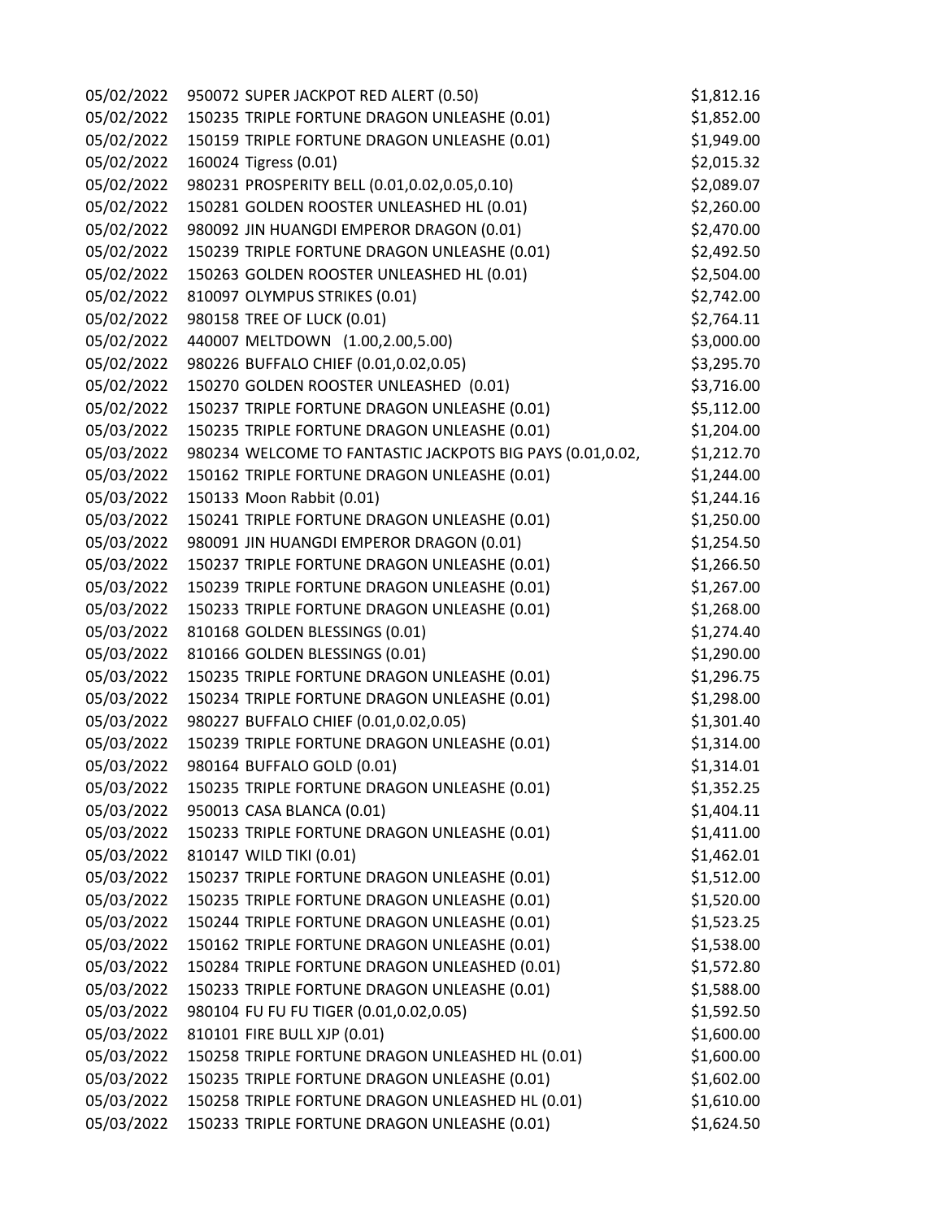| | | |
|---|---|---|
| 05/02/2022 | 950072 SUPER JACKPOT RED ALERT (0.50) | $1,812.16 |
| 05/02/2022 | 150235 TRIPLE FORTUNE DRAGON UNLEASHE (0.01) | $1,852.00 |
| 05/02/2022 | 150159 TRIPLE FORTUNE DRAGON UNLEASHE (0.01) | $1,949.00 |
| 05/02/2022 | 160024 Tigress (0.01) | $2,015.32 |
| 05/02/2022 | 980231 PROSPERITY BELL (0.01,0.02,0.05,0.10) | $2,089.07 |
| 05/02/2022 | 150281 GOLDEN ROOSTER UNLEASHED HL (0.01) | $2,260.00 |
| 05/02/2022 | 980092 JIN HUANGDI EMPEROR DRAGON (0.01) | $2,470.00 |
| 05/02/2022 | 150239 TRIPLE FORTUNE DRAGON UNLEASHE (0.01) | $2,492.50 |
| 05/02/2022 | 150263 GOLDEN ROOSTER UNLEASHED HL (0.01) | $2,504.00 |
| 05/02/2022 | 810097 OLYMPUS STRIKES (0.01) | $2,742.00 |
| 05/02/2022 | 980158 TREE OF LUCK (0.01) | $2,764.11 |
| 05/02/2022 | 440007 MELTDOWN (1.00,2.00,5.00) | $3,000.00 |
| 05/02/2022 | 980226 BUFFALO CHIEF (0.01,0.02,0.05) | $3,295.70 |
| 05/02/2022 | 150270 GOLDEN ROOSTER UNLEASHED (0.01) | $3,716.00 |
| 05/02/2022 | 150237 TRIPLE FORTUNE DRAGON UNLEASHE (0.01) | $5,112.00 |
| 05/03/2022 | 150235 TRIPLE FORTUNE DRAGON UNLEASHE (0.01) | $1,204.00 |
| 05/03/2022 | 980234 WELCOME TO FANTASTIC JACKPOTS BIG PAYS (0.01,0.02, | $1,212.70 |
| 05/03/2022 | 150162 TRIPLE FORTUNE DRAGON UNLEASHE (0.01) | $1,244.00 |
| 05/03/2022 | 150133 Moon Rabbit (0.01) | $1,244.16 |
| 05/03/2022 | 150241 TRIPLE FORTUNE DRAGON UNLEASHE (0.01) | $1,250.00 |
| 05/03/2022 | 980091 JIN HUANGDI EMPEROR DRAGON (0.01) | $1,254.50 |
| 05/03/2022 | 150237 TRIPLE FORTUNE DRAGON UNLEASHE (0.01) | $1,266.50 |
| 05/03/2022 | 150239 TRIPLE FORTUNE DRAGON UNLEASHE (0.01) | $1,267.00 |
| 05/03/2022 | 150233 TRIPLE FORTUNE DRAGON UNLEASHE (0.01) | $1,268.00 |
| 05/03/2022 | 810168 GOLDEN BLESSINGS (0.01) | $1,274.40 |
| 05/03/2022 | 810166 GOLDEN BLESSINGS (0.01) | $1,290.00 |
| 05/03/2022 | 150235 TRIPLE FORTUNE DRAGON UNLEASHE (0.01) | $1,296.75 |
| 05/03/2022 | 150234 TRIPLE FORTUNE DRAGON UNLEASHE (0.01) | $1,298.00 |
| 05/03/2022 | 980227 BUFFALO CHIEF (0.01,0.02,0.05) | $1,301.40 |
| 05/03/2022 | 150239 TRIPLE FORTUNE DRAGON UNLEASHE (0.01) | $1,314.00 |
| 05/03/2022 | 980164 BUFFALO GOLD (0.01) | $1,314.01 |
| 05/03/2022 | 150235 TRIPLE FORTUNE DRAGON UNLEASHE (0.01) | $1,352.25 |
| 05/03/2022 | 950013 CASA BLANCA (0.01) | $1,404.11 |
| 05/03/2022 | 150233 TRIPLE FORTUNE DRAGON UNLEASHE (0.01) | $1,411.00 |
| 05/03/2022 | 810147 WILD TIKI (0.01) | $1,462.01 |
| 05/03/2022 | 150237 TRIPLE FORTUNE DRAGON UNLEASHE (0.01) | $1,512.00 |
| 05/03/2022 | 150235 TRIPLE FORTUNE DRAGON UNLEASHE (0.01) | $1,520.00 |
| 05/03/2022 | 150244 TRIPLE FORTUNE DRAGON UNLEASHE (0.01) | $1,523.25 |
| 05/03/2022 | 150162 TRIPLE FORTUNE DRAGON UNLEASHE (0.01) | $1,538.00 |
| 05/03/2022 | 150284 TRIPLE FORTUNE DRAGON UNLEASHED (0.01) | $1,572.80 |
| 05/03/2022 | 150233 TRIPLE FORTUNE DRAGON UNLEASHE (0.01) | $1,588.00 |
| 05/03/2022 | 980104 FU FU FU TIGER (0.01,0.02,0.05) | $1,592.50 |
| 05/03/2022 | 810101 FIRE BULL XJP (0.01) | $1,600.00 |
| 05/03/2022 | 150258 TRIPLE FORTUNE DRAGON UNLEASHED HL (0.01) | $1,600.00 |
| 05/03/2022 | 150235 TRIPLE FORTUNE DRAGON UNLEASHE (0.01) | $1,602.00 |
| 05/03/2022 | 150258 TRIPLE FORTUNE DRAGON UNLEASHED HL (0.01) | $1,610.00 |
| 05/03/2022 | 150233 TRIPLE FORTUNE DRAGON UNLEASHE (0.01) | $1,624.50 |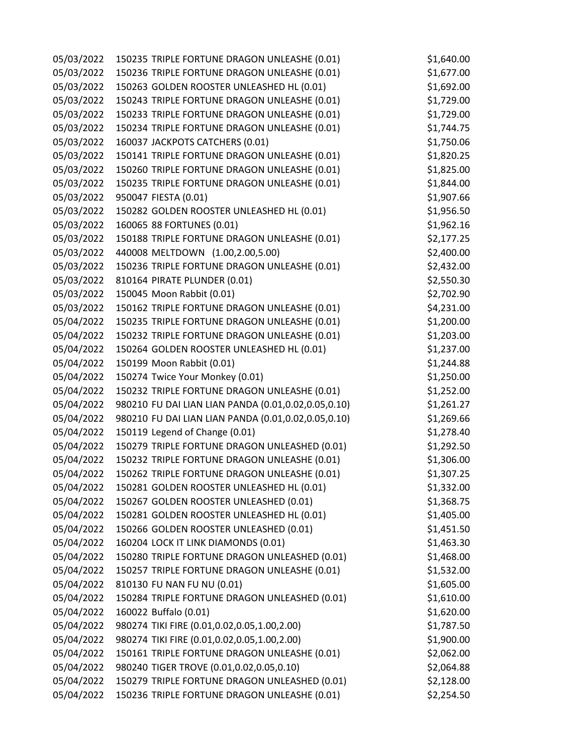| | | |
|---|---|---|
| 05/03/2022 | 150235 TRIPLE FORTUNE DRAGON UNLEASHE (0.01) | $1,640.00 |
| 05/03/2022 | 150236 TRIPLE FORTUNE DRAGON UNLEASHE (0.01) | $1,677.00 |
| 05/03/2022 | 150263 GOLDEN ROOSTER UNLEASHED HL (0.01) | $1,692.00 |
| 05/03/2022 | 150243 TRIPLE FORTUNE DRAGON UNLEASHE (0.01) | $1,729.00 |
| 05/03/2022 | 150233 TRIPLE FORTUNE DRAGON UNLEASHE (0.01) | $1,729.00 |
| 05/03/2022 | 150234 TRIPLE FORTUNE DRAGON UNLEASHE (0.01) | $1,744.75 |
| 05/03/2022 | 160037 JACKPOTS CATCHERS (0.01) | $1,750.06 |
| 05/03/2022 | 150141 TRIPLE FORTUNE DRAGON UNLEASHE (0.01) | $1,820.25 |
| 05/03/2022 | 150260 TRIPLE FORTUNE DRAGON UNLEASHE (0.01) | $1,825.00 |
| 05/03/2022 | 150235 TRIPLE FORTUNE DRAGON UNLEASHE (0.01) | $1,844.00 |
| 05/03/2022 | 950047 FIESTA (0.01) | $1,907.66 |
| 05/03/2022 | 150282 GOLDEN ROOSTER UNLEASHED HL (0.01) | $1,956.50 |
| 05/03/2022 | 160065 88 FORTUNES (0.01) | $1,962.16 |
| 05/03/2022 | 150188 TRIPLE FORTUNE DRAGON UNLEASHE (0.01) | $2,177.25 |
| 05/03/2022 | 440008 MELTDOWN (1.00,2.00,5.00) | $2,400.00 |
| 05/03/2022 | 150236 TRIPLE FORTUNE DRAGON UNLEASHE (0.01) | $2,432.00 |
| 05/03/2022 | 810164 PIRATE PLUNDER (0.01) | $2,550.30 |
| 05/03/2022 | 150045 Moon Rabbit (0.01) | $2,702.90 |
| 05/03/2022 | 150162 TRIPLE FORTUNE DRAGON UNLEASHE (0.01) | $4,231.00 |
| 05/04/2022 | 150235 TRIPLE FORTUNE DRAGON UNLEASHE (0.01) | $1,200.00 |
| 05/04/2022 | 150232 TRIPLE FORTUNE DRAGON UNLEASHE (0.01) | $1,203.00 |
| 05/04/2022 | 150264 GOLDEN ROOSTER UNLEASHED HL (0.01) | $1,237.00 |
| 05/04/2022 | 150199 Moon Rabbit (0.01) | $1,244.88 |
| 05/04/2022 | 150274 Twice Your Monkey (0.01) | $1,250.00 |
| 05/04/2022 | 150232 TRIPLE FORTUNE DRAGON UNLEASHE (0.01) | $1,252.00 |
| 05/04/2022 | 980210 FU DAI LIAN LIAN PANDA (0.01,0.02,0.05,0.10) | $1,261.27 |
| 05/04/2022 | 980210 FU DAI LIAN LIAN PANDA (0.01,0.02,0.05,0.10) | $1,269.66 |
| 05/04/2022 | 150119 Legend of Change (0.01) | $1,278.40 |
| 05/04/2022 | 150279 TRIPLE FORTUNE DRAGON UNLEASHED (0.01) | $1,292.50 |
| 05/04/2022 | 150232 TRIPLE FORTUNE DRAGON UNLEASHE (0.01) | $1,306.00 |
| 05/04/2022 | 150262 TRIPLE FORTUNE DRAGON UNLEASHE (0.01) | $1,307.25 |
| 05/04/2022 | 150281 GOLDEN ROOSTER UNLEASHED HL (0.01) | $1,332.00 |
| 05/04/2022 | 150267 GOLDEN ROOSTER UNLEASHED (0.01) | $1,368.75 |
| 05/04/2022 | 150281 GOLDEN ROOSTER UNLEASHED HL (0.01) | $1,405.00 |
| 05/04/2022 | 150266 GOLDEN ROOSTER UNLEASHED (0.01) | $1,451.50 |
| 05/04/2022 | 160204 LOCK IT LINK DIAMONDS (0.01) | $1,463.30 |
| 05/04/2022 | 150280 TRIPLE FORTUNE DRAGON UNLEASHED (0.01) | $1,468.00 |
| 05/04/2022 | 150257 TRIPLE FORTUNE DRAGON UNLEASHE (0.01) | $1,532.00 |
| 05/04/2022 | 810130 FU NAN FU NU (0.01) | $1,605.00 |
| 05/04/2022 | 150284 TRIPLE FORTUNE DRAGON UNLEASHED (0.01) | $1,610.00 |
| 05/04/2022 | 160022 Buffalo (0.01) | $1,620.00 |
| 05/04/2022 | 980274 TIKI FIRE (0.01,0.02,0.05,1.00,2.00) | $1,787.50 |
| 05/04/2022 | 980274 TIKI FIRE (0.01,0.02,0.05,1.00,2.00) | $1,900.00 |
| 05/04/2022 | 150161 TRIPLE FORTUNE DRAGON UNLEASHE (0.01) | $2,062.00 |
| 05/04/2022 | 980240 TIGER TROVE (0.01,0.02,0.05,0.10) | $2,064.88 |
| 05/04/2022 | 150279 TRIPLE FORTUNE DRAGON UNLEASHED (0.01) | $2,128.00 |
| 05/04/2022 | 150236 TRIPLE FORTUNE DRAGON UNLEASHE (0.01) | $2,254.50 |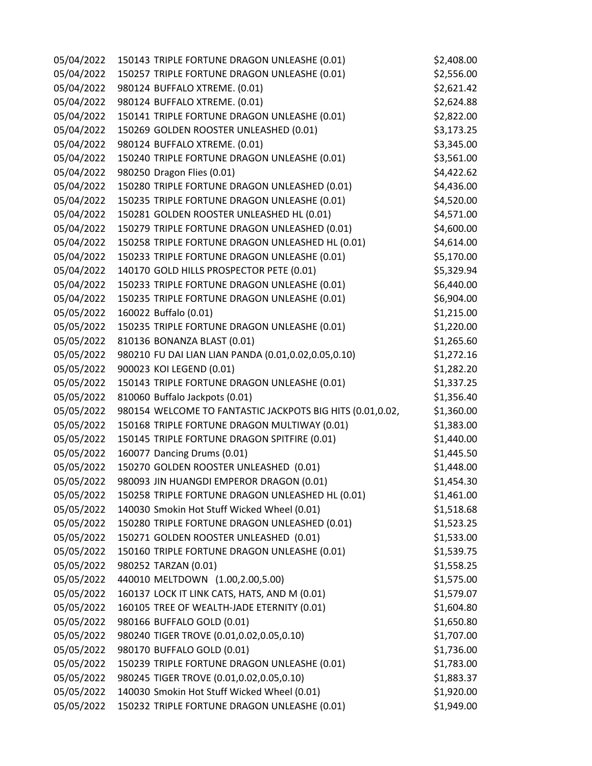| | | |
|---|---|---|
| 05/04/2022 | 150143 TRIPLE FORTUNE DRAGON UNLEASHE (0.01) | $2,408.00 |
| 05/04/2022 | 150257 TRIPLE FORTUNE DRAGON UNLEASHE (0.01) | $2,556.00 |
| 05/04/2022 | 980124 BUFFALO XTREME. (0.01) | $2,621.42 |
| 05/04/2022 | 980124 BUFFALO XTREME. (0.01) | $2,624.88 |
| 05/04/2022 | 150141 TRIPLE FORTUNE DRAGON UNLEASHE (0.01) | $2,822.00 |
| 05/04/2022 | 150269 GOLDEN ROOSTER UNLEASHED (0.01) | $3,173.25 |
| 05/04/2022 | 980124 BUFFALO XTREME. (0.01) | $3,345.00 |
| 05/04/2022 | 150240 TRIPLE FORTUNE DRAGON UNLEASHE (0.01) | $3,561.00 |
| 05/04/2022 | 980250 Dragon Flies (0.01) | $4,422.62 |
| 05/04/2022 | 150280 TRIPLE FORTUNE DRAGON UNLEASHED (0.01) | $4,436.00 |
| 05/04/2022 | 150235 TRIPLE FORTUNE DRAGON UNLEASHE (0.01) | $4,520.00 |
| 05/04/2022 | 150281 GOLDEN ROOSTER UNLEASHED HL (0.01) | $4,571.00 |
| 05/04/2022 | 150279 TRIPLE FORTUNE DRAGON UNLEASHED (0.01) | $4,600.00 |
| 05/04/2022 | 150258 TRIPLE FORTUNE DRAGON UNLEASHED HL (0.01) | $4,614.00 |
| 05/04/2022 | 150233 TRIPLE FORTUNE DRAGON UNLEASHE (0.01) | $5,170.00 |
| 05/04/2022 | 140170 GOLD HILLS PROSPECTOR PETE (0.01) | $5,329.94 |
| 05/04/2022 | 150233 TRIPLE FORTUNE DRAGON UNLEASHE (0.01) | $6,440.00 |
| 05/04/2022 | 150235 TRIPLE FORTUNE DRAGON UNLEASHE (0.01) | $6,904.00 |
| 05/05/2022 | 160022 Buffalo (0.01) | $1,215.00 |
| 05/05/2022 | 150235 TRIPLE FORTUNE DRAGON UNLEASHE (0.01) | $1,220.00 |
| 05/05/2022 | 810136 BONANZA BLAST (0.01) | $1,265.60 |
| 05/05/2022 | 980210 FU DAI LIAN LIAN PANDA (0.01,0.02,0.05,0.10) | $1,272.16 |
| 05/05/2022 | 900023 KOI LEGEND (0.01) | $1,282.20 |
| 05/05/2022 | 150143 TRIPLE FORTUNE DRAGON UNLEASHE (0.01) | $1,337.25 |
| 05/05/2022 | 810060 Buffalo Jackpots (0.01) | $1,356.40 |
| 05/05/2022 | 980154 WELCOME TO FANTASTIC JACKPOTS BIG HITS (0.01,0.02, | $1,360.00 |
| 05/05/2022 | 150168 TRIPLE FORTUNE DRAGON MULTIWAY (0.01) | $1,383.00 |
| 05/05/2022 | 150145 TRIPLE FORTUNE DRAGON SPITFIRE (0.01) | $1,440.00 |
| 05/05/2022 | 160077 Dancing Drums (0.01) | $1,445.50 |
| 05/05/2022 | 150270 GOLDEN ROOSTER UNLEASHED (0.01) | $1,448.00 |
| 05/05/2022 | 980093 JIN HUANGDI EMPEROR DRAGON (0.01) | $1,454.30 |
| 05/05/2022 | 150258 TRIPLE FORTUNE DRAGON UNLEASHED HL (0.01) | $1,461.00 |
| 05/05/2022 | 140030 Smokin Hot Stuff Wicked Wheel (0.01) | $1,518.68 |
| 05/05/2022 | 150280 TRIPLE FORTUNE DRAGON UNLEASHED (0.01) | $1,523.25 |
| 05/05/2022 | 150271 GOLDEN ROOSTER UNLEASHED (0.01) | $1,533.00 |
| 05/05/2022 | 150160 TRIPLE FORTUNE DRAGON UNLEASHE (0.01) | $1,539.75 |
| 05/05/2022 | 980252 TARZAN (0.01) | $1,558.25 |
| 05/05/2022 | 440010 MELTDOWN (1.00,2.00,5.00) | $1,575.00 |
| 05/05/2022 | 160137 LOCK IT LINK CATS, HATS, AND M (0.01) | $1,579.07 |
| 05/05/2022 | 160105 TREE OF WEALTH-JADE ETERNITY (0.01) | $1,604.80 |
| 05/05/2022 | 980166 BUFFALO GOLD (0.01) | $1,650.80 |
| 05/05/2022 | 980240 TIGER TROVE (0.01,0.02,0.05,0.10) | $1,707.00 |
| 05/05/2022 | 980170 BUFFALO GOLD (0.01) | $1,736.00 |
| 05/05/2022 | 150239 TRIPLE FORTUNE DRAGON UNLEASHE (0.01) | $1,783.00 |
| 05/05/2022 | 980245 TIGER TROVE (0.01,0.02,0.05,0.10) | $1,883.37 |
| 05/05/2022 | 140030 Smokin Hot Stuff Wicked Wheel (0.01) | $1,920.00 |
| 05/05/2022 | 150232 TRIPLE FORTUNE DRAGON UNLEASHE (0.01) | $1,949.00 |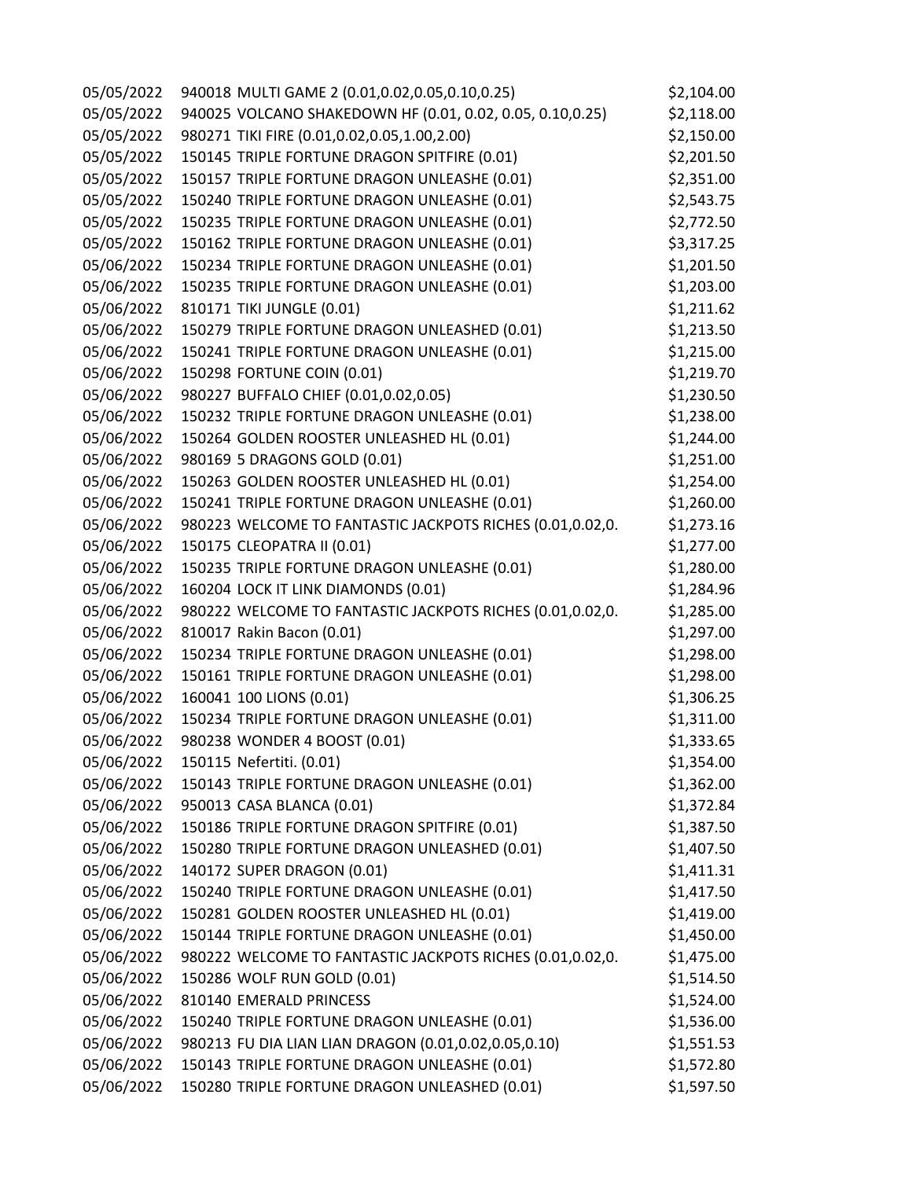| | | |
|---|---|---|
| 05/05/2022 | 940018 MULTI GAME 2 (0.01,0.02,0.05,0.10,0.25) | $2,104.00 |
| 05/05/2022 | 940025 VOLCANO SHAKEDOWN HF (0.01, 0.02, 0.05, 0.10,0.25) | $2,118.00 |
| 05/05/2022 | 980271 TIKI FIRE (0.01,0.02,0.05,1.00,2.00) | $2,150.00 |
| 05/05/2022 | 150145 TRIPLE FORTUNE DRAGON SPITFIRE (0.01) | $2,201.50 |
| 05/05/2022 | 150157 TRIPLE FORTUNE DRAGON UNLEASHE (0.01) | $2,351.00 |
| 05/05/2022 | 150240 TRIPLE FORTUNE DRAGON UNLEASHE (0.01) | $2,543.75 |
| 05/05/2022 | 150235 TRIPLE FORTUNE DRAGON UNLEASHE (0.01) | $2,772.50 |
| 05/05/2022 | 150162 TRIPLE FORTUNE DRAGON UNLEASHE (0.01) | $3,317.25 |
| 05/06/2022 | 150234 TRIPLE FORTUNE DRAGON UNLEASHE (0.01) | $1,201.50 |
| 05/06/2022 | 150235 TRIPLE FORTUNE DRAGON UNLEASHE (0.01) | $1,203.00 |
| 05/06/2022 | 810171 TIKI JUNGLE (0.01) | $1,211.62 |
| 05/06/2022 | 150279 TRIPLE FORTUNE DRAGON UNLEASHED (0.01) | $1,213.50 |
| 05/06/2022 | 150241 TRIPLE FORTUNE DRAGON UNLEASHE (0.01) | $1,215.00 |
| 05/06/2022 | 150298 FORTUNE COIN (0.01) | $1,219.70 |
| 05/06/2022 | 980227 BUFFALO CHIEF (0.01,0.02,0.05) | $1,230.50 |
| 05/06/2022 | 150232 TRIPLE FORTUNE DRAGON UNLEASHE (0.01) | $1,238.00 |
| 05/06/2022 | 150264 GOLDEN ROOSTER UNLEASHED HL (0.01) | $1,244.00 |
| 05/06/2022 | 980169 5 DRAGONS GOLD (0.01) | $1,251.00 |
| 05/06/2022 | 150263 GOLDEN ROOSTER UNLEASHED HL (0.01) | $1,254.00 |
| 05/06/2022 | 150241 TRIPLE FORTUNE DRAGON UNLEASHE (0.01) | $1,260.00 |
| 05/06/2022 | 980223 WELCOME TO FANTASTIC JACKPOTS RICHES (0.01,0.02,0. | $1,273.16 |
| 05/06/2022 | 150175 CLEOPATRA II (0.01) | $1,277.00 |
| 05/06/2022 | 150235 TRIPLE FORTUNE DRAGON UNLEASHE (0.01) | $1,280.00 |
| 05/06/2022 | 160204 LOCK IT LINK DIAMONDS (0.01) | $1,284.96 |
| 05/06/2022 | 980222 WELCOME TO FANTASTIC JACKPOTS RICHES (0.01,0.02,0. | $1,285.00 |
| 05/06/2022 | 810017 Rakin Bacon (0.01) | $1,297.00 |
| 05/06/2022 | 150234 TRIPLE FORTUNE DRAGON UNLEASHE (0.01) | $1,298.00 |
| 05/06/2022 | 150161 TRIPLE FORTUNE DRAGON UNLEASHE (0.01) | $1,298.00 |
| 05/06/2022 | 160041 100 LIONS (0.01) | $1,306.25 |
| 05/06/2022 | 150234 TRIPLE FORTUNE DRAGON UNLEASHE (0.01) | $1,311.00 |
| 05/06/2022 | 980238 WONDER 4 BOOST (0.01) | $1,333.65 |
| 05/06/2022 | 150115 Nefertiti. (0.01) | $1,354.00 |
| 05/06/2022 | 150143 TRIPLE FORTUNE DRAGON UNLEASHE (0.01) | $1,362.00 |
| 05/06/2022 | 950013 CASA BLANCA (0.01) | $1,372.84 |
| 05/06/2022 | 150186 TRIPLE FORTUNE DRAGON SPITFIRE (0.01) | $1,387.50 |
| 05/06/2022 | 150280 TRIPLE FORTUNE DRAGON UNLEASHED (0.01) | $1,407.50 |
| 05/06/2022 | 140172 SUPER DRAGON (0.01) | $1,411.31 |
| 05/06/2022 | 150240 TRIPLE FORTUNE DRAGON UNLEASHE (0.01) | $1,417.50 |
| 05/06/2022 | 150281 GOLDEN ROOSTER UNLEASHED HL (0.01) | $1,419.00 |
| 05/06/2022 | 150144 TRIPLE FORTUNE DRAGON UNLEASHE (0.01) | $1,450.00 |
| 05/06/2022 | 980222 WELCOME TO FANTASTIC JACKPOTS RICHES (0.01,0.02,0. | $1,475.00 |
| 05/06/2022 | 150286 WOLF RUN GOLD (0.01) | $1,514.50 |
| 05/06/2022 | 810140 EMERALD PRINCESS | $1,524.00 |
| 05/06/2022 | 150240 TRIPLE FORTUNE DRAGON UNLEASHE (0.01) | $1,536.00 |
| 05/06/2022 | 980213 FU DIA LIAN LIAN DRAGON (0.01,0.02,0.05,0.10) | $1,551.53 |
| 05/06/2022 | 150143 TRIPLE FORTUNE DRAGON UNLEASHE (0.01) | $1,572.80 |
| 05/06/2022 | 150280 TRIPLE FORTUNE DRAGON UNLEASHED (0.01) | $1,597.50 |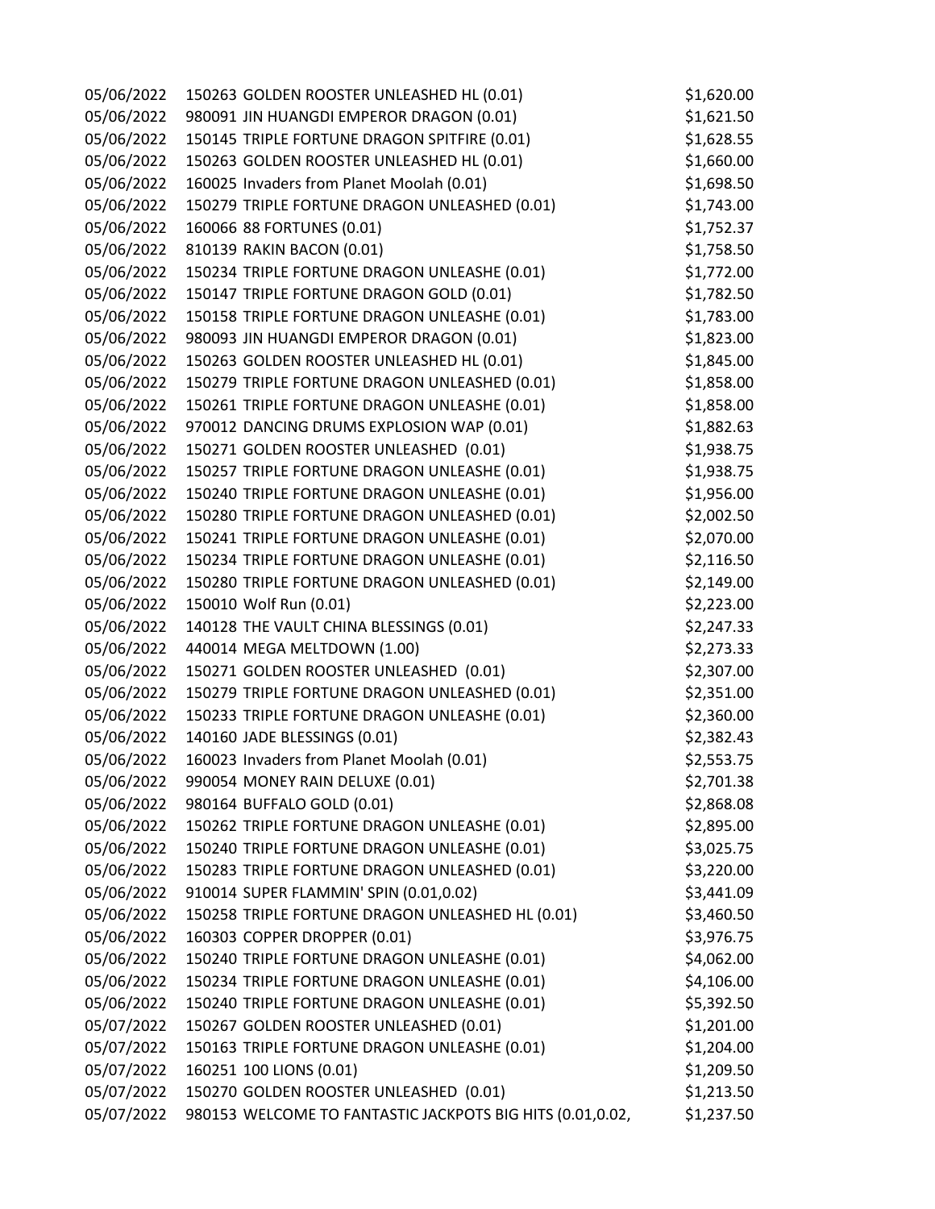| | | |
|---|---|---|
| 05/06/2022 | 150263 GOLDEN ROOSTER UNLEASHED HL (0.01) | $1,620.00 |
| 05/06/2022 | 980091 JIN HUANGDI EMPEROR DRAGON (0.01) | $1,621.50 |
| 05/06/2022 | 150145 TRIPLE FORTUNE DRAGON SPITFIRE (0.01) | $1,628.55 |
| 05/06/2022 | 150263 GOLDEN ROOSTER UNLEASHED HL (0.01) | $1,660.00 |
| 05/06/2022 | 160025 Invaders from Planet Moolah (0.01) | $1,698.50 |
| 05/06/2022 | 150279 TRIPLE FORTUNE DRAGON UNLEASHED (0.01) | $1,743.00 |
| 05/06/2022 | 160066 88 FORTUNES (0.01) | $1,752.37 |
| 05/06/2022 | 810139 RAKIN BACON (0.01) | $1,758.50 |
| 05/06/2022 | 150234 TRIPLE FORTUNE DRAGON UNLEASHE (0.01) | $1,772.00 |
| 05/06/2022 | 150147 TRIPLE FORTUNE DRAGON GOLD (0.01) | $1,782.50 |
| 05/06/2022 | 150158 TRIPLE FORTUNE DRAGON UNLEASHE (0.01) | $1,783.00 |
| 05/06/2022 | 980093 JIN HUANGDI EMPEROR DRAGON (0.01) | $1,823.00 |
| 05/06/2022 | 150263 GOLDEN ROOSTER UNLEASHED HL (0.01) | $1,845.00 |
| 05/06/2022 | 150279 TRIPLE FORTUNE DRAGON UNLEASHED (0.01) | $1,858.00 |
| 05/06/2022 | 150261 TRIPLE FORTUNE DRAGON UNLEASHE (0.01) | $1,858.00 |
| 05/06/2022 | 970012 DANCING DRUMS EXPLOSION WAP (0.01) | $1,882.63 |
| 05/06/2022 | 150271 GOLDEN ROOSTER UNLEASHED (0.01) | $1,938.75 |
| 05/06/2022 | 150257 TRIPLE FORTUNE DRAGON UNLEASHE (0.01) | $1,938.75 |
| 05/06/2022 | 150240 TRIPLE FORTUNE DRAGON UNLEASHE (0.01) | $1,956.00 |
| 05/06/2022 | 150280 TRIPLE FORTUNE DRAGON UNLEASHED (0.01) | $2,002.50 |
| 05/06/2022 | 150241 TRIPLE FORTUNE DRAGON UNLEASHE (0.01) | $2,070.00 |
| 05/06/2022 | 150234 TRIPLE FORTUNE DRAGON UNLEASHE (0.01) | $2,116.50 |
| 05/06/2022 | 150280 TRIPLE FORTUNE DRAGON UNLEASHED (0.01) | $2,149.00 |
| 05/06/2022 | 150010 Wolf Run (0.01) | $2,223.00 |
| 05/06/2022 | 140128 THE VAULT CHINA BLESSINGS (0.01) | $2,247.33 |
| 05/06/2022 | 440014 MEGA MELTDOWN (1.00) | $2,273.33 |
| 05/06/2022 | 150271 GOLDEN ROOSTER UNLEASHED (0.01) | $2,307.00 |
| 05/06/2022 | 150279 TRIPLE FORTUNE DRAGON UNLEASHED (0.01) | $2,351.00 |
| 05/06/2022 | 150233 TRIPLE FORTUNE DRAGON UNLEASHE (0.01) | $2,360.00 |
| 05/06/2022 | 140160 JADE BLESSINGS (0.01) | $2,382.43 |
| 05/06/2022 | 160023 Invaders from Planet Moolah (0.01) | $2,553.75 |
| 05/06/2022 | 990054 MONEY RAIN DELUXE (0.01) | $2,701.38 |
| 05/06/2022 | 980164 BUFFALO GOLD (0.01) | $2,868.08 |
| 05/06/2022 | 150262 TRIPLE FORTUNE DRAGON UNLEASHE (0.01) | $2,895.00 |
| 05/06/2022 | 150240 TRIPLE FORTUNE DRAGON UNLEASHE (0.01) | $3,025.75 |
| 05/06/2022 | 150283 TRIPLE FORTUNE DRAGON UNLEASHED (0.01) | $3,220.00 |
| 05/06/2022 | 910014 SUPER FLAMMIN' SPIN (0.01,0.02) | $3,441.09 |
| 05/06/2022 | 150258 TRIPLE FORTUNE DRAGON UNLEASHED HL (0.01) | $3,460.50 |
| 05/06/2022 | 160303 COPPER DROPPER (0.01) | $3,976.75 |
| 05/06/2022 | 150240 TRIPLE FORTUNE DRAGON UNLEASHE (0.01) | $4,062.00 |
| 05/06/2022 | 150234 TRIPLE FORTUNE DRAGON UNLEASHE (0.01) | $4,106.00 |
| 05/06/2022 | 150240 TRIPLE FORTUNE DRAGON UNLEASHE (0.01) | $5,392.50 |
| 05/07/2022 | 150267 GOLDEN ROOSTER UNLEASHED (0.01) | $1,201.00 |
| 05/07/2022 | 150163 TRIPLE FORTUNE DRAGON UNLEASHE (0.01) | $1,204.00 |
| 05/07/2022 | 160251 100 LIONS (0.01) | $1,209.50 |
| 05/07/2022 | 150270 GOLDEN ROOSTER UNLEASHED (0.01) | $1,213.50 |
| 05/07/2022 | 980153 WELCOME TO FANTASTIC JACKPOTS BIG HITS (0.01,0.02, | $1,237.50 |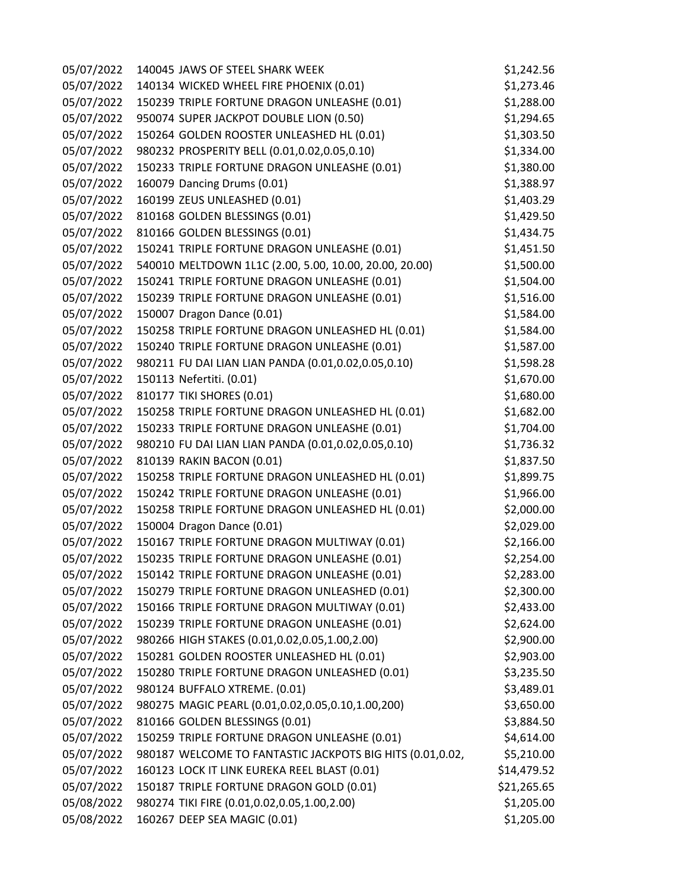| | | |
|---|---|---|
| 05/07/2022 | 140045 JAWS OF STEEL SHARK WEEK | $1,242.56 |
| 05/07/2022 | 140134 WICKED WHEEL FIRE PHOENIX (0.01) | $1,273.46 |
| 05/07/2022 | 150239 TRIPLE FORTUNE DRAGON UNLEASHE (0.01) | $1,288.00 |
| 05/07/2022 | 950074 SUPER JACKPOT DOUBLE LION (0.50) | $1,294.65 |
| 05/07/2022 | 150264 GOLDEN ROOSTER UNLEASHED HL (0.01) | $1,303.50 |
| 05/07/2022 | 980232 PROSPERITY BELL (0.01,0.02,0.05,0.10) | $1,334.00 |
| 05/07/2022 | 150233 TRIPLE FORTUNE DRAGON UNLEASHE (0.01) | $1,380.00 |
| 05/07/2022 | 160079 Dancing Drums (0.01) | $1,388.97 |
| 05/07/2022 | 160199 ZEUS UNLEASHED (0.01) | $1,403.29 |
| 05/07/2022 | 810168 GOLDEN BLESSINGS (0.01) | $1,429.50 |
| 05/07/2022 | 810166 GOLDEN BLESSINGS (0.01) | $1,434.75 |
| 05/07/2022 | 150241 TRIPLE FORTUNE DRAGON UNLEASHE (0.01) | $1,451.50 |
| 05/07/2022 | 540010 MELTDOWN 1L1C (2.00, 5.00, 10.00, 20.00, 20.00) | $1,500.00 |
| 05/07/2022 | 150241 TRIPLE FORTUNE DRAGON UNLEASHE (0.01) | $1,504.00 |
| 05/07/2022 | 150239 TRIPLE FORTUNE DRAGON UNLEASHE (0.01) | $1,516.00 |
| 05/07/2022 | 150007 Dragon Dance (0.01) | $1,584.00 |
| 05/07/2022 | 150258 TRIPLE FORTUNE DRAGON UNLEASHED HL (0.01) | $1,584.00 |
| 05/07/2022 | 150240 TRIPLE FORTUNE DRAGON UNLEASHE (0.01) | $1,587.00 |
| 05/07/2022 | 980211 FU DAI LIAN LIAN PANDA (0.01,0.02,0.05,0.10) | $1,598.28 |
| 05/07/2022 | 150113 Nefertiti. (0.01) | $1,670.00 |
| 05/07/2022 | 810177 TIKI SHORES (0.01) | $1,680.00 |
| 05/07/2022 | 150258 TRIPLE FORTUNE DRAGON UNLEASHED HL (0.01) | $1,682.00 |
| 05/07/2022 | 150233 TRIPLE FORTUNE DRAGON UNLEASHE (0.01) | $1,704.00 |
| 05/07/2022 | 980210 FU DAI LIAN LIAN PANDA (0.01,0.02,0.05,0.10) | $1,736.32 |
| 05/07/2022 | 810139 RAKIN BACON (0.01) | $1,837.50 |
| 05/07/2022 | 150258 TRIPLE FORTUNE DRAGON UNLEASHED HL (0.01) | $1,899.75 |
| 05/07/2022 | 150242 TRIPLE FORTUNE DRAGON UNLEASHE (0.01) | $1,966.00 |
| 05/07/2022 | 150258 TRIPLE FORTUNE DRAGON UNLEASHED HL (0.01) | $2,000.00 |
| 05/07/2022 | 150004 Dragon Dance (0.01) | $2,029.00 |
| 05/07/2022 | 150167 TRIPLE FORTUNE DRAGON MULTIWAY (0.01) | $2,166.00 |
| 05/07/2022 | 150235 TRIPLE FORTUNE DRAGON UNLEASHE (0.01) | $2,254.00 |
| 05/07/2022 | 150142 TRIPLE FORTUNE DRAGON UNLEASHE (0.01) | $2,283.00 |
| 05/07/2022 | 150279 TRIPLE FORTUNE DRAGON UNLEASHED (0.01) | $2,300.00 |
| 05/07/2022 | 150166 TRIPLE FORTUNE DRAGON MULTIWAY (0.01) | $2,433.00 |
| 05/07/2022 | 150239 TRIPLE FORTUNE DRAGON UNLEASHE (0.01) | $2,624.00 |
| 05/07/2022 | 980266 HIGH STAKES (0.01,0.02,0.05,1.00,2.00) | $2,900.00 |
| 05/07/2022 | 150281 GOLDEN ROOSTER UNLEASHED HL (0.01) | $2,903.00 |
| 05/07/2022 | 150280 TRIPLE FORTUNE DRAGON UNLEASHED (0.01) | $3,235.50 |
| 05/07/2022 | 980124 BUFFALO XTREME. (0.01) | $3,489.01 |
| 05/07/2022 | 980275 MAGIC PEARL (0.01,0.02,0.05,0.10,1.00,200) | $3,650.00 |
| 05/07/2022 | 810166 GOLDEN BLESSINGS (0.01) | $3,884.50 |
| 05/07/2022 | 150259 TRIPLE FORTUNE DRAGON UNLEASHE (0.01) | $4,614.00 |
| 05/07/2022 | 980187 WELCOME TO FANTASTIC JACKPOTS BIG HITS (0.01,0.02, | $5,210.00 |
| 05/07/2022 | 160123 LOCK IT LINK EUREKA REEL BLAST (0.01) | $14,479.52 |
| 05/07/2022 | 150187 TRIPLE FORTUNE DRAGON GOLD (0.01) | $21,265.65 |
| 05/08/2022 | 980274 TIKI FIRE (0.01,0.02,0.05,1.00,2.00) | $1,205.00 |
| 05/08/2022 | 160267 DEEP SEA MAGIC (0.01) | $1,205.00 |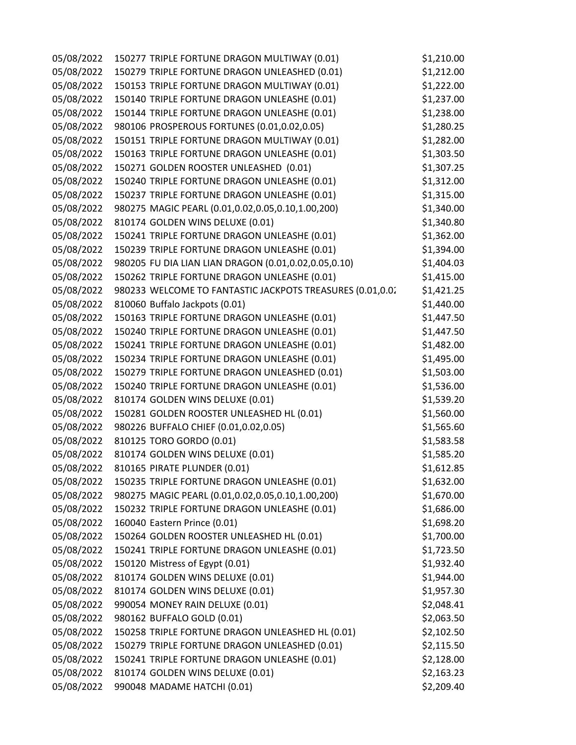| | | |
|---|---|---|
| 05/08/2022 | 150277 TRIPLE FORTUNE DRAGON MULTIWAY (0.01) | $1,210.00 |
| 05/08/2022 | 150279 TRIPLE FORTUNE DRAGON UNLEASHED (0.01) | $1,212.00 |
| 05/08/2022 | 150153 TRIPLE FORTUNE DRAGON MULTIWAY (0.01) | $1,222.00 |
| 05/08/2022 | 150140 TRIPLE FORTUNE DRAGON UNLEASHE (0.01) | $1,237.00 |
| 05/08/2022 | 150144 TRIPLE FORTUNE DRAGON UNLEASHE (0.01) | $1,238.00 |
| 05/08/2022 | 980106 PROSPEROUS FORTUNES (0.01,0.02,0.05) | $1,280.25 |
| 05/08/2022 | 150151 TRIPLE FORTUNE DRAGON MULTIWAY (0.01) | $1,282.00 |
| 05/08/2022 | 150163 TRIPLE FORTUNE DRAGON UNLEASHE (0.01) | $1,303.50 |
| 05/08/2022 | 150271 GOLDEN ROOSTER UNLEASHED (0.01) | $1,307.25 |
| 05/08/2022 | 150240 TRIPLE FORTUNE DRAGON UNLEASHE (0.01) | $1,312.00 |
| 05/08/2022 | 150237 TRIPLE FORTUNE DRAGON UNLEASHE (0.01) | $1,315.00 |
| 05/08/2022 | 980275 MAGIC PEARL (0.01,0.02,0.05,0.10,1.00,200) | $1,340.00 |
| 05/08/2022 | 810174 GOLDEN WINS DELUXE (0.01) | $1,340.80 |
| 05/08/2022 | 150241 TRIPLE FORTUNE DRAGON UNLEASHE (0.01) | $1,362.00 |
| 05/08/2022 | 150239 TRIPLE FORTUNE DRAGON UNLEASHE (0.01) | $1,394.00 |
| 05/08/2022 | 980205 FU DIA LIAN LIAN DRAGON (0.01,0.02,0.05,0.10) | $1,404.03 |
| 05/08/2022 | 150262 TRIPLE FORTUNE DRAGON UNLEASHE (0.01) | $1,415.00 |
| 05/08/2022 | 980233 WELCOME TO FANTASTIC JACKPOTS TREASURES (0.01,0.02 | $1,421.25 |
| 05/08/2022 | 810060 Buffalo Jackpots (0.01) | $1,440.00 |
| 05/08/2022 | 150163 TRIPLE FORTUNE DRAGON UNLEASHE (0.01) | $1,447.50 |
| 05/08/2022 | 150240 TRIPLE FORTUNE DRAGON UNLEASHE (0.01) | $1,447.50 |
| 05/08/2022 | 150241 TRIPLE FORTUNE DRAGON UNLEASHE (0.01) | $1,482.00 |
| 05/08/2022 | 150234 TRIPLE FORTUNE DRAGON UNLEASHE (0.01) | $1,495.00 |
| 05/08/2022 | 150279 TRIPLE FORTUNE DRAGON UNLEASHED (0.01) | $1,503.00 |
| 05/08/2022 | 150240 TRIPLE FORTUNE DRAGON UNLEASHE (0.01) | $1,536.00 |
| 05/08/2022 | 810174 GOLDEN WINS DELUXE (0.01) | $1,539.20 |
| 05/08/2022 | 150281 GOLDEN ROOSTER UNLEASHED HL (0.01) | $1,560.00 |
| 05/08/2022 | 980226 BUFFALO CHIEF (0.01,0.02,0.05) | $1,565.60 |
| 05/08/2022 | 810125 TORO GORDO (0.01) | $1,583.58 |
| 05/08/2022 | 810174 GOLDEN WINS DELUXE (0.01) | $1,585.20 |
| 05/08/2022 | 810165 PIRATE PLUNDER (0.01) | $1,612.85 |
| 05/08/2022 | 150235 TRIPLE FORTUNE DRAGON UNLEASHE (0.01) | $1,632.00 |
| 05/08/2022 | 980275 MAGIC PEARL (0.01,0.02,0.05,0.10,1.00,200) | $1,670.00 |
| 05/08/2022 | 150232 TRIPLE FORTUNE DRAGON UNLEASHE (0.01) | $1,686.00 |
| 05/08/2022 | 160040 Eastern Prince (0.01) | $1,698.20 |
| 05/08/2022 | 150264 GOLDEN ROOSTER UNLEASHED HL (0.01) | $1,700.00 |
| 05/08/2022 | 150241 TRIPLE FORTUNE DRAGON UNLEASHE (0.01) | $1,723.50 |
| 05/08/2022 | 150120 Mistress of Egypt (0.01) | $1,932.40 |
| 05/08/2022 | 810174 GOLDEN WINS DELUXE (0.01) | $1,944.00 |
| 05/08/2022 | 810174 GOLDEN WINS DELUXE (0.01) | $1,957.30 |
| 05/08/2022 | 990054 MONEY RAIN DELUXE (0.01) | $2,048.41 |
| 05/08/2022 | 980162 BUFFALO GOLD (0.01) | $2,063.50 |
| 05/08/2022 | 150258 TRIPLE FORTUNE DRAGON UNLEASHED HL (0.01) | $2,102.50 |
| 05/08/2022 | 150279 TRIPLE FORTUNE DRAGON UNLEASHED (0.01) | $2,115.50 |
| 05/08/2022 | 150241 TRIPLE FORTUNE DRAGON UNLEASHE (0.01) | $2,128.00 |
| 05/08/2022 | 810174 GOLDEN WINS DELUXE (0.01) | $2,163.23 |
| 05/08/2022 | 990048 MADAME HATCHI (0.01) | $2,209.40 |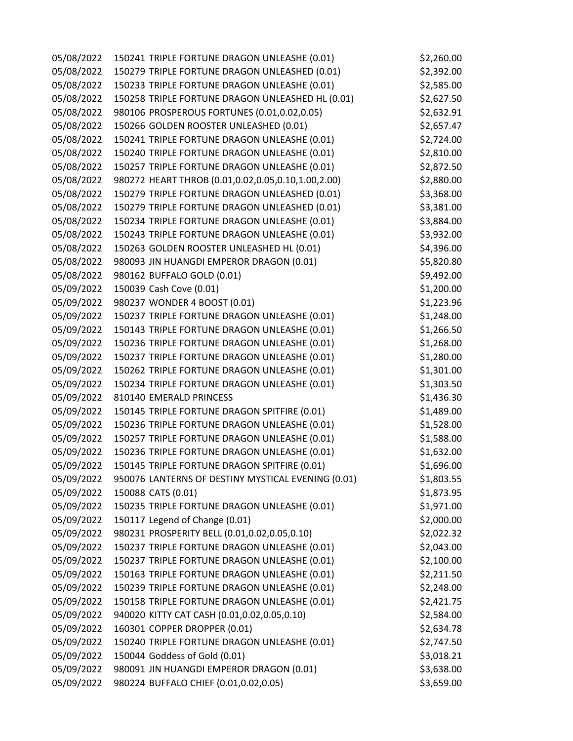| | | |
|---|---|---|
| 05/08/2022 | 150241 TRIPLE FORTUNE DRAGON UNLEASHE (0.01) | $2,260.00 |
| 05/08/2022 | 150279 TRIPLE FORTUNE DRAGON UNLEASHED (0.01) | $2,392.00 |
| 05/08/2022 | 150233 TRIPLE FORTUNE DRAGON UNLEASHE (0.01) | $2,585.00 |
| 05/08/2022 | 150258 TRIPLE FORTUNE DRAGON UNLEASHED HL (0.01) | $2,627.50 |
| 05/08/2022 | 980106 PROSPEROUS FORTUNES (0.01,0.02,0.05) | $2,632.91 |
| 05/08/2022 | 150266 GOLDEN ROOSTER UNLEASHED (0.01) | $2,657.47 |
| 05/08/2022 | 150241 TRIPLE FORTUNE DRAGON UNLEASHE (0.01) | $2,724.00 |
| 05/08/2022 | 150240 TRIPLE FORTUNE DRAGON UNLEASHE (0.01) | $2,810.00 |
| 05/08/2022 | 150257 TRIPLE FORTUNE DRAGON UNLEASHE (0.01) | $2,872.50 |
| 05/08/2022 | 980272 HEART THROB (0.01,0.02,0.05,0.10,1.00,2.00) | $2,880.00 |
| 05/08/2022 | 150279 TRIPLE FORTUNE DRAGON UNLEASHED (0.01) | $3,368.00 |
| 05/08/2022 | 150279 TRIPLE FORTUNE DRAGON UNLEASHED (0.01) | $3,381.00 |
| 05/08/2022 | 150234 TRIPLE FORTUNE DRAGON UNLEASHE (0.01) | $3,884.00 |
| 05/08/2022 | 150243 TRIPLE FORTUNE DRAGON UNLEASHE (0.01) | $3,932.00 |
| 05/08/2022 | 150263 GOLDEN ROOSTER UNLEASHED HL (0.01) | $4,396.00 |
| 05/08/2022 | 980093 JIN HUANGDI EMPEROR DRAGON (0.01) | $5,820.80 |
| 05/08/2022 | 980162 BUFFALO GOLD (0.01) | $9,492.00 |
| 05/09/2022 | 150039 Cash Cove (0.01) | $1,200.00 |
| 05/09/2022 | 980237 WONDER 4 BOOST (0.01) | $1,223.96 |
| 05/09/2022 | 150237 TRIPLE FORTUNE DRAGON UNLEASHE (0.01) | $1,248.00 |
| 05/09/2022 | 150143 TRIPLE FORTUNE DRAGON UNLEASHE (0.01) | $1,266.50 |
| 05/09/2022 | 150236 TRIPLE FORTUNE DRAGON UNLEASHE (0.01) | $1,268.00 |
| 05/09/2022 | 150237 TRIPLE FORTUNE DRAGON UNLEASHE (0.01) | $1,280.00 |
| 05/09/2022 | 150262 TRIPLE FORTUNE DRAGON UNLEASHE (0.01) | $1,301.00 |
| 05/09/2022 | 150234 TRIPLE FORTUNE DRAGON UNLEASHE (0.01) | $1,303.50 |
| 05/09/2022 | 810140 EMERALD PRINCESS | $1,436.30 |
| 05/09/2022 | 150145 TRIPLE FORTUNE DRAGON SPITFIRE (0.01) | $1,489.00 |
| 05/09/2022 | 150236 TRIPLE FORTUNE DRAGON UNLEASHE (0.01) | $1,528.00 |
| 05/09/2022 | 150257 TRIPLE FORTUNE DRAGON UNLEASHE (0.01) | $1,588.00 |
| 05/09/2022 | 150236 TRIPLE FORTUNE DRAGON UNLEASHE (0.01) | $1,632.00 |
| 05/09/2022 | 150145 TRIPLE FORTUNE DRAGON SPITFIRE (0.01) | $1,696.00 |
| 05/09/2022 | 950076 LANTERNS OF DESTINY MYSTICAL EVENING (0.01) | $1,803.55 |
| 05/09/2022 | 150088 CATS (0.01) | $1,873.95 |
| 05/09/2022 | 150235 TRIPLE FORTUNE DRAGON UNLEASHE (0.01) | $1,971.00 |
| 05/09/2022 | 150117 Legend of Change (0.01) | $2,000.00 |
| 05/09/2022 | 980231 PROSPERITY BELL (0.01,0.02,0.05,0.10) | $2,022.32 |
| 05/09/2022 | 150237 TRIPLE FORTUNE DRAGON UNLEASHE (0.01) | $2,043.00 |
| 05/09/2022 | 150237 TRIPLE FORTUNE DRAGON UNLEASHE (0.01) | $2,100.00 |
| 05/09/2022 | 150163 TRIPLE FORTUNE DRAGON UNLEASHE (0.01) | $2,211.50 |
| 05/09/2022 | 150239 TRIPLE FORTUNE DRAGON UNLEASHE (0.01) | $2,248.00 |
| 05/09/2022 | 150158 TRIPLE FORTUNE DRAGON UNLEASHE (0.01) | $2,421.75 |
| 05/09/2022 | 940020 KITTY CAT CASH (0.01,0.02,0.05,0.10) | $2,584.00 |
| 05/09/2022 | 160301 COPPER DROPPER (0.01) | $2,634.78 |
| 05/09/2022 | 150240 TRIPLE FORTUNE DRAGON UNLEASHE (0.01) | $2,747.50 |
| 05/09/2022 | 150044 Goddess of Gold (0.01) | $3,018.21 |
| 05/09/2022 | 980091 JIN HUANGDI EMPEROR DRAGON (0.01) | $3,638.00 |
| 05/09/2022 | 980224 BUFFALO CHIEF (0.01,0.02,0.05) | $3,659.00 |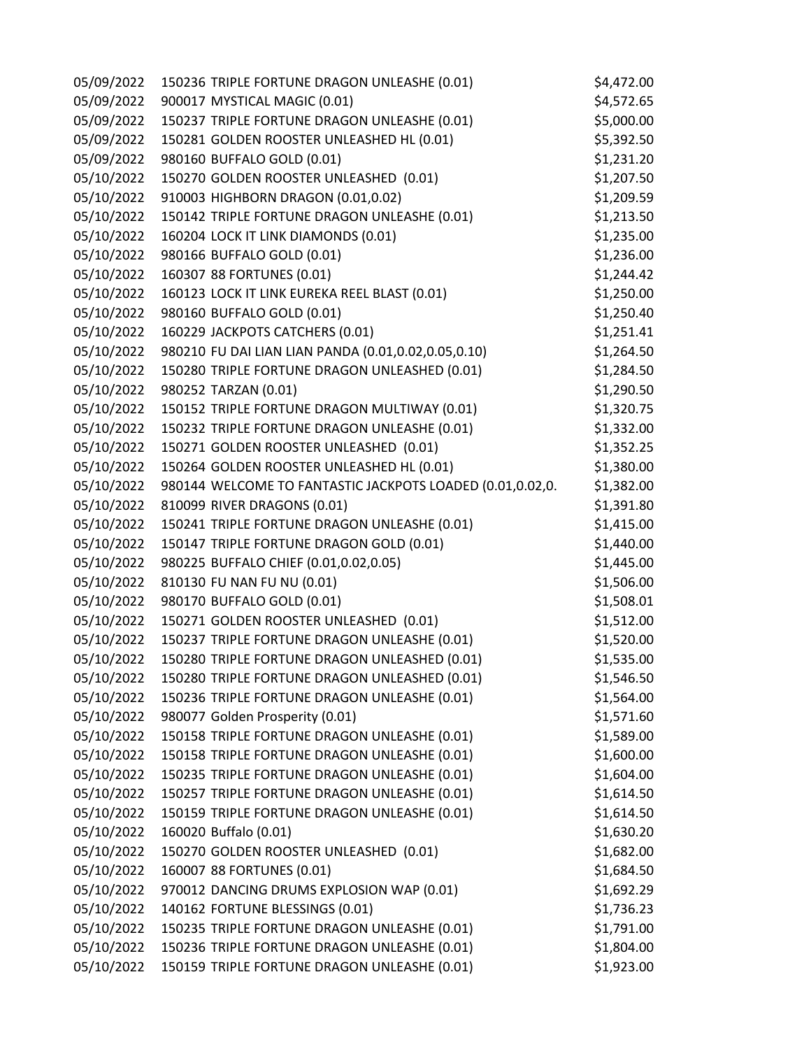| | | |
|---|---|---|
| 05/09/2022 | 150236 TRIPLE FORTUNE DRAGON UNLEASHE (0.01) | $4,472.00 |
| 05/09/2022 | 900017 MYSTICAL MAGIC (0.01) | $4,572.65 |
| 05/09/2022 | 150237 TRIPLE FORTUNE DRAGON UNLEASHE (0.01) | $5,000.00 |
| 05/09/2022 | 150281 GOLDEN ROOSTER UNLEASHED HL (0.01) | $5,392.50 |
| 05/09/2022 | 980160 BUFFALO GOLD (0.01) | $1,231.20 |
| 05/10/2022 | 150270 GOLDEN ROOSTER UNLEASHED (0.01) | $1,207.50 |
| 05/10/2022 | 910003 HIGHBORN DRAGON (0.01,0.02) | $1,209.59 |
| 05/10/2022 | 150142 TRIPLE FORTUNE DRAGON UNLEASHE (0.01) | $1,213.50 |
| 05/10/2022 | 160204 LOCK IT LINK DIAMONDS (0.01) | $1,235.00 |
| 05/10/2022 | 980166 BUFFALO GOLD (0.01) | $1,236.00 |
| 05/10/2022 | 160307 88 FORTUNES (0.01) | $1,244.42 |
| 05/10/2022 | 160123 LOCK IT LINK EUREKA REEL BLAST (0.01) | $1,250.00 |
| 05/10/2022 | 980160 BUFFALO GOLD (0.01) | $1,250.40 |
| 05/10/2022 | 160229 JACKPOTS CATCHERS (0.01) | $1,251.41 |
| 05/10/2022 | 980210 FU DAI LIAN LIAN PANDA (0.01,0.02,0.05,0.10) | $1,264.50 |
| 05/10/2022 | 150280 TRIPLE FORTUNE DRAGON UNLEASHED (0.01) | $1,284.50 |
| 05/10/2022 | 980252 TARZAN (0.01) | $1,290.50 |
| 05/10/2022 | 150152 TRIPLE FORTUNE DRAGON MULTIWAY (0.01) | $1,320.75 |
| 05/10/2022 | 150232 TRIPLE FORTUNE DRAGON UNLEASHE (0.01) | $1,332.00 |
| 05/10/2022 | 150271 GOLDEN ROOSTER UNLEASHED (0.01) | $1,352.25 |
| 05/10/2022 | 150264 GOLDEN ROOSTER UNLEASHED HL (0.01) | $1,380.00 |
| 05/10/2022 | 980144 WELCOME TO FANTASTIC JACKPOTS LOADED (0.01,0.02,0. | $1,382.00 |
| 05/10/2022 | 810099 RIVER DRAGONS (0.01) | $1,391.80 |
| 05/10/2022 | 150241 TRIPLE FORTUNE DRAGON UNLEASHE (0.01) | $1,415.00 |
| 05/10/2022 | 150147 TRIPLE FORTUNE DRAGON GOLD (0.01) | $1,440.00 |
| 05/10/2022 | 980225 BUFFALO CHIEF (0.01,0.02,0.05) | $1,445.00 |
| 05/10/2022 | 810130 FU NAN FU NU (0.01) | $1,506.00 |
| 05/10/2022 | 980170 BUFFALO GOLD (0.01) | $1,508.01 |
| 05/10/2022 | 150271 GOLDEN ROOSTER UNLEASHED (0.01) | $1,512.00 |
| 05/10/2022 | 150237 TRIPLE FORTUNE DRAGON UNLEASHE (0.01) | $1,520.00 |
| 05/10/2022 | 150280 TRIPLE FORTUNE DRAGON UNLEASHED (0.01) | $1,535.00 |
| 05/10/2022 | 150280 TRIPLE FORTUNE DRAGON UNLEASHED (0.01) | $1,546.50 |
| 05/10/2022 | 150236 TRIPLE FORTUNE DRAGON UNLEASHE (0.01) | $1,564.00 |
| 05/10/2022 | 980077 Golden Prosperity (0.01) | $1,571.60 |
| 05/10/2022 | 150158 TRIPLE FORTUNE DRAGON UNLEASHE (0.01) | $1,589.00 |
| 05/10/2022 | 150158 TRIPLE FORTUNE DRAGON UNLEASHE (0.01) | $1,600.00 |
| 05/10/2022 | 150235 TRIPLE FORTUNE DRAGON UNLEASHE (0.01) | $1,604.00 |
| 05/10/2022 | 150257 TRIPLE FORTUNE DRAGON UNLEASHE (0.01) | $1,614.50 |
| 05/10/2022 | 150159 TRIPLE FORTUNE DRAGON UNLEASHE (0.01) | $1,614.50 |
| 05/10/2022 | 160020 Buffalo (0.01) | $1,630.20 |
| 05/10/2022 | 150270 GOLDEN ROOSTER UNLEASHED (0.01) | $1,682.00 |
| 05/10/2022 | 160007 88 FORTUNES (0.01) | $1,684.50 |
| 05/10/2022 | 970012 DANCING DRUMS EXPLOSION WAP (0.01) | $1,692.29 |
| 05/10/2022 | 140162 FORTUNE BLESSINGS (0.01) | $1,736.23 |
| 05/10/2022 | 150235 TRIPLE FORTUNE DRAGON UNLEASHE (0.01) | $1,791.00 |
| 05/10/2022 | 150236 TRIPLE FORTUNE DRAGON UNLEASHE (0.01) | $1,804.00 |
| 05/10/2022 | 150159 TRIPLE FORTUNE DRAGON UNLEASHE (0.01) | $1,923.00 |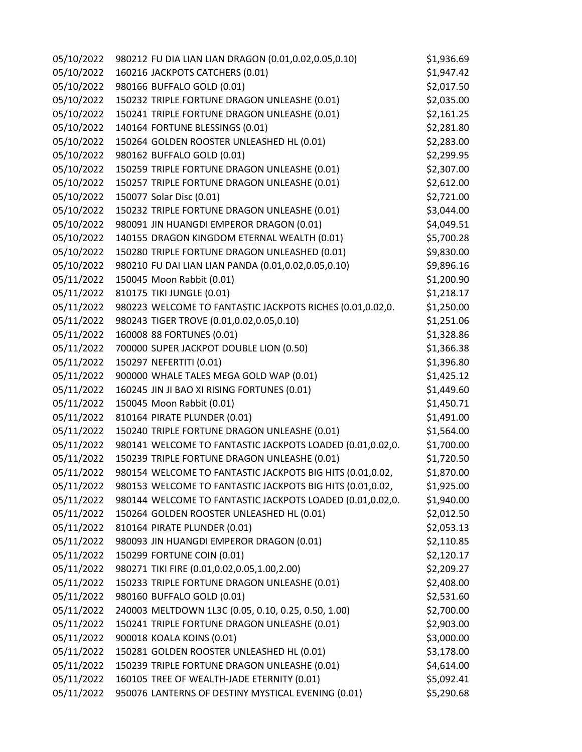| | | |
|---|---|---|
| 05/10/2022 | 980212 FU DIA LIAN LIAN DRAGON (0.01,0.02,0.05,0.10) | $1,936.69 |
| 05/10/2022 | 160216 JACKPOTS CATCHERS (0.01) | $1,947.42 |
| 05/10/2022 | 980166 BUFFALO GOLD (0.01) | $2,017.50 |
| 05/10/2022 | 150232 TRIPLE FORTUNE DRAGON UNLEASHE (0.01) | $2,035.00 |
| 05/10/2022 | 150241 TRIPLE FORTUNE DRAGON UNLEASHE (0.01) | $2,161.25 |
| 05/10/2022 | 140164 FORTUNE BLESSINGS (0.01) | $2,281.80 |
| 05/10/2022 | 150264 GOLDEN ROOSTER UNLEASHED HL (0.01) | $2,283.00 |
| 05/10/2022 | 980162 BUFFALO GOLD (0.01) | $2,299.95 |
| 05/10/2022 | 150259 TRIPLE FORTUNE DRAGON UNLEASHE (0.01) | $2,307.00 |
| 05/10/2022 | 150257 TRIPLE FORTUNE DRAGON UNLEASHE (0.01) | $2,612.00 |
| 05/10/2022 | 150077 Solar Disc (0.01) | $2,721.00 |
| 05/10/2022 | 150232 TRIPLE FORTUNE DRAGON UNLEASHE (0.01) | $3,044.00 |
| 05/10/2022 | 980091 JIN HUANGDI EMPEROR DRAGON (0.01) | $4,049.51 |
| 05/10/2022 | 140155 DRAGON KINGDOM ETERNAL WEALTH (0.01) | $5,700.28 |
| 05/10/2022 | 150280 TRIPLE FORTUNE DRAGON UNLEASHED (0.01) | $9,830.00 |
| 05/10/2022 | 980210 FU DAI LIAN LIAN PANDA (0.01,0.02,0.05,0.10) | $9,896.16 |
| 05/11/2022 | 150045 Moon Rabbit (0.01) | $1,200.90 |
| 05/11/2022 | 810175 TIKI JUNGLE (0.01) | $1,218.17 |
| 05/11/2022 | 980223 WELCOME TO FANTASTIC JACKPOTS RICHES (0.01,0.02,0. | $1,250.00 |
| 05/11/2022 | 980243 TIGER TROVE (0.01,0.02,0.05,0.10) | $1,251.06 |
| 05/11/2022 | 160008 88 FORTUNES (0.01) | $1,328.86 |
| 05/11/2022 | 700000 SUPER JACKPOT DOUBLE LION (0.50) | $1,366.38 |
| 05/11/2022 | 150297 NEFERTITI (0.01) | $1,396.80 |
| 05/11/2022 | 900000 WHALE TALES MEGA GOLD WAP (0.01) | $1,425.12 |
| 05/11/2022 | 160245 JIN JI BAO XI RISING FORTUNES (0.01) | $1,449.60 |
| 05/11/2022 | 150045 Moon Rabbit (0.01) | $1,450.71 |
| 05/11/2022 | 810164 PIRATE PLUNDER (0.01) | $1,491.00 |
| 05/11/2022 | 150240 TRIPLE FORTUNE DRAGON UNLEASHE (0.01) | $1,564.00 |
| 05/11/2022 | 980141 WELCOME TO FANTASTIC JACKPOTS LOADED (0.01,0.02,0. | $1,700.00 |
| 05/11/2022 | 150239 TRIPLE FORTUNE DRAGON UNLEASHE (0.01) | $1,720.50 |
| 05/11/2022 | 980154 WELCOME TO FANTASTIC JACKPOTS BIG HITS (0.01,0.02, | $1,870.00 |
| 05/11/2022 | 980153 WELCOME TO FANTASTIC JACKPOTS BIG HITS (0.01,0.02, | $1,925.00 |
| 05/11/2022 | 980144 WELCOME TO FANTASTIC JACKPOTS LOADED (0.01,0.02,0. | $1,940.00 |
| 05/11/2022 | 150264 GOLDEN ROOSTER UNLEASHED HL (0.01) | $2,012.50 |
| 05/11/2022 | 810164 PIRATE PLUNDER (0.01) | $2,053.13 |
| 05/11/2022 | 980093 JIN HUANGDI EMPEROR DRAGON (0.01) | $2,110.85 |
| 05/11/2022 | 150299 FORTUNE COIN (0.01) | $2,120.17 |
| 05/11/2022 | 980271 TIKI FIRE (0.01,0.02,0.05,1.00,2.00) | $2,209.27 |
| 05/11/2022 | 150233 TRIPLE FORTUNE DRAGON UNLEASHE (0.01) | $2,408.00 |
| 05/11/2022 | 980160 BUFFALO GOLD (0.01) | $2,531.60 |
| 05/11/2022 | 240003 MELTDOWN 1L3C (0.05, 0.10, 0.25, 0.50, 1.00) | $2,700.00 |
| 05/11/2022 | 150241 TRIPLE FORTUNE DRAGON UNLEASHE (0.01) | $2,903.00 |
| 05/11/2022 | 900018 KOALA KOINS (0.01) | $3,000.00 |
| 05/11/2022 | 150281 GOLDEN ROOSTER UNLEASHED HL (0.01) | $3,178.00 |
| 05/11/2022 | 150239 TRIPLE FORTUNE DRAGON UNLEASHE (0.01) | $4,614.00 |
| 05/11/2022 | 160105 TREE OF WEALTH-JADE ETERNITY (0.01) | $5,092.41 |
| 05/11/2022 | 950076 LANTERNS OF DESTINY MYSTICAL EVENING (0.01) | $5,290.68 |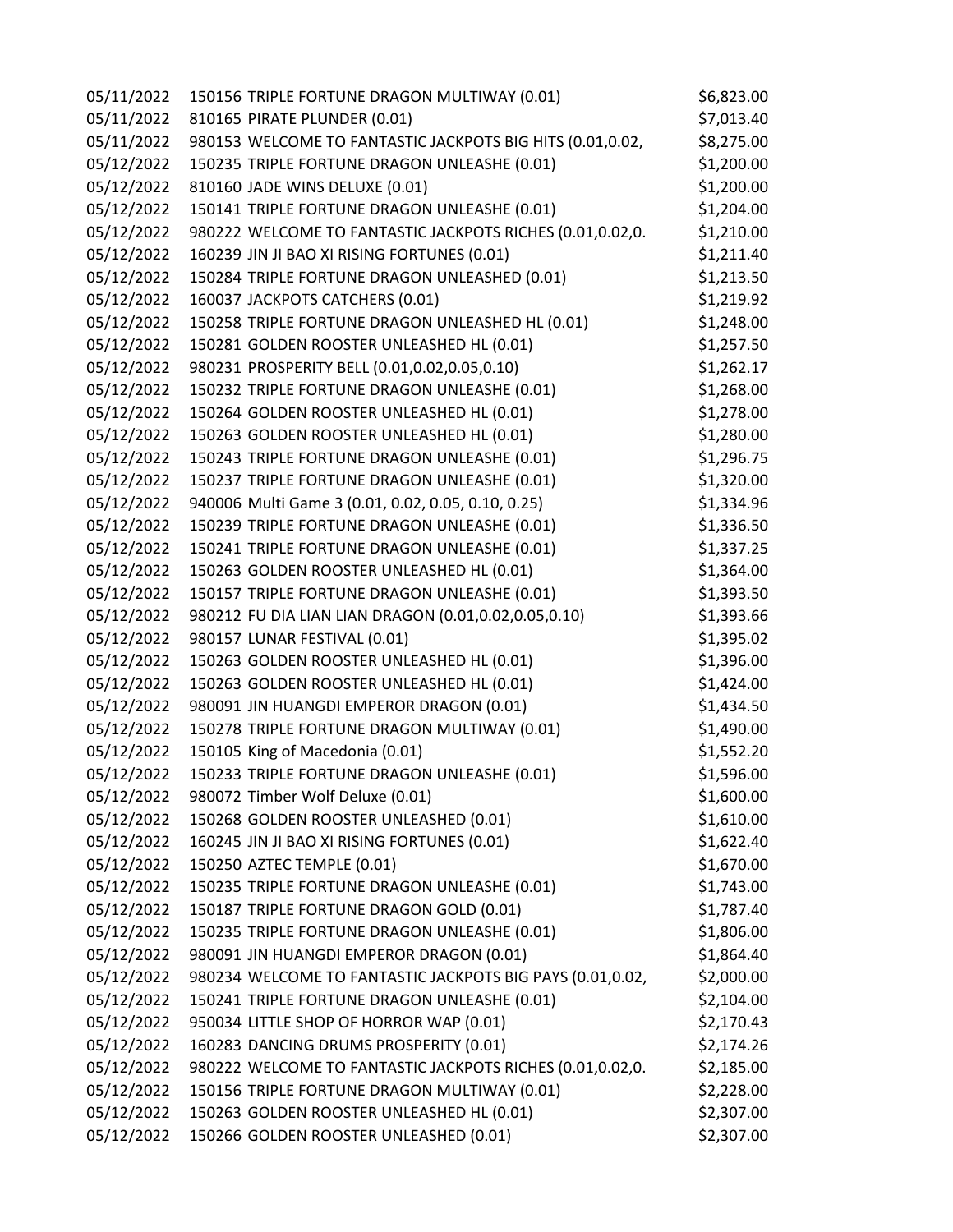| | | |
|---|---|---|
| 05/11/2022 | 150156 TRIPLE FORTUNE DRAGON MULTIWAY (0.01) | $6,823.00 |
| 05/11/2022 | 810165 PIRATE PLUNDER (0.01) | $7,013.40 |
| 05/11/2022 | 980153 WELCOME TO FANTASTIC JACKPOTS BIG HITS (0.01,0.02, | $8,275.00 |
| 05/12/2022 | 150235 TRIPLE FORTUNE DRAGON UNLEASHE (0.01) | $1,200.00 |
| 05/12/2022 | 810160 JADE WINS DELUXE (0.01) | $1,200.00 |
| 05/12/2022 | 150141 TRIPLE FORTUNE DRAGON UNLEASHE (0.01) | $1,204.00 |
| 05/12/2022 | 980222 WELCOME TO FANTASTIC JACKPOTS RICHES (0.01,0.02,0. | $1,210.00 |
| 05/12/2022 | 160239 JIN JI BAO XI RISING FORTUNES (0.01) | $1,211.40 |
| 05/12/2022 | 150284 TRIPLE FORTUNE DRAGON UNLEASHED (0.01) | $1,213.50 |
| 05/12/2022 | 160037 JACKPOTS CATCHERS (0.01) | $1,219.92 |
| 05/12/2022 | 150258 TRIPLE FORTUNE DRAGON UNLEASHED HL (0.01) | $1,248.00 |
| 05/12/2022 | 150281 GOLDEN ROOSTER UNLEASHED HL (0.01) | $1,257.50 |
| 05/12/2022 | 980231 PROSPERITY BELL (0.01,0.02,0.05,0.10) | $1,262.17 |
| 05/12/2022 | 150232 TRIPLE FORTUNE DRAGON UNLEASHE (0.01) | $1,268.00 |
| 05/12/2022 | 150264 GOLDEN ROOSTER UNLEASHED HL (0.01) | $1,278.00 |
| 05/12/2022 | 150263 GOLDEN ROOSTER UNLEASHED HL (0.01) | $1,280.00 |
| 05/12/2022 | 150243 TRIPLE FORTUNE DRAGON UNLEASHE (0.01) | $1,296.75 |
| 05/12/2022 | 150237 TRIPLE FORTUNE DRAGON UNLEASHE (0.01) | $1,320.00 |
| 05/12/2022 | 940006 Multi Game 3 (0.01, 0.02, 0.05, 0.10, 0.25) | $1,334.96 |
| 05/12/2022 | 150239 TRIPLE FORTUNE DRAGON UNLEASHE (0.01) | $1,336.50 |
| 05/12/2022 | 150241 TRIPLE FORTUNE DRAGON UNLEASHE (0.01) | $1,337.25 |
| 05/12/2022 | 150263 GOLDEN ROOSTER UNLEASHED HL (0.01) | $1,364.00 |
| 05/12/2022 | 150157 TRIPLE FORTUNE DRAGON UNLEASHE (0.01) | $1,393.50 |
| 05/12/2022 | 980212 FU DIA LIAN LIAN DRAGON (0.01,0.02,0.05,0.10) | $1,393.66 |
| 05/12/2022 | 980157 LUNAR FESTIVAL (0.01) | $1,395.02 |
| 05/12/2022 | 150263 GOLDEN ROOSTER UNLEASHED HL (0.01) | $1,396.00 |
| 05/12/2022 | 150263 GOLDEN ROOSTER UNLEASHED HL (0.01) | $1,424.00 |
| 05/12/2022 | 980091 JIN HUANGDI EMPEROR DRAGON (0.01) | $1,434.50 |
| 05/12/2022 | 150278 TRIPLE FORTUNE DRAGON MULTIWAY (0.01) | $1,490.00 |
| 05/12/2022 | 150105 King of Macedonia (0.01) | $1,552.20 |
| 05/12/2022 | 150233 TRIPLE FORTUNE DRAGON UNLEASHE (0.01) | $1,596.00 |
| 05/12/2022 | 980072 Timber Wolf Deluxe (0.01) | $1,600.00 |
| 05/12/2022 | 150268 GOLDEN ROOSTER UNLEASHED (0.01) | $1,610.00 |
| 05/12/2022 | 160245 JIN JI BAO XI RISING FORTUNES (0.01) | $1,622.40 |
| 05/12/2022 | 150250 AZTEC TEMPLE (0.01) | $1,670.00 |
| 05/12/2022 | 150235 TRIPLE FORTUNE DRAGON UNLEASHE (0.01) | $1,743.00 |
| 05/12/2022 | 150187 TRIPLE FORTUNE DRAGON GOLD (0.01) | $1,787.40 |
| 05/12/2022 | 150235 TRIPLE FORTUNE DRAGON UNLEASHE (0.01) | $1,806.00 |
| 05/12/2022 | 980091 JIN HUANGDI EMPEROR DRAGON (0.01) | $1,864.40 |
| 05/12/2022 | 980234 WELCOME TO FANTASTIC JACKPOTS BIG PAYS (0.01,0.02, | $2,000.00 |
| 05/12/2022 | 150241 TRIPLE FORTUNE DRAGON UNLEASHE (0.01) | $2,104.00 |
| 05/12/2022 | 950034 LITTLE SHOP OF HORROR WAP (0.01) | $2,170.43 |
| 05/12/2022 | 160283 DANCING DRUMS PROSPERITY (0.01) | $2,174.26 |
| 05/12/2022 | 980222 WELCOME TO FANTASTIC JACKPOTS RICHES (0.01,0.02,0. | $2,185.00 |
| 05/12/2022 | 150156 TRIPLE FORTUNE DRAGON MULTIWAY (0.01) | $2,228.00 |
| 05/12/2022 | 150263 GOLDEN ROOSTER UNLEASHED HL (0.01) | $2,307.00 |
| 05/12/2022 | 150266 GOLDEN ROOSTER UNLEASHED (0.01) | $2,307.00 |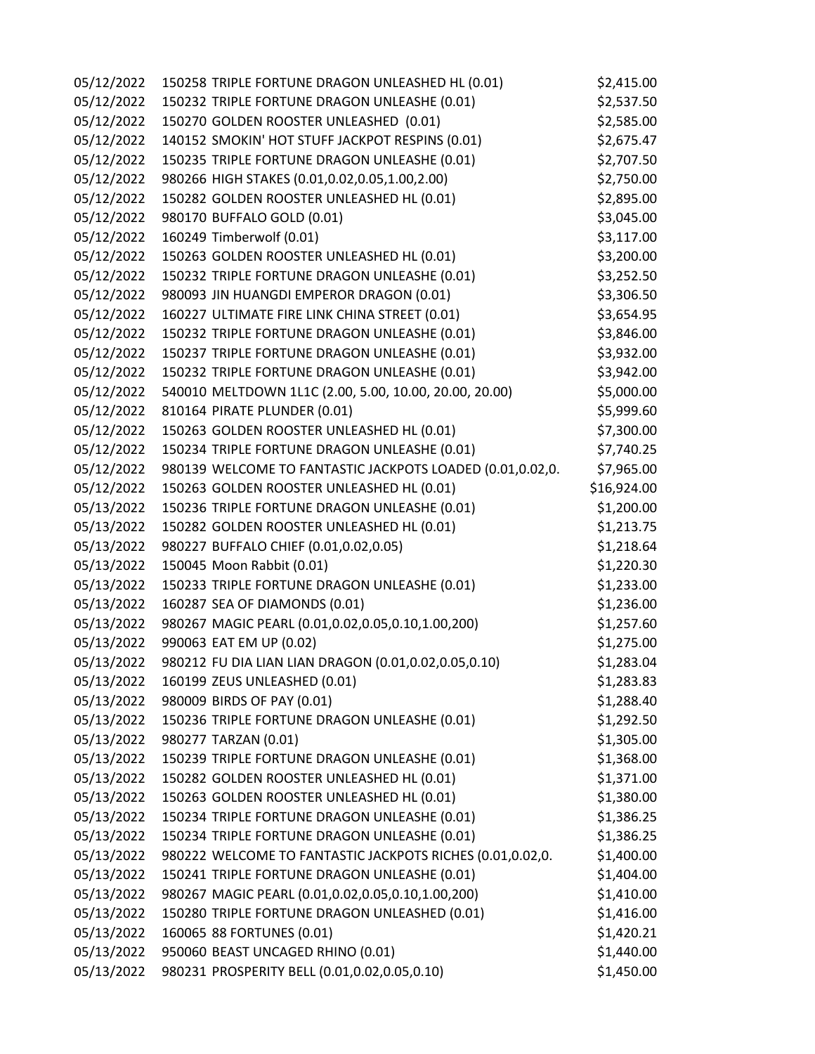| | | |
|---|---|---|
| 05/12/2022 | 150258 TRIPLE FORTUNE DRAGON UNLEASHED HL (0.01) | $2,415.00 |
| 05/12/2022 | 150232 TRIPLE FORTUNE DRAGON UNLEASHE (0.01) | $2,537.50 |
| 05/12/2022 | 150270 GOLDEN ROOSTER UNLEASHED (0.01) | $2,585.00 |
| 05/12/2022 | 140152 SMOKIN' HOT STUFF JACKPOT RESPINS (0.01) | $2,675.47 |
| 05/12/2022 | 150235 TRIPLE FORTUNE DRAGON UNLEASHE (0.01) | $2,707.50 |
| 05/12/2022 | 980266 HIGH STAKES (0.01,0.02,0.05,1.00,2.00) | $2,750.00 |
| 05/12/2022 | 150282 GOLDEN ROOSTER UNLEASHED HL (0.01) | $2,895.00 |
| 05/12/2022 | 980170 BUFFALO GOLD (0.01) | $3,045.00 |
| 05/12/2022 | 160249 Timberwolf (0.01) | $3,117.00 |
| 05/12/2022 | 150263 GOLDEN ROOSTER UNLEASHED HL (0.01) | $3,200.00 |
| 05/12/2022 | 150232 TRIPLE FORTUNE DRAGON UNLEASHE (0.01) | $3,252.50 |
| 05/12/2022 | 980093 JIN HUANGDI EMPEROR DRAGON (0.01) | $3,306.50 |
| 05/12/2022 | 160227 ULTIMATE FIRE LINK CHINA STREET (0.01) | $3,654.95 |
| 05/12/2022 | 150232 TRIPLE FORTUNE DRAGON UNLEASHE (0.01) | $3,846.00 |
| 05/12/2022 | 150237 TRIPLE FORTUNE DRAGON UNLEASHE (0.01) | $3,932.00 |
| 05/12/2022 | 150232 TRIPLE FORTUNE DRAGON UNLEASHE (0.01) | $3,942.00 |
| 05/12/2022 | 540010 MELTDOWN 1L1C (2.00, 5.00, 10.00, 20.00, 20.00) | $5,000.00 |
| 05/12/2022 | 810164 PIRATE PLUNDER (0.01) | $5,999.60 |
| 05/12/2022 | 150263 GOLDEN ROOSTER UNLEASHED HL (0.01) | $7,300.00 |
| 05/12/2022 | 150234 TRIPLE FORTUNE DRAGON UNLEASHE (0.01) | $7,740.25 |
| 05/12/2022 | 980139 WELCOME TO FANTASTIC JACKPOTS LOADED (0.01,0.02,0. | $7,965.00 |
| 05/12/2022 | 150263 GOLDEN ROOSTER UNLEASHED HL (0.01) | $16,924.00 |
| 05/13/2022 | 150236 TRIPLE FORTUNE DRAGON UNLEASHE (0.01) | $1,200.00 |
| 05/13/2022 | 150282 GOLDEN ROOSTER UNLEASHED HL (0.01) | $1,213.75 |
| 05/13/2022 | 980227 BUFFALO CHIEF (0.01,0.02,0.05) | $1,218.64 |
| 05/13/2022 | 150045 Moon Rabbit (0.01) | $1,220.30 |
| 05/13/2022 | 150233 TRIPLE FORTUNE DRAGON UNLEASHE (0.01) | $1,233.00 |
| 05/13/2022 | 160287 SEA OF DIAMONDS (0.01) | $1,236.00 |
| 05/13/2022 | 980267 MAGIC PEARL (0.01,0.02,0.05,0.10,1.00,200) | $1,257.60 |
| 05/13/2022 | 990063 EAT EM UP (0.02) | $1,275.00 |
| 05/13/2022 | 980212 FU DIA LIAN LIAN DRAGON (0.01,0.02,0.05,0.10) | $1,283.04 |
| 05/13/2022 | 160199 ZEUS UNLEASHED (0.01) | $1,283.83 |
| 05/13/2022 | 980009 BIRDS OF PAY (0.01) | $1,288.40 |
| 05/13/2022 | 150236 TRIPLE FORTUNE DRAGON UNLEASHE (0.01) | $1,292.50 |
| 05/13/2022 | 980277 TARZAN (0.01) | $1,305.00 |
| 05/13/2022 | 150239 TRIPLE FORTUNE DRAGON UNLEASHE (0.01) | $1,368.00 |
| 05/13/2022 | 150282 GOLDEN ROOSTER UNLEASHED HL (0.01) | $1,371.00 |
| 05/13/2022 | 150263 GOLDEN ROOSTER UNLEASHED HL (0.01) | $1,380.00 |
| 05/13/2022 | 150234 TRIPLE FORTUNE DRAGON UNLEASHE (0.01) | $1,386.25 |
| 05/13/2022 | 150234 TRIPLE FORTUNE DRAGON UNLEASHE (0.01) | $1,386.25 |
| 05/13/2022 | 980222 WELCOME TO FANTASTIC JACKPOTS RICHES (0.01,0.02,0. | $1,400.00 |
| 05/13/2022 | 150241 TRIPLE FORTUNE DRAGON UNLEASHE (0.01) | $1,404.00 |
| 05/13/2022 | 980267 MAGIC PEARL (0.01,0.02,0.05,0.10,1.00,200) | $1,410.00 |
| 05/13/2022 | 150280 TRIPLE FORTUNE DRAGON UNLEASHED (0.01) | $1,416.00 |
| 05/13/2022 | 160065 88 FORTUNES (0.01) | $1,420.21 |
| 05/13/2022 | 950060 BEAST UNCAGED RHINO (0.01) | $1,440.00 |
| 05/13/2022 | 980231 PROSPERITY BELL (0.01,0.02,0.05,0.10) | $1,450.00 |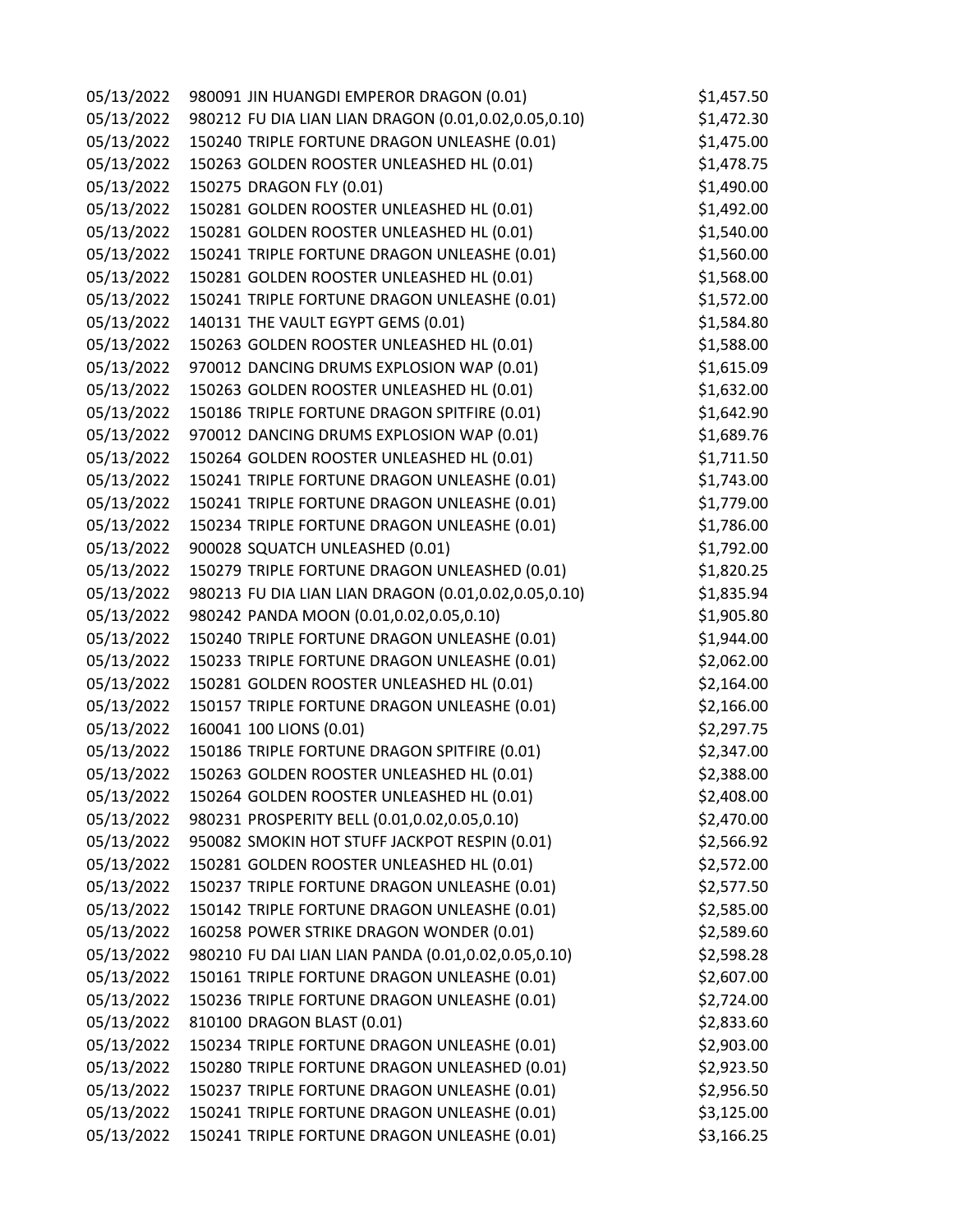| | | |
|---|---|---|
| 05/13/2022 | 980091 JIN HUANGDI EMPEROR DRAGON (0.01) | $1,457.50 |
| 05/13/2022 | 980212 FU DIA LIAN LIAN DRAGON (0.01,0.02,0.05,0.10) | $1,472.30 |
| 05/13/2022 | 150240 TRIPLE FORTUNE DRAGON UNLEASHE (0.01) | $1,475.00 |
| 05/13/2022 | 150263 GOLDEN ROOSTER UNLEASHED HL (0.01) | $1,478.75 |
| 05/13/2022 | 150275 DRAGON FLY (0.01) | $1,490.00 |
| 05/13/2022 | 150281 GOLDEN ROOSTER UNLEASHED HL (0.01) | $1,492.00 |
| 05/13/2022 | 150281 GOLDEN ROOSTER UNLEASHED HL (0.01) | $1,540.00 |
| 05/13/2022 | 150241 TRIPLE FORTUNE DRAGON UNLEASHE (0.01) | $1,560.00 |
| 05/13/2022 | 150281 GOLDEN ROOSTER UNLEASHED HL (0.01) | $1,568.00 |
| 05/13/2022 | 150241 TRIPLE FORTUNE DRAGON UNLEASHE (0.01) | $1,572.00 |
| 05/13/2022 | 140131 THE VAULT EGYPT GEMS (0.01) | $1,584.80 |
| 05/13/2022 | 150263 GOLDEN ROOSTER UNLEASHED HL (0.01) | $1,588.00 |
| 05/13/2022 | 970012 DANCING DRUMS EXPLOSION WAP (0.01) | $1,615.09 |
| 05/13/2022 | 150263 GOLDEN ROOSTER UNLEASHED HL (0.01) | $1,632.00 |
| 05/13/2022 | 150186 TRIPLE FORTUNE DRAGON SPITFIRE (0.01) | $1,642.90 |
| 05/13/2022 | 970012 DANCING DRUMS EXPLOSION WAP (0.01) | $1,689.76 |
| 05/13/2022 | 150264 GOLDEN ROOSTER UNLEASHED HL (0.01) | $1,711.50 |
| 05/13/2022 | 150241 TRIPLE FORTUNE DRAGON UNLEASHE (0.01) | $1,743.00 |
| 05/13/2022 | 150241 TRIPLE FORTUNE DRAGON UNLEASHE (0.01) | $1,779.00 |
| 05/13/2022 | 150234 TRIPLE FORTUNE DRAGON UNLEASHE (0.01) | $1,786.00 |
| 05/13/2022 | 900028 SQUATCH UNLEASHED (0.01) | $1,792.00 |
| 05/13/2022 | 150279 TRIPLE FORTUNE DRAGON UNLEASHED (0.01) | $1,820.25 |
| 05/13/2022 | 980213 FU DIA LIAN LIAN DRAGON (0.01,0.02,0.05,0.10) | $1,835.94 |
| 05/13/2022 | 980242 PANDA MOON (0.01,0.02,0.05,0.10) | $1,905.80 |
| 05/13/2022 | 150240 TRIPLE FORTUNE DRAGON UNLEASHE (0.01) | $1,944.00 |
| 05/13/2022 | 150233 TRIPLE FORTUNE DRAGON UNLEASHE (0.01) | $2,062.00 |
| 05/13/2022 | 150281 GOLDEN ROOSTER UNLEASHED HL (0.01) | $2,164.00 |
| 05/13/2022 | 150157 TRIPLE FORTUNE DRAGON UNLEASHE (0.01) | $2,166.00 |
| 05/13/2022 | 160041 100 LIONS (0.01) | $2,297.75 |
| 05/13/2022 | 150186 TRIPLE FORTUNE DRAGON SPITFIRE (0.01) | $2,347.00 |
| 05/13/2022 | 150263 GOLDEN ROOSTER UNLEASHED HL (0.01) | $2,388.00 |
| 05/13/2022 | 150264 GOLDEN ROOSTER UNLEASHED HL (0.01) | $2,408.00 |
| 05/13/2022 | 980231 PROSPERITY BELL (0.01,0.02,0.05,0.10) | $2,470.00 |
| 05/13/2022 | 950082 SMOKIN HOT STUFF JACKPOT RESPIN (0.01) | $2,566.92 |
| 05/13/2022 | 150281 GOLDEN ROOSTER UNLEASHED HL (0.01) | $2,572.00 |
| 05/13/2022 | 150237 TRIPLE FORTUNE DRAGON UNLEASHE (0.01) | $2,577.50 |
| 05/13/2022 | 150142 TRIPLE FORTUNE DRAGON UNLEASHE (0.01) | $2,585.00 |
| 05/13/2022 | 160258 POWER STRIKE DRAGON WONDER (0.01) | $2,589.60 |
| 05/13/2022 | 980210 FU DAI LIAN LIAN PANDA (0.01,0.02,0.05,0.10) | $2,598.28 |
| 05/13/2022 | 150161 TRIPLE FORTUNE DRAGON UNLEASHE (0.01) | $2,607.00 |
| 05/13/2022 | 150236 TRIPLE FORTUNE DRAGON UNLEASHE (0.01) | $2,724.00 |
| 05/13/2022 | 810100 DRAGON BLAST (0.01) | $2,833.60 |
| 05/13/2022 | 150234 TRIPLE FORTUNE DRAGON UNLEASHE (0.01) | $2,903.00 |
| 05/13/2022 | 150280 TRIPLE FORTUNE DRAGON UNLEASHED (0.01) | $2,923.50 |
| 05/13/2022 | 150237 TRIPLE FORTUNE DRAGON UNLEASHE (0.01) | $2,956.50 |
| 05/13/2022 | 150241 TRIPLE FORTUNE DRAGON UNLEASHE (0.01) | $3,125.00 |
| 05/13/2022 | 150241 TRIPLE FORTUNE DRAGON UNLEASHE (0.01) | $3,166.25 |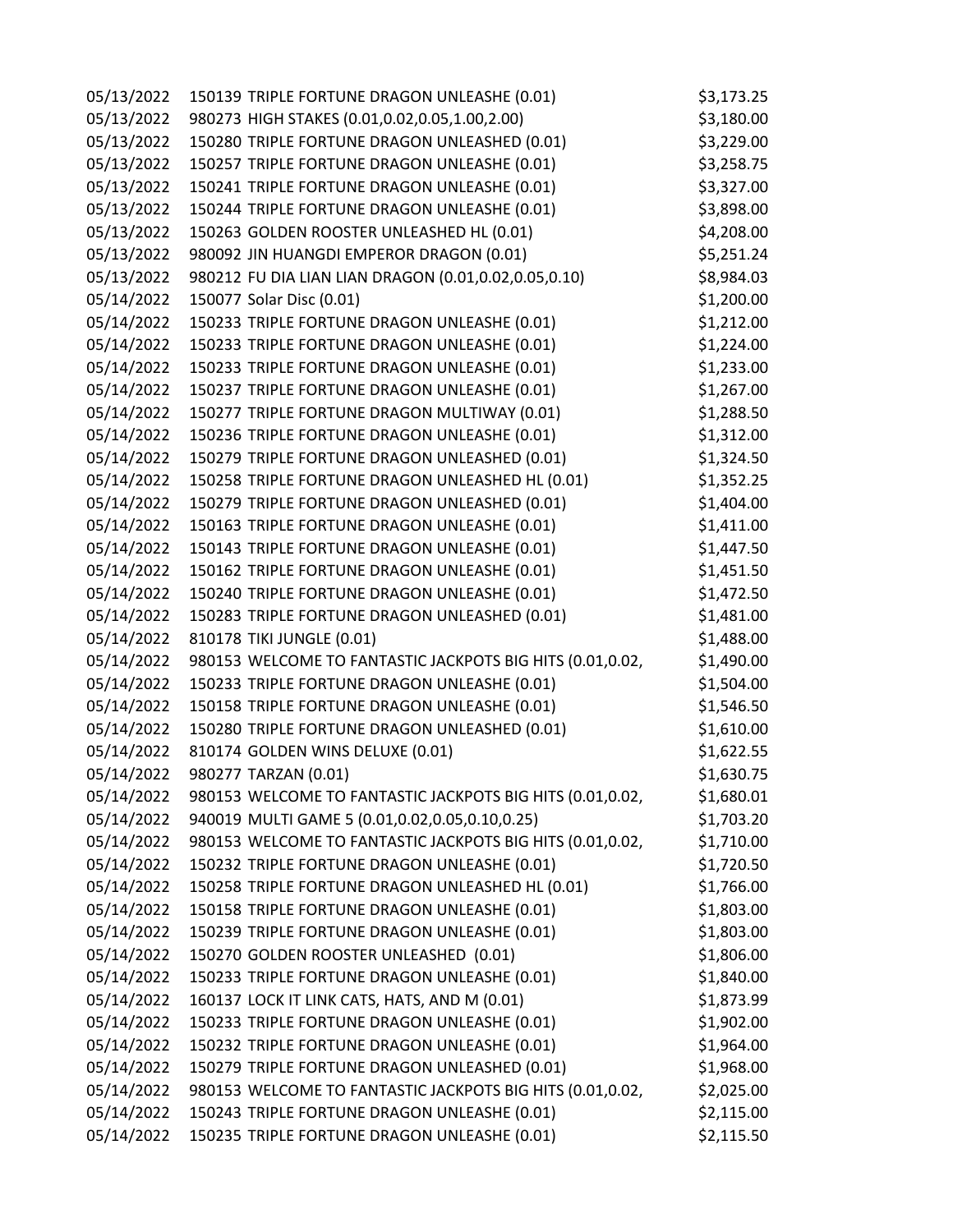| | | |
|---|---|---|
| 05/13/2022 | 150139 TRIPLE FORTUNE DRAGON UNLEASHE (0.01) | $3,173.25 |
| 05/13/2022 | 980273 HIGH STAKES (0.01,0.02,0.05,1.00,2.00) | $3,180.00 |
| 05/13/2022 | 150280 TRIPLE FORTUNE DRAGON UNLEASHED (0.01) | $3,229.00 |
| 05/13/2022 | 150257 TRIPLE FORTUNE DRAGON UNLEASHE (0.01) | $3,258.75 |
| 05/13/2022 | 150241 TRIPLE FORTUNE DRAGON UNLEASHE (0.01) | $3,327.00 |
| 05/13/2022 | 150244 TRIPLE FORTUNE DRAGON UNLEASHE (0.01) | $3,898.00 |
| 05/13/2022 | 150263 GOLDEN ROOSTER UNLEASHED HL (0.01) | $4,208.00 |
| 05/13/2022 | 980092 JIN HUANGDI EMPEROR DRAGON (0.01) | $5,251.24 |
| 05/13/2022 | 980212 FU DIA LIAN LIAN DRAGON (0.01,0.02,0.05,0.10) | $8,984.03 |
| 05/14/2022 | 150077 Solar Disc (0.01) | $1,200.00 |
| 05/14/2022 | 150233 TRIPLE FORTUNE DRAGON UNLEASHE (0.01) | $1,212.00 |
| 05/14/2022 | 150233 TRIPLE FORTUNE DRAGON UNLEASHE (0.01) | $1,224.00 |
| 05/14/2022 | 150233 TRIPLE FORTUNE DRAGON UNLEASHE (0.01) | $1,233.00 |
| 05/14/2022 | 150237 TRIPLE FORTUNE DRAGON UNLEASHE (0.01) | $1,267.00 |
| 05/14/2022 | 150277 TRIPLE FORTUNE DRAGON MULTIWAY (0.01) | $1,288.50 |
| 05/14/2022 | 150236 TRIPLE FORTUNE DRAGON UNLEASHE (0.01) | $1,312.00 |
| 05/14/2022 | 150279 TRIPLE FORTUNE DRAGON UNLEASHED (0.01) | $1,324.50 |
| 05/14/2022 | 150258 TRIPLE FORTUNE DRAGON UNLEASHED HL (0.01) | $1,352.25 |
| 05/14/2022 | 150279 TRIPLE FORTUNE DRAGON UNLEASHED (0.01) | $1,404.00 |
| 05/14/2022 | 150163 TRIPLE FORTUNE DRAGON UNLEASHE (0.01) | $1,411.00 |
| 05/14/2022 | 150143 TRIPLE FORTUNE DRAGON UNLEASHE (0.01) | $1,447.50 |
| 05/14/2022 | 150162 TRIPLE FORTUNE DRAGON UNLEASHE (0.01) | $1,451.50 |
| 05/14/2022 | 150240 TRIPLE FORTUNE DRAGON UNLEASHE (0.01) | $1,472.50 |
| 05/14/2022 | 150283 TRIPLE FORTUNE DRAGON UNLEASHED (0.01) | $1,481.00 |
| 05/14/2022 | 810178 TIKI JUNGLE (0.01) | $1,488.00 |
| 05/14/2022 | 980153 WELCOME TO FANTASTIC JACKPOTS BIG HITS (0.01,0.02, | $1,490.00 |
| 05/14/2022 | 150233 TRIPLE FORTUNE DRAGON UNLEASHE (0.01) | $1,504.00 |
| 05/14/2022 | 150158 TRIPLE FORTUNE DRAGON UNLEASHE (0.01) | $1,546.50 |
| 05/14/2022 | 150280 TRIPLE FORTUNE DRAGON UNLEASHED (0.01) | $1,610.00 |
| 05/14/2022 | 810174 GOLDEN WINS DELUXE (0.01) | $1,622.55 |
| 05/14/2022 | 980277 TARZAN (0.01) | $1,630.75 |
| 05/14/2022 | 980153 WELCOME TO FANTASTIC JACKPOTS BIG HITS (0.01,0.02, | $1,680.01 |
| 05/14/2022 | 940019 MULTI GAME 5 (0.01,0.02,0.05,0.10,0.25) | $1,703.20 |
| 05/14/2022 | 980153 WELCOME TO FANTASTIC JACKPOTS BIG HITS (0.01,0.02, | $1,710.00 |
| 05/14/2022 | 150232 TRIPLE FORTUNE DRAGON UNLEASHE (0.01) | $1,720.50 |
| 05/14/2022 | 150258 TRIPLE FORTUNE DRAGON UNLEASHED HL (0.01) | $1,766.00 |
| 05/14/2022 | 150158 TRIPLE FORTUNE DRAGON UNLEASHE (0.01) | $1,803.00 |
| 05/14/2022 | 150239 TRIPLE FORTUNE DRAGON UNLEASHE (0.01) | $1,803.00 |
| 05/14/2022 | 150270 GOLDEN ROOSTER UNLEASHED (0.01) | $1,806.00 |
| 05/14/2022 | 150233 TRIPLE FORTUNE DRAGON UNLEASHE (0.01) | $1,840.00 |
| 05/14/2022 | 160137 LOCK IT LINK CATS, HATS, AND M (0.01) | $1,873.99 |
| 05/14/2022 | 150233 TRIPLE FORTUNE DRAGON UNLEASHE (0.01) | $1,902.00 |
| 05/14/2022 | 150232 TRIPLE FORTUNE DRAGON UNLEASHE (0.01) | $1,964.00 |
| 05/14/2022 | 150279 TRIPLE FORTUNE DRAGON UNLEASHED (0.01) | $1,968.00 |
| 05/14/2022 | 980153 WELCOME TO FANTASTIC JACKPOTS BIG HITS (0.01,0.02, | $2,025.00 |
| 05/14/2022 | 150243 TRIPLE FORTUNE DRAGON UNLEASHE (0.01) | $2,115.00 |
| 05/14/2022 | 150235 TRIPLE FORTUNE DRAGON UNLEASHE (0.01) | $2,115.50 |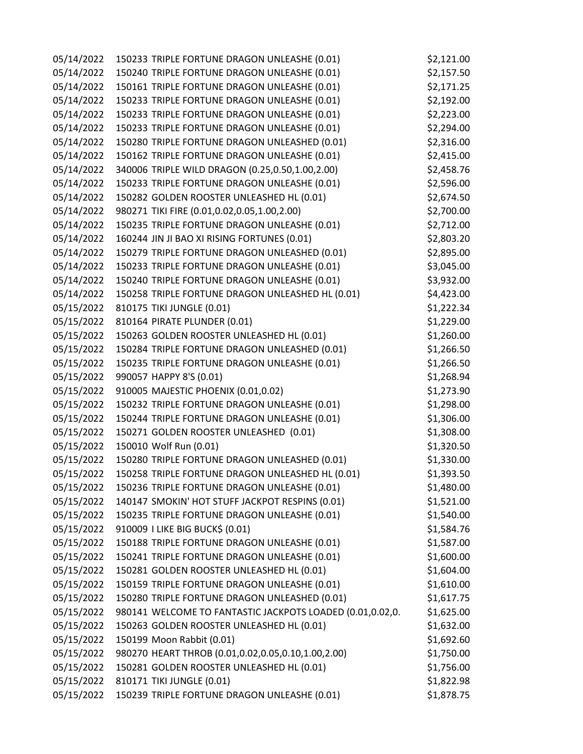| | | |
|---|---|---|
| 05/14/2022 | 150233 TRIPLE FORTUNE DRAGON UNLEASHE (0.01) | $2,121.00 |
| 05/14/2022 | 150240 TRIPLE FORTUNE DRAGON UNLEASHE (0.01) | $2,157.50 |
| 05/14/2022 | 150161 TRIPLE FORTUNE DRAGON UNLEASHE (0.01) | $2,171.25 |
| 05/14/2022 | 150233 TRIPLE FORTUNE DRAGON UNLEASHE (0.01) | $2,192.00 |
| 05/14/2022 | 150233 TRIPLE FORTUNE DRAGON UNLEASHE (0.01) | $2,223.00 |
| 05/14/2022 | 150233 TRIPLE FORTUNE DRAGON UNLEASHE (0.01) | $2,294.00 |
| 05/14/2022 | 150280 TRIPLE FORTUNE DRAGON UNLEASHED (0.01) | $2,316.00 |
| 05/14/2022 | 150162 TRIPLE FORTUNE DRAGON UNLEASHE (0.01) | $2,415.00 |
| 05/14/2022 | 340006 TRIPLE WILD DRAGON (0.25,0.50,1.00,2.00) | $2,458.76 |
| 05/14/2022 | 150233 TRIPLE FORTUNE DRAGON UNLEASHE (0.01) | $2,596.00 |
| 05/14/2022 | 150282 GOLDEN ROOSTER UNLEASHED HL (0.01) | $2,674.50 |
| 05/14/2022 | 980271 TIKI FIRE (0.01,0.02,0.05,1.00,2.00) | $2,700.00 |
| 05/14/2022 | 150235 TRIPLE FORTUNE DRAGON UNLEASHE (0.01) | $2,712.00 |
| 05/14/2022 | 160244 JIN JI BAO XI RISING FORTUNES (0.01) | $2,803.20 |
| 05/14/2022 | 150279 TRIPLE FORTUNE DRAGON UNLEASHED (0.01) | $2,895.00 |
| 05/14/2022 | 150233 TRIPLE FORTUNE DRAGON UNLEASHE (0.01) | $3,045.00 |
| 05/14/2022 | 150240 TRIPLE FORTUNE DRAGON UNLEASHE (0.01) | $3,932.00 |
| 05/14/2022 | 150258 TRIPLE FORTUNE DRAGON UNLEASHED HL (0.01) | $4,423.00 |
| 05/15/2022 | 810175 TIKI JUNGLE (0.01) | $1,222.34 |
| 05/15/2022 | 810164 PIRATE PLUNDER (0.01) | $1,229.00 |
| 05/15/2022 | 150263 GOLDEN ROOSTER UNLEASHED HL (0.01) | $1,260.00 |
| 05/15/2022 | 150284 TRIPLE FORTUNE DRAGON UNLEASHED (0.01) | $1,266.50 |
| 05/15/2022 | 150235 TRIPLE FORTUNE DRAGON UNLEASHE (0.01) | $1,266.50 |
| 05/15/2022 | 990057 HAPPY 8'S (0.01) | $1,268.94 |
| 05/15/2022 | 910005 MAJESTIC PHOENIX (0.01,0.02) | $1,273.90 |
| 05/15/2022 | 150232 TRIPLE FORTUNE DRAGON UNLEASHE (0.01) | $1,298.00 |
| 05/15/2022 | 150244 TRIPLE FORTUNE DRAGON UNLEASHE (0.01) | $1,306.00 |
| 05/15/2022 | 150271 GOLDEN ROOSTER UNLEASHED (0.01) | $1,308.00 |
| 05/15/2022 | 150010 Wolf Run (0.01) | $1,320.50 |
| 05/15/2022 | 150280 TRIPLE FORTUNE DRAGON UNLEASHED (0.01) | $1,330.00 |
| 05/15/2022 | 150258 TRIPLE FORTUNE DRAGON UNLEASHED HL (0.01) | $1,393.50 |
| 05/15/2022 | 150236 TRIPLE FORTUNE DRAGON UNLEASHE (0.01) | $1,480.00 |
| 05/15/2022 | 140147 SMOKIN' HOT STUFF JACKPOT RESPINS (0.01) | $1,521.00 |
| 05/15/2022 | 150235 TRIPLE FORTUNE DRAGON UNLEASHE (0.01) | $1,540.00 |
| 05/15/2022 | 910009 I LIKE BIG BUCK$ (0.01) | $1,584.76 |
| 05/15/2022 | 150188 TRIPLE FORTUNE DRAGON UNLEASHE (0.01) | $1,587.00 |
| 05/15/2022 | 150241 TRIPLE FORTUNE DRAGON UNLEASHE (0.01) | $1,600.00 |
| 05/15/2022 | 150281 GOLDEN ROOSTER UNLEASHED HL (0.01) | $1,604.00 |
| 05/15/2022 | 150159 TRIPLE FORTUNE DRAGON UNLEASHE (0.01) | $1,610.00 |
| 05/15/2022 | 150280 TRIPLE FORTUNE DRAGON UNLEASHED (0.01) | $1,617.75 |
| 05/15/2022 | 980141 WELCOME TO FANTASTIC JACKPOTS LOADED (0.01,0.02,0. | $1,625.00 |
| 05/15/2022 | 150263 GOLDEN ROOSTER UNLEASHED HL (0.01) | $1,632.00 |
| 05/15/2022 | 150199 Moon Rabbit (0.01) | $1,692.60 |
| 05/15/2022 | 980270 HEART THROB (0.01,0.02,0.05,0.10,1.00,2.00) | $1,750.00 |
| 05/15/2022 | 150281 GOLDEN ROOSTER UNLEASHED HL (0.01) | $1,756.00 |
| 05/15/2022 | 810171 TIKI JUNGLE (0.01) | $1,822.98 |
| 05/15/2022 | 150239 TRIPLE FORTUNE DRAGON UNLEASHE (0.01) | $1,878.75 |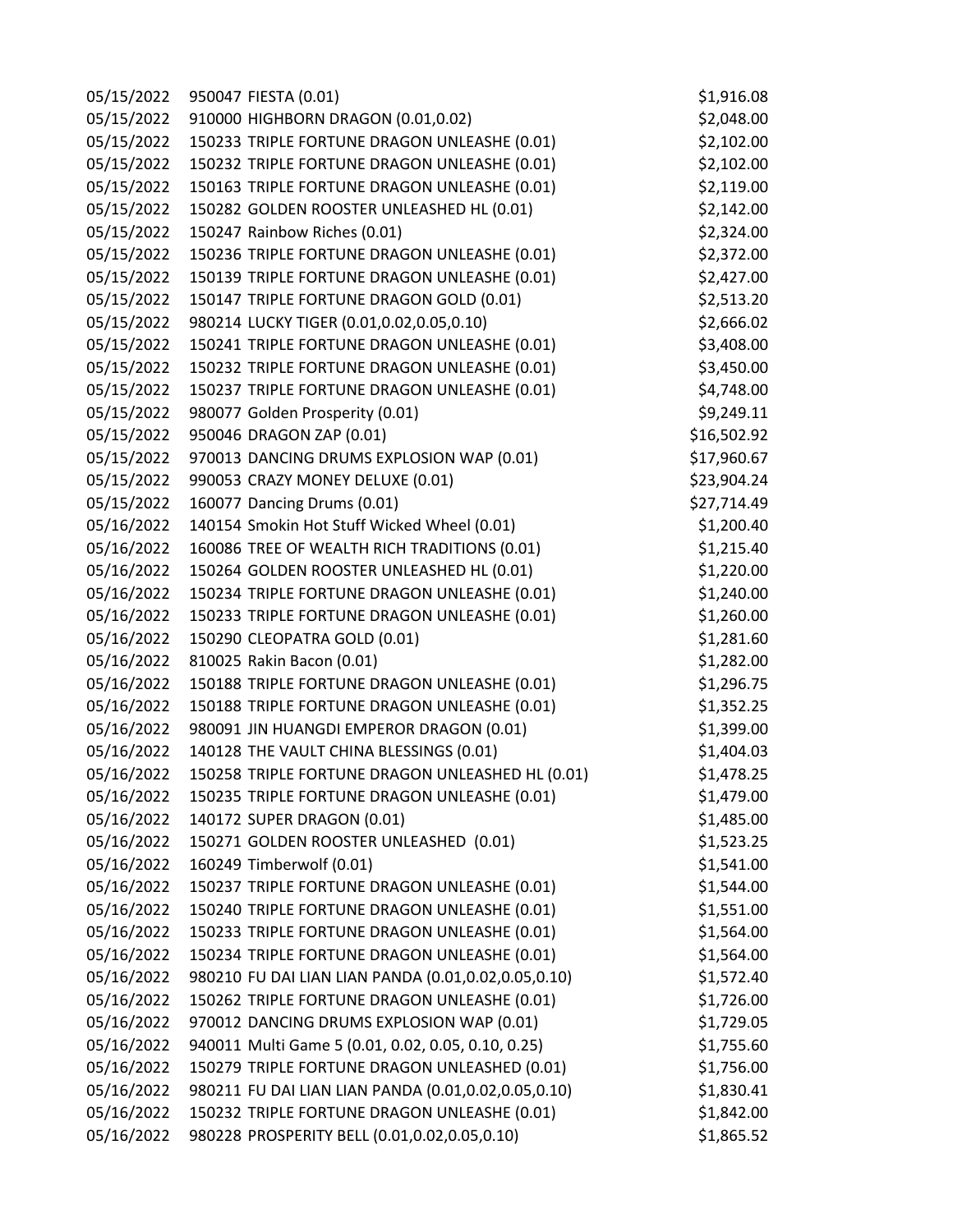| | | |
|---|---|---|
| 05/15/2022 | 950047 FIESTA (0.01) | $1,916.08 |
| 05/15/2022 | 910000 HIGHBORN DRAGON (0.01,0.02) | $2,048.00 |
| 05/15/2022 | 150233 TRIPLE FORTUNE DRAGON UNLEASHE (0.01) | $2,102.00 |
| 05/15/2022 | 150232 TRIPLE FORTUNE DRAGON UNLEASHE (0.01) | $2,102.00 |
| 05/15/2022 | 150163 TRIPLE FORTUNE DRAGON UNLEASHE (0.01) | $2,119.00 |
| 05/15/2022 | 150282 GOLDEN ROOSTER UNLEASHED HL (0.01) | $2,142.00 |
| 05/15/2022 | 150247 Rainbow Riches (0.01) | $2,324.00 |
| 05/15/2022 | 150236 TRIPLE FORTUNE DRAGON UNLEASHE (0.01) | $2,372.00 |
| 05/15/2022 | 150139 TRIPLE FORTUNE DRAGON UNLEASHE (0.01) | $2,427.00 |
| 05/15/2022 | 150147 TRIPLE FORTUNE DRAGON GOLD (0.01) | $2,513.20 |
| 05/15/2022 | 980214 LUCKY TIGER (0.01,0.02,0.05,0.10) | $2,666.02 |
| 05/15/2022 | 150241 TRIPLE FORTUNE DRAGON UNLEASHE (0.01) | $3,408.00 |
| 05/15/2022 | 150232 TRIPLE FORTUNE DRAGON UNLEASHE (0.01) | $3,450.00 |
| 05/15/2022 | 150237 TRIPLE FORTUNE DRAGON UNLEASHE (0.01) | $4,748.00 |
| 05/15/2022 | 980077 Golden Prosperity (0.01) | $9,249.11 |
| 05/15/2022 | 950046 DRAGON ZAP (0.01) | $16,502.92 |
| 05/15/2022 | 970013 DANCING DRUMS EXPLOSION WAP (0.01) | $17,960.67 |
| 05/15/2022 | 990053 CRAZY MONEY DELUXE (0.01) | $23,904.24 |
| 05/15/2022 | 160077 Dancing Drums (0.01) | $27,714.49 |
| 05/16/2022 | 140154 Smokin Hot Stuff Wicked Wheel (0.01) | $1,200.40 |
| 05/16/2022 | 160086 TREE OF WEALTH RICH TRADITIONS (0.01) | $1,215.40 |
| 05/16/2022 | 150264 GOLDEN ROOSTER UNLEASHED HL (0.01) | $1,220.00 |
| 05/16/2022 | 150234 TRIPLE FORTUNE DRAGON UNLEASHE (0.01) | $1,240.00 |
| 05/16/2022 | 150233 TRIPLE FORTUNE DRAGON UNLEASHE (0.01) | $1,260.00 |
| 05/16/2022 | 150290 CLEOPATRA GOLD (0.01) | $1,281.60 |
| 05/16/2022 | 810025 Rakin Bacon (0.01) | $1,282.00 |
| 05/16/2022 | 150188 TRIPLE FORTUNE DRAGON UNLEASHE (0.01) | $1,296.75 |
| 05/16/2022 | 150188 TRIPLE FORTUNE DRAGON UNLEASHE (0.01) | $1,352.25 |
| 05/16/2022 | 980091 JIN HUANGDI EMPEROR DRAGON (0.01) | $1,399.00 |
| 05/16/2022 | 140128 THE VAULT CHINA BLESSINGS (0.01) | $1,404.03 |
| 05/16/2022 | 150258 TRIPLE FORTUNE DRAGON UNLEASHED HL (0.01) | $1,478.25 |
| 05/16/2022 | 150235 TRIPLE FORTUNE DRAGON UNLEASHE (0.01) | $1,479.00 |
| 05/16/2022 | 140172 SUPER DRAGON (0.01) | $1,485.00 |
| 05/16/2022 | 150271 GOLDEN ROOSTER UNLEASHED (0.01) | $1,523.25 |
| 05/16/2022 | 160249 Timberwolf (0.01) | $1,541.00 |
| 05/16/2022 | 150237 TRIPLE FORTUNE DRAGON UNLEASHE (0.01) | $1,544.00 |
| 05/16/2022 | 150240 TRIPLE FORTUNE DRAGON UNLEASHE (0.01) | $1,551.00 |
| 05/16/2022 | 150233 TRIPLE FORTUNE DRAGON UNLEASHE (0.01) | $1,564.00 |
| 05/16/2022 | 150234 TRIPLE FORTUNE DRAGON UNLEASHE (0.01) | $1,564.00 |
| 05/16/2022 | 980210 FU DAI LIAN LIAN PANDA (0.01,0.02,0.05,0.10) | $1,572.40 |
| 05/16/2022 | 150262 TRIPLE FORTUNE DRAGON UNLEASHE (0.01) | $1,726.00 |
| 05/16/2022 | 970012 DANCING DRUMS EXPLOSION WAP (0.01) | $1,729.05 |
| 05/16/2022 | 940011 Multi Game 5 (0.01, 0.02, 0.05, 0.10, 0.25) | $1,755.60 |
| 05/16/2022 | 150279 TRIPLE FORTUNE DRAGON UNLEASHED (0.01) | $1,756.00 |
| 05/16/2022 | 980211 FU DAI LIAN LIAN PANDA (0.01,0.02,0.05,0.10) | $1,830.41 |
| 05/16/2022 | 150232 TRIPLE FORTUNE DRAGON UNLEASHE (0.01) | $1,842.00 |
| 05/16/2022 | 980228 PROSPERITY BELL (0.01,0.02,0.05,0.10) | $1,865.52 |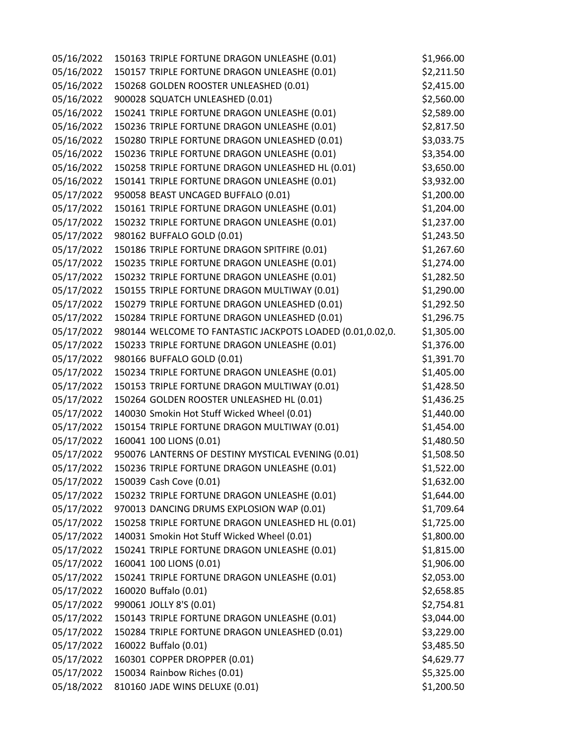| | | |
|---|---|---|
| 05/16/2022 | 150163 TRIPLE FORTUNE DRAGON UNLEASHE (0.01) | $1,966.00 |
| 05/16/2022 | 150157 TRIPLE FORTUNE DRAGON UNLEASHE (0.01) | $2,211.50 |
| 05/16/2022 | 150268 GOLDEN ROOSTER UNLEASHED (0.01) | $2,415.00 |
| 05/16/2022 | 900028 SQUATCH UNLEASHED (0.01) | $2,560.00 |
| 05/16/2022 | 150241 TRIPLE FORTUNE DRAGON UNLEASHE (0.01) | $2,589.00 |
| 05/16/2022 | 150236 TRIPLE FORTUNE DRAGON UNLEASHE (0.01) | $2,817.50 |
| 05/16/2022 | 150280 TRIPLE FORTUNE DRAGON UNLEASHED (0.01) | $3,033.75 |
| 05/16/2022 | 150236 TRIPLE FORTUNE DRAGON UNLEASHE (0.01) | $3,354.00 |
| 05/16/2022 | 150258 TRIPLE FORTUNE DRAGON UNLEASHED HL (0.01) | $3,650.00 |
| 05/16/2022 | 150141 TRIPLE FORTUNE DRAGON UNLEASHE (0.01) | $3,932.00 |
| 05/17/2022 | 950058 BEAST UNCAGED BUFFALO (0.01) | $1,200.00 |
| 05/17/2022 | 150161 TRIPLE FORTUNE DRAGON UNLEASHE (0.01) | $1,204.00 |
| 05/17/2022 | 150232 TRIPLE FORTUNE DRAGON UNLEASHE (0.01) | $1,237.00 |
| 05/17/2022 | 980162 BUFFALO GOLD (0.01) | $1,243.50 |
| 05/17/2022 | 150186 TRIPLE FORTUNE DRAGON SPITFIRE (0.01) | $1,267.60 |
| 05/17/2022 | 150235 TRIPLE FORTUNE DRAGON UNLEASHE (0.01) | $1,274.00 |
| 05/17/2022 | 150232 TRIPLE FORTUNE DRAGON UNLEASHE (0.01) | $1,282.50 |
| 05/17/2022 | 150155 TRIPLE FORTUNE DRAGON MULTIWAY (0.01) | $1,290.00 |
| 05/17/2022 | 150279 TRIPLE FORTUNE DRAGON UNLEASHED (0.01) | $1,292.50 |
| 05/17/2022 | 150284 TRIPLE FORTUNE DRAGON UNLEASHED (0.01) | $1,296.75 |
| 05/17/2022 | 980144 WELCOME TO FANTASTIC JACKPOTS LOADED (0.01,0.02,0. | $1,305.00 |
| 05/17/2022 | 150233 TRIPLE FORTUNE DRAGON UNLEASHE (0.01) | $1,376.00 |
| 05/17/2022 | 980166 BUFFALO GOLD (0.01) | $1,391.70 |
| 05/17/2022 | 150234 TRIPLE FORTUNE DRAGON UNLEASHE (0.01) | $1,405.00 |
| 05/17/2022 | 150153 TRIPLE FORTUNE DRAGON MULTIWAY (0.01) | $1,428.50 |
| 05/17/2022 | 150264 GOLDEN ROOSTER UNLEASHED HL (0.01) | $1,436.25 |
| 05/17/2022 | 140030 Smokin Hot Stuff Wicked Wheel (0.01) | $1,440.00 |
| 05/17/2022 | 150154 TRIPLE FORTUNE DRAGON MULTIWAY (0.01) | $1,454.00 |
| 05/17/2022 | 160041 100 LIONS (0.01) | $1,480.50 |
| 05/17/2022 | 950076 LANTERNS OF DESTINY MYSTICAL EVENING (0.01) | $1,508.50 |
| 05/17/2022 | 150236 TRIPLE FORTUNE DRAGON UNLEASHE (0.01) | $1,522.00 |
| 05/17/2022 | 150039 Cash Cove (0.01) | $1,632.00 |
| 05/17/2022 | 150232 TRIPLE FORTUNE DRAGON UNLEASHE (0.01) | $1,644.00 |
| 05/17/2022 | 970013 DANCING DRUMS EXPLOSION WAP (0.01) | $1,709.64 |
| 05/17/2022 | 150258 TRIPLE FORTUNE DRAGON UNLEASHED HL (0.01) | $1,725.00 |
| 05/17/2022 | 140031 Smokin Hot Stuff Wicked Wheel (0.01) | $1,800.00 |
| 05/17/2022 | 150241 TRIPLE FORTUNE DRAGON UNLEASHE (0.01) | $1,815.00 |
| 05/17/2022 | 160041 100 LIONS (0.01) | $1,906.00 |
| 05/17/2022 | 150241 TRIPLE FORTUNE DRAGON UNLEASHE (0.01) | $2,053.00 |
| 05/17/2022 | 160020 Buffalo (0.01) | $2,658.85 |
| 05/17/2022 | 990061 JOLLY 8'S (0.01) | $2,754.81 |
| 05/17/2022 | 150143 TRIPLE FORTUNE DRAGON UNLEASHE (0.01) | $3,044.00 |
| 05/17/2022 | 150284 TRIPLE FORTUNE DRAGON UNLEASHED (0.01) | $3,229.00 |
| 05/17/2022 | 160022 Buffalo (0.01) | $3,485.50 |
| 05/17/2022 | 160301 COPPER DROPPER (0.01) | $4,629.77 |
| 05/17/2022 | 150034 Rainbow Riches (0.01) | $5,325.00 |
| 05/18/2022 | 810160 JADE WINS DELUXE (0.01) | $1,200.50 |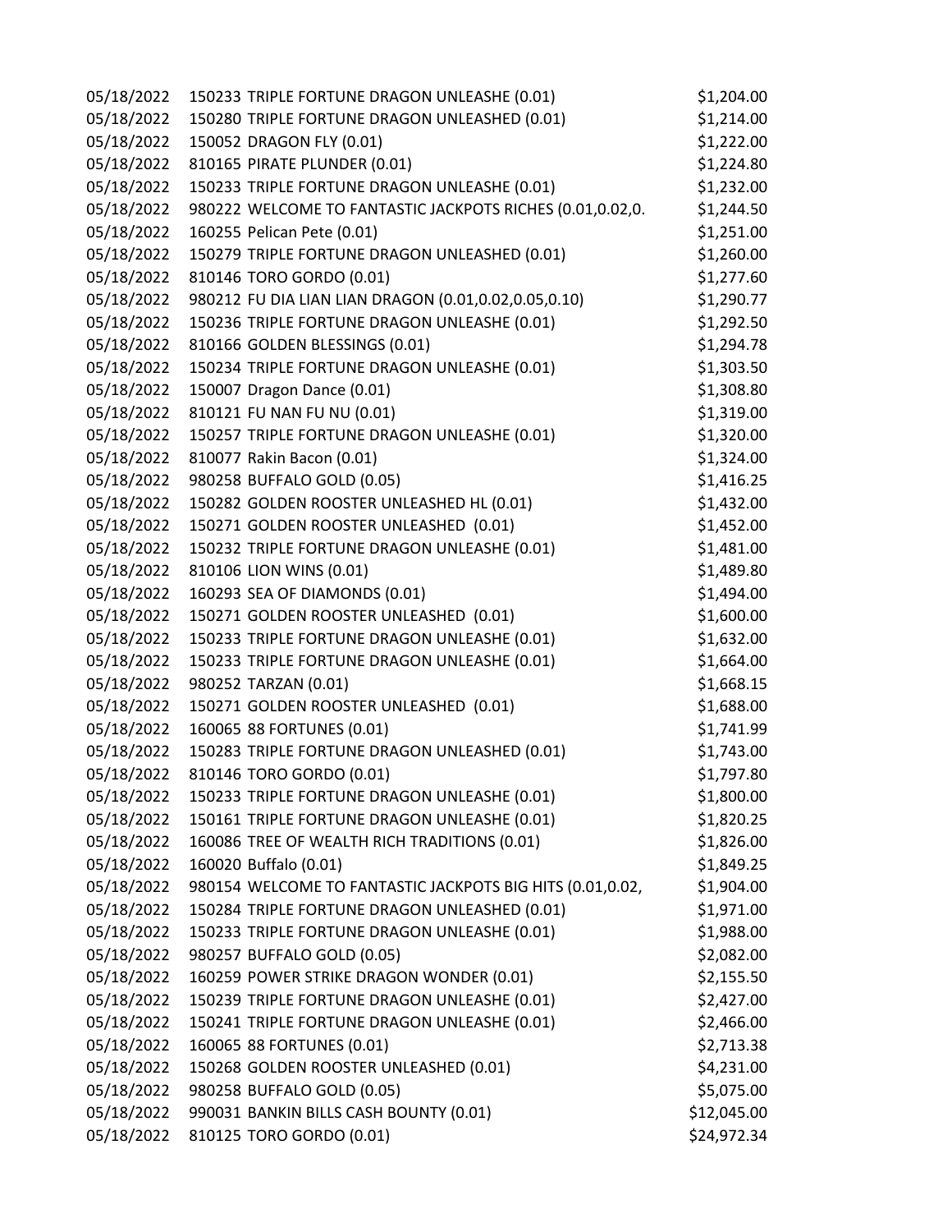| | | |
|---|---|---|
| 05/18/2022 | 150233 TRIPLE FORTUNE DRAGON UNLEASHE (0.01) | $1,204.00 |
| 05/18/2022 | 150280 TRIPLE FORTUNE DRAGON UNLEASHED (0.01) | $1,214.00 |
| 05/18/2022 | 150052 DRAGON FLY (0.01) | $1,222.00 |
| 05/18/2022 | 810165 PIRATE PLUNDER (0.01) | $1,224.80 |
| 05/18/2022 | 150233 TRIPLE FORTUNE DRAGON UNLEASHE (0.01) | $1,232.00 |
| 05/18/2022 | 980222 WELCOME TO FANTASTIC JACKPOTS RICHES (0.01,0.02,0. | $1,244.50 |
| 05/18/2022 | 160255 Pelican Pete (0.01) | $1,251.00 |
| 05/18/2022 | 150279 TRIPLE FORTUNE DRAGON UNLEASHED (0.01) | $1,260.00 |
| 05/18/2022 | 810146 TORO GORDO (0.01) | $1,277.60 |
| 05/18/2022 | 980212 FU DIA LIAN LIAN DRAGON (0.01,0.02,0.05,0.10) | $1,290.77 |
| 05/18/2022 | 150236 TRIPLE FORTUNE DRAGON UNLEASHE (0.01) | $1,292.50 |
| 05/18/2022 | 810166 GOLDEN BLESSINGS (0.01) | $1,294.78 |
| 05/18/2022 | 150234 TRIPLE FORTUNE DRAGON UNLEASHE (0.01) | $1,303.50 |
| 05/18/2022 | 150007 Dragon Dance (0.01) | $1,308.80 |
| 05/18/2022 | 810121 FU NAN FU NU (0.01) | $1,319.00 |
| 05/18/2022 | 150257 TRIPLE FORTUNE DRAGON UNLEASHE (0.01) | $1,320.00 |
| 05/18/2022 | 810077 Rakin Bacon (0.01) | $1,324.00 |
| 05/18/2022 | 980258 BUFFALO GOLD (0.05) | $1,416.25 |
| 05/18/2022 | 150282 GOLDEN ROOSTER UNLEASHED HL (0.01) | $1,432.00 |
| 05/18/2022 | 150271 GOLDEN ROOSTER UNLEASHED (0.01) | $1,452.00 |
| 05/18/2022 | 150232 TRIPLE FORTUNE DRAGON UNLEASHE (0.01) | $1,481.00 |
| 05/18/2022 | 810106 LION WINS (0.01) | $1,489.80 |
| 05/18/2022 | 160293 SEA OF DIAMONDS (0.01) | $1,494.00 |
| 05/18/2022 | 150271 GOLDEN ROOSTER UNLEASHED (0.01) | $1,600.00 |
| 05/18/2022 | 150233 TRIPLE FORTUNE DRAGON UNLEASHE (0.01) | $1,632.00 |
| 05/18/2022 | 150233 TRIPLE FORTUNE DRAGON UNLEASHE (0.01) | $1,664.00 |
| 05/18/2022 | 980252 TARZAN (0.01) | $1,668.15 |
| 05/18/2022 | 150271 GOLDEN ROOSTER UNLEASHED (0.01) | $1,688.00 |
| 05/18/2022 | 160065 88 FORTUNES (0.01) | $1,741.99 |
| 05/18/2022 | 150283 TRIPLE FORTUNE DRAGON UNLEASHED (0.01) | $1,743.00 |
| 05/18/2022 | 810146 TORO GORDO (0.01) | $1,797.80 |
| 05/18/2022 | 150233 TRIPLE FORTUNE DRAGON UNLEASHE (0.01) | $1,800.00 |
| 05/18/2022 | 150161 TRIPLE FORTUNE DRAGON UNLEASHE (0.01) | $1,820.25 |
| 05/18/2022 | 160086 TREE OF WEALTH RICH TRADITIONS (0.01) | $1,826.00 |
| 05/18/2022 | 160020 Buffalo (0.01) | $1,849.25 |
| 05/18/2022 | 980154 WELCOME TO FANTASTIC JACKPOTS BIG HITS (0.01,0.02, | $1,904.00 |
| 05/18/2022 | 150284 TRIPLE FORTUNE DRAGON UNLEASHED (0.01) | $1,971.00 |
| 05/18/2022 | 150233 TRIPLE FORTUNE DRAGON UNLEASHE (0.01) | $1,988.00 |
| 05/18/2022 | 980257 BUFFALO GOLD (0.05) | $2,082.00 |
| 05/18/2022 | 160259 POWER STRIKE DRAGON WONDER (0.01) | $2,155.50 |
| 05/18/2022 | 150239 TRIPLE FORTUNE DRAGON UNLEASHE (0.01) | $2,427.00 |
| 05/18/2022 | 150241 TRIPLE FORTUNE DRAGON UNLEASHE (0.01) | $2,466.00 |
| 05/18/2022 | 160065 88 FORTUNES (0.01) | $2,713.38 |
| 05/18/2022 | 150268 GOLDEN ROOSTER UNLEASHED (0.01) | $4,231.00 |
| 05/18/2022 | 980258 BUFFALO GOLD (0.05) | $5,075.00 |
| 05/18/2022 | 990031 BANKIN BILLS CASH BOUNTY (0.01) | $12,045.00 |
| 05/18/2022 | 810125 TORO GORDO (0.01) | $24,972.34 |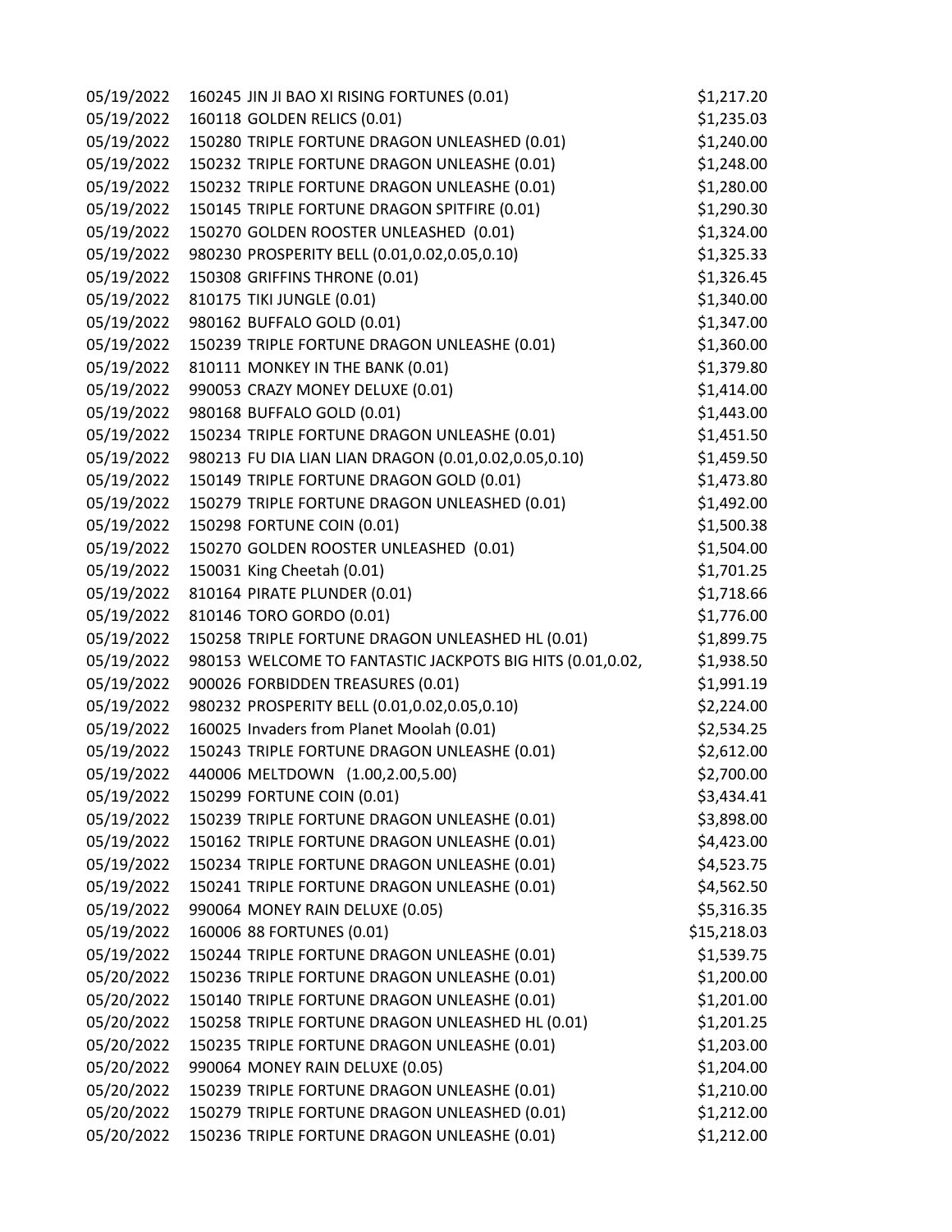| | | |
|---|---|---|
| 05/19/2022 | 160245 JIN JI BAO XI RISING FORTUNES (0.01) | $1,217.20 |
| 05/19/2022 | 160118 GOLDEN RELICS (0.01) | $1,235.03 |
| 05/19/2022 | 150280 TRIPLE FORTUNE DRAGON UNLEASHED (0.01) | $1,240.00 |
| 05/19/2022 | 150232 TRIPLE FORTUNE DRAGON UNLEASHE (0.01) | $1,248.00 |
| 05/19/2022 | 150232 TRIPLE FORTUNE DRAGON UNLEASHE (0.01) | $1,280.00 |
| 05/19/2022 | 150145 TRIPLE FORTUNE DRAGON SPITFIRE (0.01) | $1,290.30 |
| 05/19/2022 | 150270 GOLDEN ROOSTER UNLEASHED (0.01) | $1,324.00 |
| 05/19/2022 | 980230 PROSPERITY BELL (0.01,0.02,0.05,0.10) | $1,325.33 |
| 05/19/2022 | 150308 GRIFFINS THRONE (0.01) | $1,326.45 |
| 05/19/2022 | 810175 TIKI JUNGLE (0.01) | $1,340.00 |
| 05/19/2022 | 980162 BUFFALO GOLD (0.01) | $1,347.00 |
| 05/19/2022 | 150239 TRIPLE FORTUNE DRAGON UNLEASHE (0.01) | $1,360.00 |
| 05/19/2022 | 810111 MONKEY IN THE BANK (0.01) | $1,379.80 |
| 05/19/2022 | 990053 CRAZY MONEY DELUXE (0.01) | $1,414.00 |
| 05/19/2022 | 980168 BUFFALO GOLD (0.01) | $1,443.00 |
| 05/19/2022 | 150234 TRIPLE FORTUNE DRAGON UNLEASHE (0.01) | $1,451.50 |
| 05/19/2022 | 980213 FU DIA LIAN LIAN DRAGON (0.01,0.02,0.05,0.10) | $1,459.50 |
| 05/19/2022 | 150149 TRIPLE FORTUNE DRAGON GOLD (0.01) | $1,473.80 |
| 05/19/2022 | 150279 TRIPLE FORTUNE DRAGON UNLEASHED (0.01) | $1,492.00 |
| 05/19/2022 | 150298 FORTUNE COIN (0.01) | $1,500.38 |
| 05/19/2022 | 150270 GOLDEN ROOSTER UNLEASHED (0.01) | $1,504.00 |
| 05/19/2022 | 150031 King Cheetah (0.01) | $1,701.25 |
| 05/19/2022 | 810164 PIRATE PLUNDER (0.01) | $1,718.66 |
| 05/19/2022 | 810146 TORO GORDO (0.01) | $1,776.00 |
| 05/19/2022 | 150258 TRIPLE FORTUNE DRAGON UNLEASHED HL (0.01) | $1,899.75 |
| 05/19/2022 | 980153 WELCOME TO FANTASTIC JACKPOTS BIG HITS (0.01,0.02, | $1,938.50 |
| 05/19/2022 | 900026 FORBIDDEN TREASURES (0.01) | $1,991.19 |
| 05/19/2022 | 980232 PROSPERITY BELL (0.01,0.02,0.05,0.10) | $2,224.00 |
| 05/19/2022 | 160025 Invaders from Planet Moolah (0.01) | $2,534.25 |
| 05/19/2022 | 150243 TRIPLE FORTUNE DRAGON UNLEASHE (0.01) | $2,612.00 |
| 05/19/2022 | 440006 MELTDOWN (1.00,2.00,5.00) | $2,700.00 |
| 05/19/2022 | 150299 FORTUNE COIN (0.01) | $3,434.41 |
| 05/19/2022 | 150239 TRIPLE FORTUNE DRAGON UNLEASHE (0.01) | $3,898.00 |
| 05/19/2022 | 150162 TRIPLE FORTUNE DRAGON UNLEASHE (0.01) | $4,423.00 |
| 05/19/2022 | 150234 TRIPLE FORTUNE DRAGON UNLEASHE (0.01) | $4,523.75 |
| 05/19/2022 | 150241 TRIPLE FORTUNE DRAGON UNLEASHE (0.01) | $4,562.50 |
| 05/19/2022 | 990064 MONEY RAIN DELUXE (0.05) | $5,316.35 |
| 05/19/2022 | 160006 88 FORTUNES (0.01) | $15,218.03 |
| 05/19/2022 | 150244 TRIPLE FORTUNE DRAGON UNLEASHE (0.01) | $1,539.75 |
| 05/20/2022 | 150236 TRIPLE FORTUNE DRAGON UNLEASHE (0.01) | $1,200.00 |
| 05/20/2022 | 150140 TRIPLE FORTUNE DRAGON UNLEASHE (0.01) | $1,201.00 |
| 05/20/2022 | 150258 TRIPLE FORTUNE DRAGON UNLEASHED HL (0.01) | $1,201.25 |
| 05/20/2022 | 150235 TRIPLE FORTUNE DRAGON UNLEASHE (0.01) | $1,203.00 |
| 05/20/2022 | 990064 MONEY RAIN DELUXE (0.05) | $1,204.00 |
| 05/20/2022 | 150239 TRIPLE FORTUNE DRAGON UNLEASHE (0.01) | $1,210.00 |
| 05/20/2022 | 150279 TRIPLE FORTUNE DRAGON UNLEASHED (0.01) | $1,212.00 |
| 05/20/2022 | 150236 TRIPLE FORTUNE DRAGON UNLEASHE (0.01) | $1,212.00 |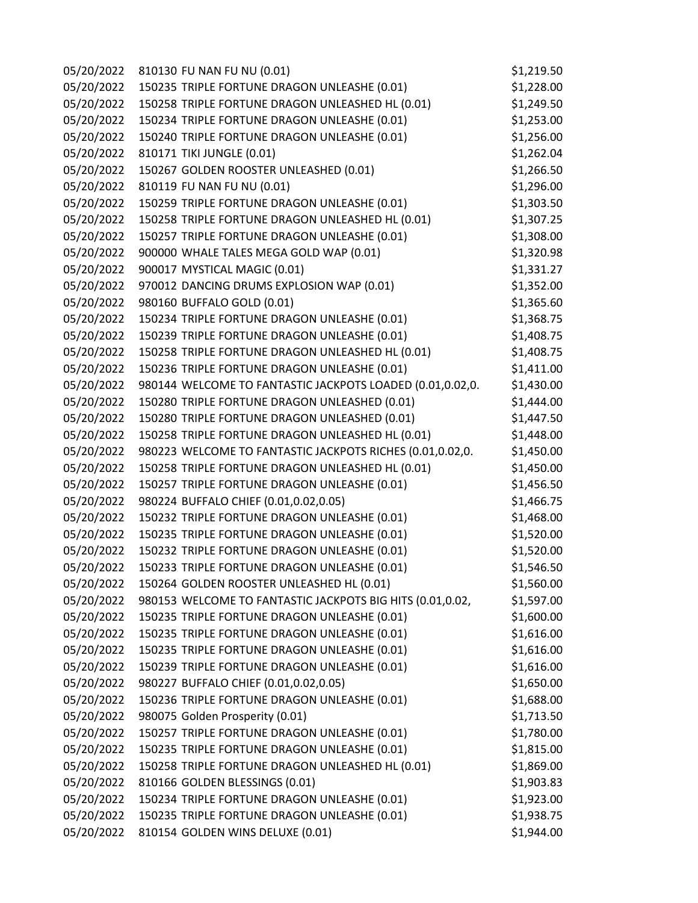| | | |
|---|---|---|
| 05/20/2022 | 810130 FU NAN FU NU (0.01) | $1,219.50 |
| 05/20/2022 | 150235 TRIPLE FORTUNE DRAGON UNLEASHE (0.01) | $1,228.00 |
| 05/20/2022 | 150258 TRIPLE FORTUNE DRAGON UNLEASHED HL (0.01) | $1,249.50 |
| 05/20/2022 | 150234 TRIPLE FORTUNE DRAGON UNLEASHE (0.01) | $1,253.00 |
| 05/20/2022 | 150240 TRIPLE FORTUNE DRAGON UNLEASHE (0.01) | $1,256.00 |
| 05/20/2022 | 810171 TIKI JUNGLE (0.01) | $1,262.04 |
| 05/20/2022 | 150267 GOLDEN ROOSTER UNLEASHED (0.01) | $1,266.50 |
| 05/20/2022 | 810119 FU NAN FU NU (0.01) | $1,296.00 |
| 05/20/2022 | 150259 TRIPLE FORTUNE DRAGON UNLEASHE (0.01) | $1,303.50 |
| 05/20/2022 | 150258 TRIPLE FORTUNE DRAGON UNLEASHED HL (0.01) | $1,307.25 |
| 05/20/2022 | 150257 TRIPLE FORTUNE DRAGON UNLEASHE (0.01) | $1,308.00 |
| 05/20/2022 | 900000 WHALE TALES MEGA GOLD WAP (0.01) | $1,320.98 |
| 05/20/2022 | 900017 MYSTICAL MAGIC (0.01) | $1,331.27 |
| 05/20/2022 | 970012 DANCING DRUMS EXPLOSION WAP (0.01) | $1,352.00 |
| 05/20/2022 | 980160 BUFFALO GOLD (0.01) | $1,365.60 |
| 05/20/2022 | 150234 TRIPLE FORTUNE DRAGON UNLEASHE (0.01) | $1,368.75 |
| 05/20/2022 | 150239 TRIPLE FORTUNE DRAGON UNLEASHE (0.01) | $1,408.75 |
| 05/20/2022 | 150258 TRIPLE FORTUNE DRAGON UNLEASHED HL (0.01) | $1,408.75 |
| 05/20/2022 | 150236 TRIPLE FORTUNE DRAGON UNLEASHE (0.01) | $1,411.00 |
| 05/20/2022 | 980144 WELCOME TO FANTASTIC JACKPOTS LOADED (0.01,0.02,0. | $1,430.00 |
| 05/20/2022 | 150280 TRIPLE FORTUNE DRAGON UNLEASHED (0.01) | $1,444.00 |
| 05/20/2022 | 150280 TRIPLE FORTUNE DRAGON UNLEASHED (0.01) | $1,447.50 |
| 05/20/2022 | 150258 TRIPLE FORTUNE DRAGON UNLEASHED HL (0.01) | $1,448.00 |
| 05/20/2022 | 980223 WELCOME TO FANTASTIC JACKPOTS RICHES (0.01,0.02,0. | $1,450.00 |
| 05/20/2022 | 150258 TRIPLE FORTUNE DRAGON UNLEASHED HL (0.01) | $1,450.00 |
| 05/20/2022 | 150257 TRIPLE FORTUNE DRAGON UNLEASHE (0.01) | $1,456.50 |
| 05/20/2022 | 980224 BUFFALO CHIEF (0.01,0.02,0.05) | $1,466.75 |
| 05/20/2022 | 150232 TRIPLE FORTUNE DRAGON UNLEASHE (0.01) | $1,468.00 |
| 05/20/2022 | 150235 TRIPLE FORTUNE DRAGON UNLEASHE (0.01) | $1,520.00 |
| 05/20/2022 | 150232 TRIPLE FORTUNE DRAGON UNLEASHE (0.01) | $1,520.00 |
| 05/20/2022 | 150233 TRIPLE FORTUNE DRAGON UNLEASHE (0.01) | $1,546.50 |
| 05/20/2022 | 150264 GOLDEN ROOSTER UNLEASHED HL (0.01) | $1,560.00 |
| 05/20/2022 | 980153 WELCOME TO FANTASTIC JACKPOTS BIG HITS (0.01,0.02, | $1,597.00 |
| 05/20/2022 | 150235 TRIPLE FORTUNE DRAGON UNLEASHE (0.01) | $1,600.00 |
| 05/20/2022 | 150235 TRIPLE FORTUNE DRAGON UNLEASHE (0.01) | $1,616.00 |
| 05/20/2022 | 150235 TRIPLE FORTUNE DRAGON UNLEASHE (0.01) | $1,616.00 |
| 05/20/2022 | 150239 TRIPLE FORTUNE DRAGON UNLEASHE (0.01) | $1,616.00 |
| 05/20/2022 | 980227 BUFFALO CHIEF (0.01,0.02,0.05) | $1,650.00 |
| 05/20/2022 | 150236 TRIPLE FORTUNE DRAGON UNLEASHE (0.01) | $1,688.00 |
| 05/20/2022 | 980075 Golden Prosperity (0.01) | $1,713.50 |
| 05/20/2022 | 150257 TRIPLE FORTUNE DRAGON UNLEASHE (0.01) | $1,780.00 |
| 05/20/2022 | 150235 TRIPLE FORTUNE DRAGON UNLEASHE (0.01) | $1,815.00 |
| 05/20/2022 | 150258 TRIPLE FORTUNE DRAGON UNLEASHED HL (0.01) | $1,869.00 |
| 05/20/2022 | 810166 GOLDEN BLESSINGS (0.01) | $1,903.83 |
| 05/20/2022 | 150234 TRIPLE FORTUNE DRAGON UNLEASHE (0.01) | $1,923.00 |
| 05/20/2022 | 150235 TRIPLE FORTUNE DRAGON UNLEASHE (0.01) | $1,938.75 |
| 05/20/2022 | 810154 GOLDEN WINS DELUXE (0.01) | $1,944.00 |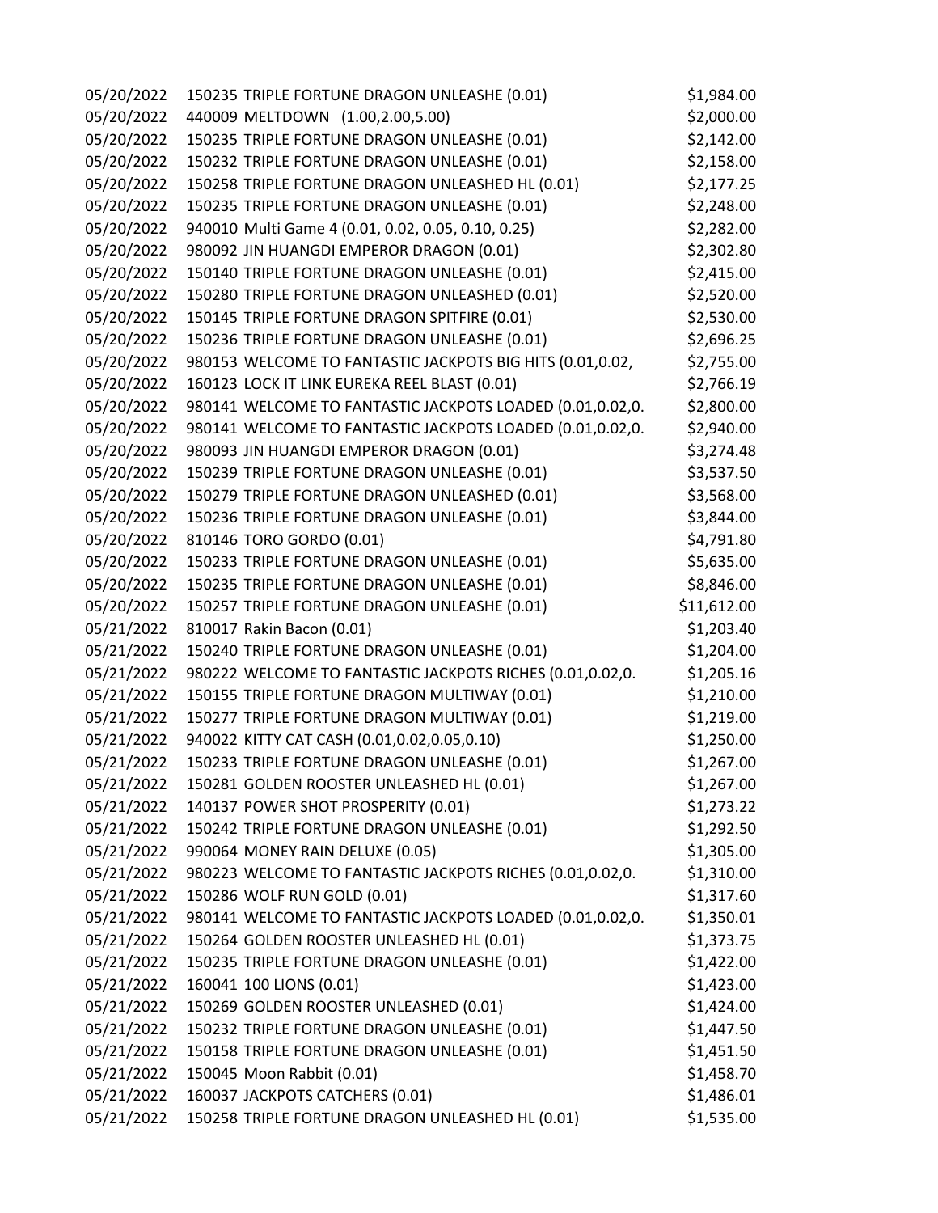| | | |
|---|---|---|
| 05/20/2022 | 150235 TRIPLE FORTUNE DRAGON UNLEASHE (0.01) | $1,984.00 |
| 05/20/2022 | 440009 MELTDOWN (1.00,2.00,5.00) | $2,000.00 |
| 05/20/2022 | 150235 TRIPLE FORTUNE DRAGON UNLEASHE (0.01) | $2,142.00 |
| 05/20/2022 | 150232 TRIPLE FORTUNE DRAGON UNLEASHE (0.01) | $2,158.00 |
| 05/20/2022 | 150258 TRIPLE FORTUNE DRAGON UNLEASHED HL (0.01) | $2,177.25 |
| 05/20/2022 | 150235 TRIPLE FORTUNE DRAGON UNLEASHE (0.01) | $2,248.00 |
| 05/20/2022 | 940010 Multi Game 4 (0.01, 0.02, 0.05, 0.10, 0.25) | $2,282.00 |
| 05/20/2022 | 980092 JIN HUANGDI EMPEROR DRAGON (0.01) | $2,302.80 |
| 05/20/2022 | 150140 TRIPLE FORTUNE DRAGON UNLEASHE (0.01) | $2,415.00 |
| 05/20/2022 | 150280 TRIPLE FORTUNE DRAGON UNLEASHED (0.01) | $2,520.00 |
| 05/20/2022 | 150145 TRIPLE FORTUNE DRAGON SPITFIRE (0.01) | $2,530.00 |
| 05/20/2022 | 150236 TRIPLE FORTUNE DRAGON UNLEASHE (0.01) | $2,696.25 |
| 05/20/2022 | 980153 WELCOME TO FANTASTIC JACKPOTS BIG HITS (0.01,0.02, | $2,755.00 |
| 05/20/2022 | 160123 LOCK IT LINK EUREKA REEL BLAST (0.01) | $2,766.19 |
| 05/20/2022 | 980141 WELCOME TO FANTASTIC JACKPOTS LOADED (0.01,0.02,0. | $2,800.00 |
| 05/20/2022 | 980141 WELCOME TO FANTASTIC JACKPOTS LOADED (0.01,0.02,0. | $2,940.00 |
| 05/20/2022 | 980093 JIN HUANGDI EMPEROR DRAGON (0.01) | $3,274.48 |
| 05/20/2022 | 150239 TRIPLE FORTUNE DRAGON UNLEASHE (0.01) | $3,537.50 |
| 05/20/2022 | 150279 TRIPLE FORTUNE DRAGON UNLEASHED (0.01) | $3,568.00 |
| 05/20/2022 | 150236 TRIPLE FORTUNE DRAGON UNLEASHE (0.01) | $3,844.00 |
| 05/20/2022 | 810146 TORO GORDO (0.01) | $4,791.80 |
| 05/20/2022 | 150233 TRIPLE FORTUNE DRAGON UNLEASHE (0.01) | $5,635.00 |
| 05/20/2022 | 150235 TRIPLE FORTUNE DRAGON UNLEASHE (0.01) | $8,846.00 |
| 05/20/2022 | 150257 TRIPLE FORTUNE DRAGON UNLEASHE (0.01) | $11,612.00 |
| 05/21/2022 | 810017 Rakin Bacon (0.01) | $1,203.40 |
| 05/21/2022 | 150240 TRIPLE FORTUNE DRAGON UNLEASHE (0.01) | $1,204.00 |
| 05/21/2022 | 980222 WELCOME TO FANTASTIC JACKPOTS RICHES (0.01,0.02,0. | $1,205.16 |
| 05/21/2022 | 150155 TRIPLE FORTUNE DRAGON MULTIWAY (0.01) | $1,210.00 |
| 05/21/2022 | 150277 TRIPLE FORTUNE DRAGON MULTIWAY (0.01) | $1,219.00 |
| 05/21/2022 | 940022 KITTY CAT CASH (0.01,0.02,0.05,0.10) | $1,250.00 |
| 05/21/2022 | 150233 TRIPLE FORTUNE DRAGON UNLEASHE (0.01) | $1,267.00 |
| 05/21/2022 | 150281 GOLDEN ROOSTER UNLEASHED HL (0.01) | $1,267.00 |
| 05/21/2022 | 140137 POWER SHOT PROSPERITY (0.01) | $1,273.22 |
| 05/21/2022 | 150242 TRIPLE FORTUNE DRAGON UNLEASHE (0.01) | $1,292.50 |
| 05/21/2022 | 990064 MONEY RAIN DELUXE (0.05) | $1,305.00 |
| 05/21/2022 | 980223 WELCOME TO FANTASTIC JACKPOTS RICHES (0.01,0.02,0. | $1,310.00 |
| 05/21/2022 | 150286 WOLF RUN GOLD (0.01) | $1,317.60 |
| 05/21/2022 | 980141 WELCOME TO FANTASTIC JACKPOTS LOADED (0.01,0.02,0. | $1,350.01 |
| 05/21/2022 | 150264 GOLDEN ROOSTER UNLEASHED HL (0.01) | $1,373.75 |
| 05/21/2022 | 150235 TRIPLE FORTUNE DRAGON UNLEASHE (0.01) | $1,422.00 |
| 05/21/2022 | 160041 100 LIONS (0.01) | $1,423.00 |
| 05/21/2022 | 150269 GOLDEN ROOSTER UNLEASHED (0.01) | $1,424.00 |
| 05/21/2022 | 150232 TRIPLE FORTUNE DRAGON UNLEASHE (0.01) | $1,447.50 |
| 05/21/2022 | 150158 TRIPLE FORTUNE DRAGON UNLEASHE (0.01) | $1,451.50 |
| 05/21/2022 | 150045 Moon Rabbit (0.01) | $1,458.70 |
| 05/21/2022 | 160037 JACKPOTS CATCHERS (0.01) | $1,486.01 |
| 05/21/2022 | 150258 TRIPLE FORTUNE DRAGON UNLEASHED HL (0.01) | $1,535.00 |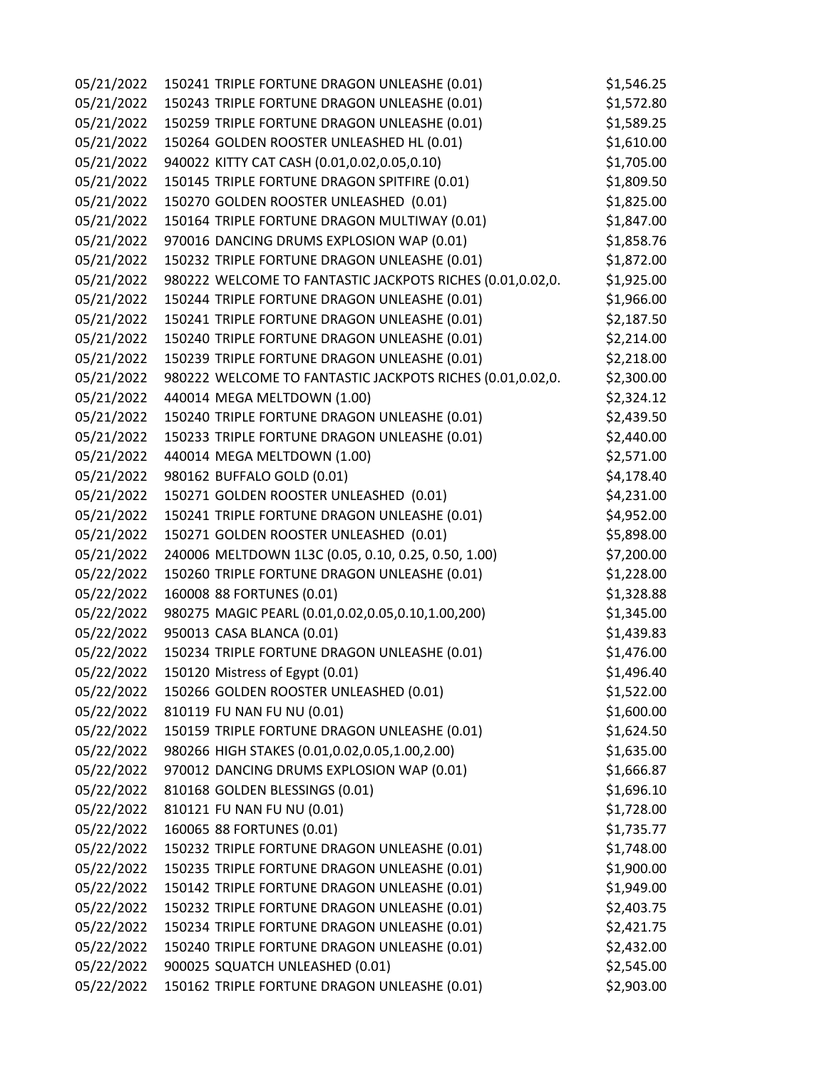| | | |
|---|---|---|
| 05/21/2022 | 150241 TRIPLE FORTUNE DRAGON UNLEASHE (0.01) | $1,546.25 |
| 05/21/2022 | 150243 TRIPLE FORTUNE DRAGON UNLEASHE (0.01) | $1,572.80 |
| 05/21/2022 | 150259 TRIPLE FORTUNE DRAGON UNLEASHE (0.01) | $1,589.25 |
| 05/21/2022 | 150264 GOLDEN ROOSTER UNLEASHED HL (0.01) | $1,610.00 |
| 05/21/2022 | 940022 KITTY CAT CASH (0.01,0.02,0.05,0.10) | $1,705.00 |
| 05/21/2022 | 150145 TRIPLE FORTUNE DRAGON SPITFIRE (0.01) | $1,809.50 |
| 05/21/2022 | 150270 GOLDEN ROOSTER UNLEASHED (0.01) | $1,825.00 |
| 05/21/2022 | 150164 TRIPLE FORTUNE DRAGON MULTIWAY (0.01) | $1,847.00 |
| 05/21/2022 | 970016 DANCING DRUMS EXPLOSION WAP (0.01) | $1,858.76 |
| 05/21/2022 | 150232 TRIPLE FORTUNE DRAGON UNLEASHE (0.01) | $1,872.00 |
| 05/21/2022 | 980222 WELCOME TO FANTASTIC JACKPOTS RICHES (0.01,0.02,0. | $1,925.00 |
| 05/21/2022 | 150244 TRIPLE FORTUNE DRAGON UNLEASHE (0.01) | $1,966.00 |
| 05/21/2022 | 150241 TRIPLE FORTUNE DRAGON UNLEASHE (0.01) | $2,187.50 |
| 05/21/2022 | 150240 TRIPLE FORTUNE DRAGON UNLEASHE (0.01) | $2,214.00 |
| 05/21/2022 | 150239 TRIPLE FORTUNE DRAGON UNLEASHE (0.01) | $2,218.00 |
| 05/21/2022 | 980222 WELCOME TO FANTASTIC JACKPOTS RICHES (0.01,0.02,0. | $2,300.00 |
| 05/21/2022 | 440014 MEGA MELTDOWN (1.00) | $2,324.12 |
| 05/21/2022 | 150240 TRIPLE FORTUNE DRAGON UNLEASHE (0.01) | $2,439.50 |
| 05/21/2022 | 150233 TRIPLE FORTUNE DRAGON UNLEASHE (0.01) | $2,440.00 |
| 05/21/2022 | 440014 MEGA MELTDOWN (1.00) | $2,571.00 |
| 05/21/2022 | 980162 BUFFALO GOLD (0.01) | $4,178.40 |
| 05/21/2022 | 150271 GOLDEN ROOSTER UNLEASHED (0.01) | $4,231.00 |
| 05/21/2022 | 150241 TRIPLE FORTUNE DRAGON UNLEASHE (0.01) | $4,952.00 |
| 05/21/2022 | 150271 GOLDEN ROOSTER UNLEASHED (0.01) | $5,898.00 |
| 05/21/2022 | 240006 MELTDOWN 1L3C (0.05, 0.10, 0.25, 0.50, 1.00) | $7,200.00 |
| 05/22/2022 | 150260 TRIPLE FORTUNE DRAGON UNLEASHE (0.01) | $1,228.00 |
| 05/22/2022 | 160008 88 FORTUNES (0.01) | $1,328.88 |
| 05/22/2022 | 980275 MAGIC PEARL (0.01,0.02,0.05,0.10,1.00,200) | $1,345.00 |
| 05/22/2022 | 950013 CASA BLANCA (0.01) | $1,439.83 |
| 05/22/2022 | 150234 TRIPLE FORTUNE DRAGON UNLEASHE (0.01) | $1,476.00 |
| 05/22/2022 | 150120 Mistress of Egypt (0.01) | $1,496.40 |
| 05/22/2022 | 150266 GOLDEN ROOSTER UNLEASHED (0.01) | $1,522.00 |
| 05/22/2022 | 810119 FU NAN FU NU (0.01) | $1,600.00 |
| 05/22/2022 | 150159 TRIPLE FORTUNE DRAGON UNLEASHE (0.01) | $1,624.50 |
| 05/22/2022 | 980266 HIGH STAKES (0.01,0.02,0.05,1.00,2.00) | $1,635.00 |
| 05/22/2022 | 970012 DANCING DRUMS EXPLOSION WAP (0.01) | $1,666.87 |
| 05/22/2022 | 810168 GOLDEN BLESSINGS (0.01) | $1,696.10 |
| 05/22/2022 | 810121 FU NAN FU NU (0.01) | $1,728.00 |
| 05/22/2022 | 160065 88 FORTUNES (0.01) | $1,735.77 |
| 05/22/2022 | 150232 TRIPLE FORTUNE DRAGON UNLEASHE (0.01) | $1,748.00 |
| 05/22/2022 | 150235 TRIPLE FORTUNE DRAGON UNLEASHE (0.01) | $1,900.00 |
| 05/22/2022 | 150142 TRIPLE FORTUNE DRAGON UNLEASHE (0.01) | $1,949.00 |
| 05/22/2022 | 150232 TRIPLE FORTUNE DRAGON UNLEASHE (0.01) | $2,403.75 |
| 05/22/2022 | 150234 TRIPLE FORTUNE DRAGON UNLEASHE (0.01) | $2,421.75 |
| 05/22/2022 | 150240 TRIPLE FORTUNE DRAGON UNLEASHE (0.01) | $2,432.00 |
| 05/22/2022 | 900025 SQUATCH UNLEASHED (0.01) | $2,545.00 |
| 05/22/2022 | 150162 TRIPLE FORTUNE DRAGON UNLEASHE (0.01) | $2,903.00 |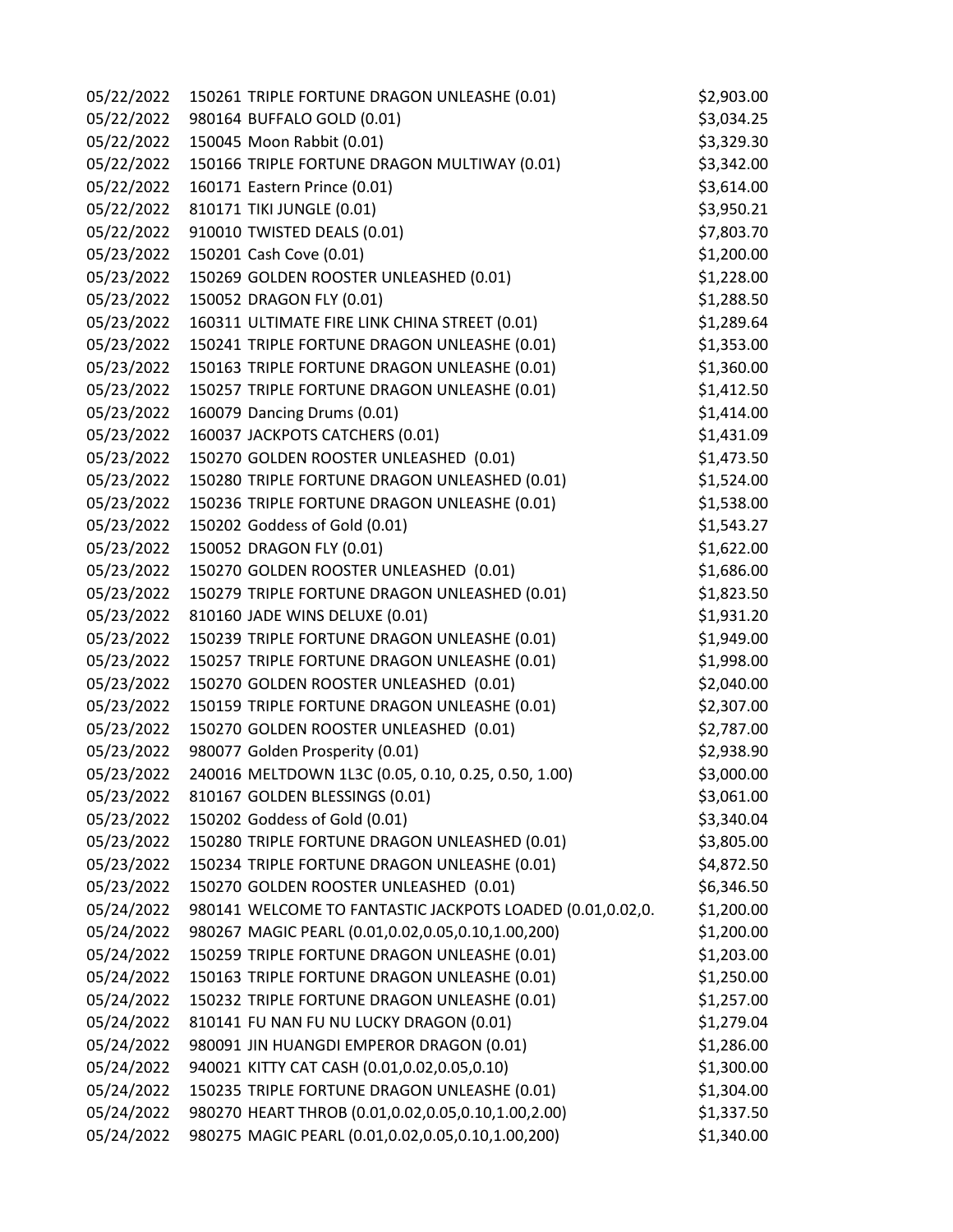| | | |
|---|---|---|
| 05/22/2022 | 150261 TRIPLE FORTUNE DRAGON UNLEASHE (0.01) | $2,903.00 |
| 05/22/2022 | 980164 BUFFALO GOLD (0.01) | $3,034.25 |
| 05/22/2022 | 150045 Moon Rabbit (0.01) | $3,329.30 |
| 05/22/2022 | 150166 TRIPLE FORTUNE DRAGON MULTIWAY (0.01) | $3,342.00 |
| 05/22/2022 | 160171 Eastern Prince (0.01) | $3,614.00 |
| 05/22/2022 | 810171 TIKI JUNGLE (0.01) | $3,950.21 |
| 05/22/2022 | 910010 TWISTED DEALS (0.01) | $7,803.70 |
| 05/23/2022 | 150201 Cash Cove (0.01) | $1,200.00 |
| 05/23/2022 | 150269 GOLDEN ROOSTER UNLEASHED (0.01) | $1,228.00 |
| 05/23/2022 | 150052 DRAGON FLY (0.01) | $1,288.50 |
| 05/23/2022 | 160311 ULTIMATE FIRE LINK CHINA STREET (0.01) | $1,289.64 |
| 05/23/2022 | 150241 TRIPLE FORTUNE DRAGON UNLEASHE (0.01) | $1,353.00 |
| 05/23/2022 | 150163 TRIPLE FORTUNE DRAGON UNLEASHE (0.01) | $1,360.00 |
| 05/23/2022 | 150257 TRIPLE FORTUNE DRAGON UNLEASHE (0.01) | $1,412.50 |
| 05/23/2022 | 160079 Dancing Drums (0.01) | $1,414.00 |
| 05/23/2022 | 160037 JACKPOTS CATCHERS (0.01) | $1,431.09 |
| 05/23/2022 | 150270 GOLDEN ROOSTER UNLEASHED (0.01) | $1,473.50 |
| 05/23/2022 | 150280 TRIPLE FORTUNE DRAGON UNLEASHED (0.01) | $1,524.00 |
| 05/23/2022 | 150236 TRIPLE FORTUNE DRAGON UNLEASHE (0.01) | $1,538.00 |
| 05/23/2022 | 150202 Goddess of Gold (0.01) | $1,543.27 |
| 05/23/2022 | 150052 DRAGON FLY (0.01) | $1,622.00 |
| 05/23/2022 | 150270 GOLDEN ROOSTER UNLEASHED (0.01) | $1,686.00 |
| 05/23/2022 | 150279 TRIPLE FORTUNE DRAGON UNLEASHED (0.01) | $1,823.50 |
| 05/23/2022 | 810160 JADE WINS DELUXE (0.01) | $1,931.20 |
| 05/23/2022 | 150239 TRIPLE FORTUNE DRAGON UNLEASHE (0.01) | $1,949.00 |
| 05/23/2022 | 150257 TRIPLE FORTUNE DRAGON UNLEASHE (0.01) | $1,998.00 |
| 05/23/2022 | 150270 GOLDEN ROOSTER UNLEASHED (0.01) | $2,040.00 |
| 05/23/2022 | 150159 TRIPLE FORTUNE DRAGON UNLEASHE (0.01) | $2,307.00 |
| 05/23/2022 | 150270 GOLDEN ROOSTER UNLEASHED (0.01) | $2,787.00 |
| 05/23/2022 | 980077 Golden Prosperity (0.01) | $2,938.90 |
| 05/23/2022 | 240016 MELTDOWN 1L3C (0.05, 0.10, 0.25, 0.50, 1.00) | $3,000.00 |
| 05/23/2022 | 810167 GOLDEN BLESSINGS (0.01) | $3,061.00 |
| 05/23/2022 | 150202 Goddess of Gold (0.01) | $3,340.04 |
| 05/23/2022 | 150280 TRIPLE FORTUNE DRAGON UNLEASHED (0.01) | $3,805.00 |
| 05/23/2022 | 150234 TRIPLE FORTUNE DRAGON UNLEASHE (0.01) | $4,872.50 |
| 05/23/2022 | 150270 GOLDEN ROOSTER UNLEASHED (0.01) | $6,346.50 |
| 05/24/2022 | 980141 WELCOME TO FANTASTIC JACKPOTS LOADED (0.01,0.02,0. | $1,200.00 |
| 05/24/2022 | 980267 MAGIC PEARL (0.01,0.02,0.05,0.10,1.00,200) | $1,200.00 |
| 05/24/2022 | 150259 TRIPLE FORTUNE DRAGON UNLEASHE (0.01) | $1,203.00 |
| 05/24/2022 | 150163 TRIPLE FORTUNE DRAGON UNLEASHE (0.01) | $1,250.00 |
| 05/24/2022 | 150232 TRIPLE FORTUNE DRAGON UNLEASHE (0.01) | $1,257.00 |
| 05/24/2022 | 810141 FU NAN FU NU LUCKY DRAGON (0.01) | $1,279.04 |
| 05/24/2022 | 980091 JIN HUANGDI EMPEROR DRAGON (0.01) | $1,286.00 |
| 05/24/2022 | 940021 KITTY CAT CASH (0.01,0.02,0.05,0.10) | $1,300.00 |
| 05/24/2022 | 150235 TRIPLE FORTUNE DRAGON UNLEASHE (0.01) | $1,304.00 |
| 05/24/2022 | 980270 HEART THROB (0.01,0.02,0.05,0.10,1.00,2.00) | $1,337.50 |
| 05/24/2022 | 980275 MAGIC PEARL (0.01,0.02,0.05,0.10,1.00,200) | $1,340.00 |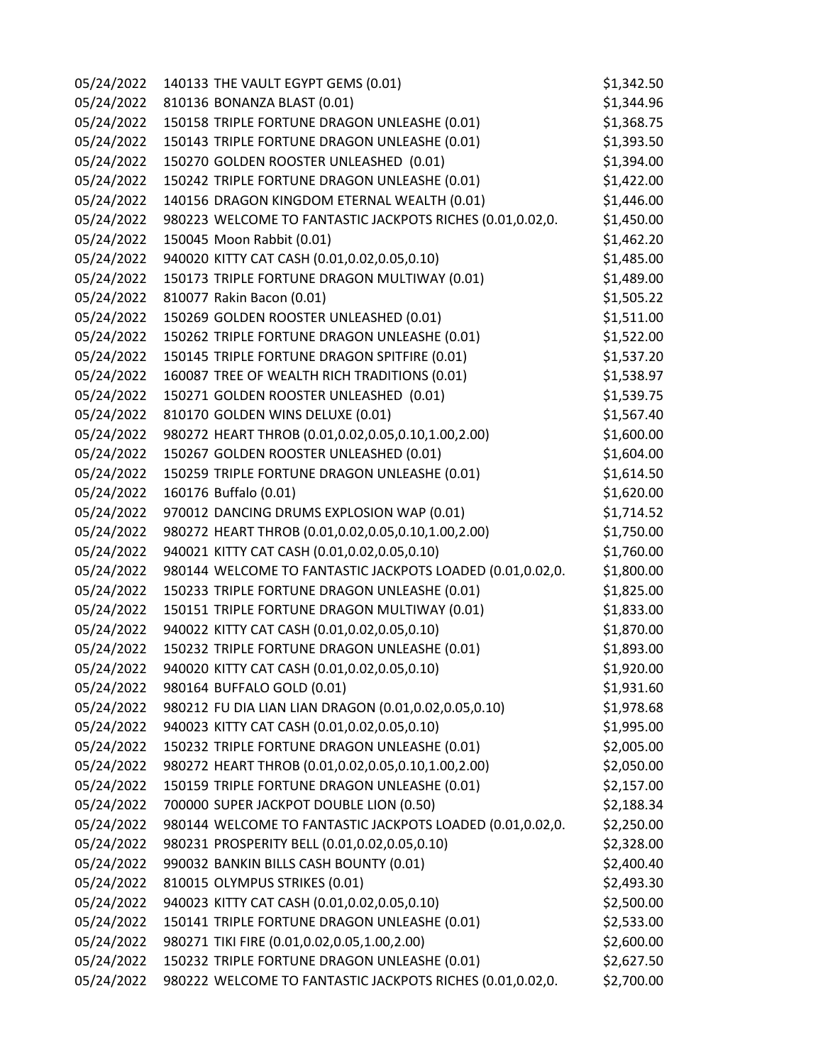| | | |
|---|---|---|
| 05/24/2022 | 140133 THE VAULT EGYPT GEMS (0.01) | $1,342.50 |
| 05/24/2022 | 810136 BONANZA BLAST (0.01) | $1,344.96 |
| 05/24/2022 | 150158 TRIPLE FORTUNE DRAGON UNLEASHE (0.01) | $1,368.75 |
| 05/24/2022 | 150143 TRIPLE FORTUNE DRAGON UNLEASHE (0.01) | $1,393.50 |
| 05/24/2022 | 150270 GOLDEN ROOSTER UNLEASHED (0.01) | $1,394.00 |
| 05/24/2022 | 150242 TRIPLE FORTUNE DRAGON UNLEASHE (0.01) | $1,422.00 |
| 05/24/2022 | 140156 DRAGON KINGDOM ETERNAL WEALTH (0.01) | $1,446.00 |
| 05/24/2022 | 980223 WELCOME TO FANTASTIC JACKPOTS RICHES (0.01,0.02,0. | $1,450.00 |
| 05/24/2022 | 150045 Moon Rabbit (0.01) | $1,462.20 |
| 05/24/2022 | 940020 KITTY CAT CASH (0.01,0.02,0.05,0.10) | $1,485.00 |
| 05/24/2022 | 150173 TRIPLE FORTUNE DRAGON MULTIWAY (0.01) | $1,489.00 |
| 05/24/2022 | 810077 Rakin Bacon (0.01) | $1,505.22 |
| 05/24/2022 | 150269 GOLDEN ROOSTER UNLEASHED (0.01) | $1,511.00 |
| 05/24/2022 | 150262 TRIPLE FORTUNE DRAGON UNLEASHE (0.01) | $1,522.00 |
| 05/24/2022 | 150145 TRIPLE FORTUNE DRAGON SPITFIRE (0.01) | $1,537.20 |
| 05/24/2022 | 160087 TREE OF WEALTH RICH TRADITIONS (0.01) | $1,538.97 |
| 05/24/2022 | 150271 GOLDEN ROOSTER UNLEASHED (0.01) | $1,539.75 |
| 05/24/2022 | 810170 GOLDEN WINS DELUXE (0.01) | $1,567.40 |
| 05/24/2022 | 980272 HEART THROB (0.01,0.02,0.05,0.10,1.00,2.00) | $1,600.00 |
| 05/24/2022 | 150267 GOLDEN ROOSTER UNLEASHED (0.01) | $1,604.00 |
| 05/24/2022 | 150259 TRIPLE FORTUNE DRAGON UNLEASHE (0.01) | $1,614.50 |
| 05/24/2022 | 160176 Buffalo (0.01) | $1,620.00 |
| 05/24/2022 | 970012 DANCING DRUMS EXPLOSION WAP (0.01) | $1,714.52 |
| 05/24/2022 | 980272 HEART THROB (0.01,0.02,0.05,0.10,1.00,2.00) | $1,750.00 |
| 05/24/2022 | 940021 KITTY CAT CASH (0.01,0.02,0.05,0.10) | $1,760.00 |
| 05/24/2022 | 980144 WELCOME TO FANTASTIC JACKPOTS LOADED (0.01,0.02,0. | $1,800.00 |
| 05/24/2022 | 150233 TRIPLE FORTUNE DRAGON UNLEASHE (0.01) | $1,825.00 |
| 05/24/2022 | 150151 TRIPLE FORTUNE DRAGON MULTIWAY (0.01) | $1,833.00 |
| 05/24/2022 | 940022 KITTY CAT CASH (0.01,0.02,0.05,0.10) | $1,870.00 |
| 05/24/2022 | 150232 TRIPLE FORTUNE DRAGON UNLEASHE (0.01) | $1,893.00 |
| 05/24/2022 | 940020 KITTY CAT CASH (0.01,0.02,0.05,0.10) | $1,920.00 |
| 05/24/2022 | 980164 BUFFALO GOLD (0.01) | $1,931.60 |
| 05/24/2022 | 980212 FU DIA LIAN LIAN DRAGON (0.01,0.02,0.05,0.10) | $1,978.68 |
| 05/24/2022 | 940023 KITTY CAT CASH (0.01,0.02,0.05,0.10) | $1,995.00 |
| 05/24/2022 | 150232 TRIPLE FORTUNE DRAGON UNLEASHE (0.01) | $2,005.00 |
| 05/24/2022 | 980272 HEART THROB (0.01,0.02,0.05,0.10,1.00,2.00) | $2,050.00 |
| 05/24/2022 | 150159 TRIPLE FORTUNE DRAGON UNLEASHE (0.01) | $2,157.00 |
| 05/24/2022 | 700000 SUPER JACKPOT DOUBLE LION (0.50) | $2,188.34 |
| 05/24/2022 | 980144 WELCOME TO FANTASTIC JACKPOTS LOADED (0.01,0.02,0. | $2,250.00 |
| 05/24/2022 | 980231 PROSPERITY BELL (0.01,0.02,0.05,0.10) | $2,328.00 |
| 05/24/2022 | 990032 BANKIN BILLS CASH BOUNTY (0.01) | $2,400.40 |
| 05/24/2022 | 810015 OLYMPUS STRIKES (0.01) | $2,493.30 |
| 05/24/2022 | 940023 KITTY CAT CASH (0.01,0.02,0.05,0.10) | $2,500.00 |
| 05/24/2022 | 150141 TRIPLE FORTUNE DRAGON UNLEASHE (0.01) | $2,533.00 |
| 05/24/2022 | 980271 TIKI FIRE (0.01,0.02,0.05,1.00,2.00) | $2,600.00 |
| 05/24/2022 | 150232 TRIPLE FORTUNE DRAGON UNLEASHE (0.01) | $2,627.50 |
| 05/24/2022 | 980222 WELCOME TO FANTASTIC JACKPOTS RICHES (0.01,0.02,0. | $2,700.00 |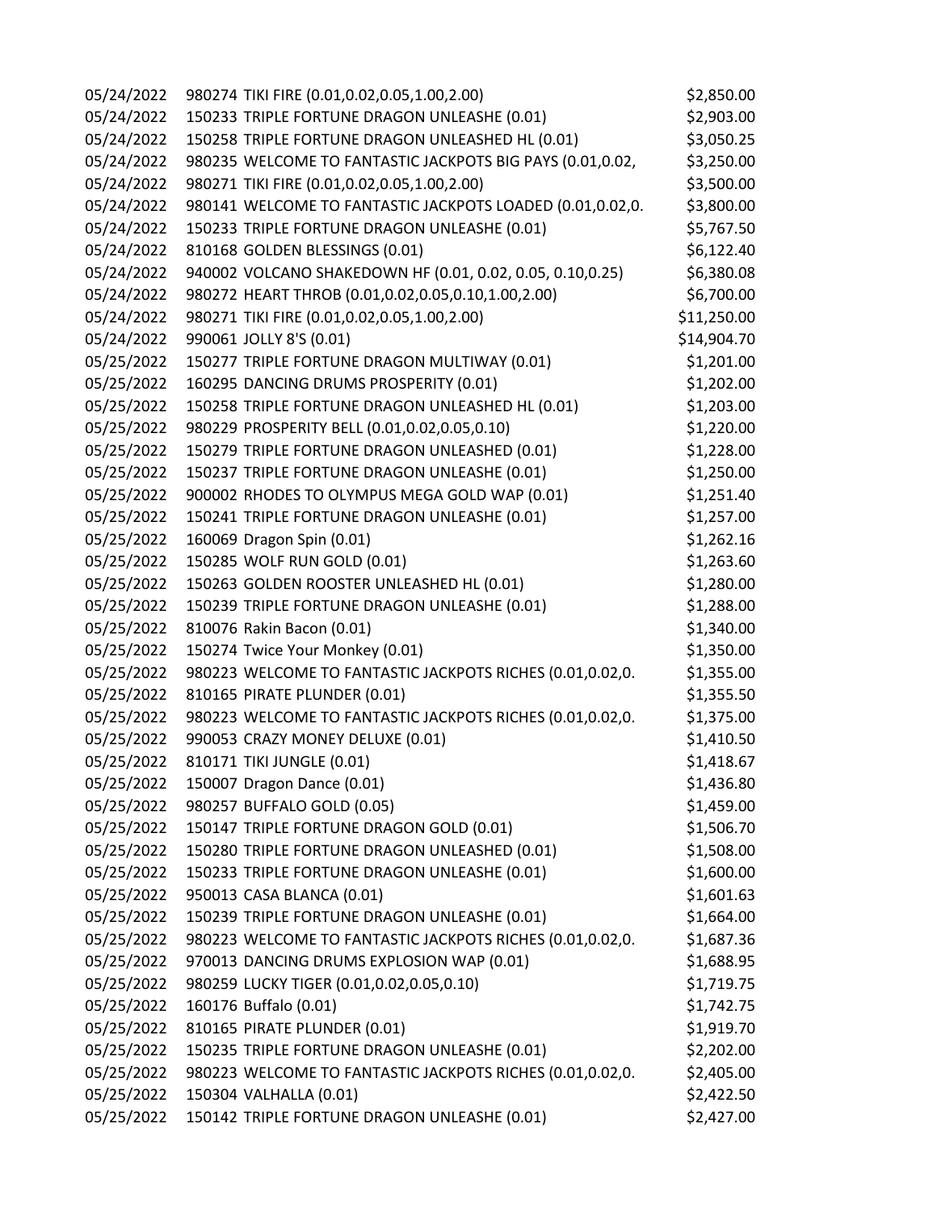| | | |
|---|---|---|
| 05/24/2022 | 980274 TIKI FIRE (0.01,0.02,0.05,1.00,2.00) | $2,850.00 |
| 05/24/2022 | 150233 TRIPLE FORTUNE DRAGON UNLEASHE (0.01) | $2,903.00 |
| 05/24/2022 | 150258 TRIPLE FORTUNE DRAGON UNLEASHED HL (0.01) | $3,050.25 |
| 05/24/2022 | 980235 WELCOME TO FANTASTIC JACKPOTS BIG PAYS (0.01,0.02, | $3,250.00 |
| 05/24/2022 | 980271 TIKI FIRE (0.01,0.02,0.05,1.00,2.00) | $3,500.00 |
| 05/24/2022 | 980141 WELCOME TO FANTASTIC JACKPOTS LOADED (0.01,0.02,0. | $3,800.00 |
| 05/24/2022 | 150233 TRIPLE FORTUNE DRAGON UNLEASHE (0.01) | $5,767.50 |
| 05/24/2022 | 810168 GOLDEN BLESSINGS (0.01) | $6,122.40 |
| 05/24/2022 | 940002 VOLCANO SHAKEDOWN HF (0.01, 0.02, 0.05, 0.10,0.25) | $6,380.08 |
| 05/24/2022 | 980272 HEART THROB (0.01,0.02,0.05,0.10,1.00,2.00) | $6,700.00 |
| 05/24/2022 | 980271 TIKI FIRE (0.01,0.02,0.05,1.00,2.00) | $11,250.00 |
| 05/24/2022 | 990061 JOLLY 8'S (0.01) | $14,904.70 |
| 05/25/2022 | 150277 TRIPLE FORTUNE DRAGON MULTIWAY (0.01) | $1,201.00 |
| 05/25/2022 | 160295 DANCING DRUMS PROSPERITY (0.01) | $1,202.00 |
| 05/25/2022 | 150258 TRIPLE FORTUNE DRAGON UNLEASHED HL (0.01) | $1,203.00 |
| 05/25/2022 | 980229 PROSPERITY BELL (0.01,0.02,0.05,0.10) | $1,220.00 |
| 05/25/2022 | 150279 TRIPLE FORTUNE DRAGON UNLEASHED (0.01) | $1,228.00 |
| 05/25/2022 | 150237 TRIPLE FORTUNE DRAGON UNLEASHE (0.01) | $1,250.00 |
| 05/25/2022 | 900002 RHODES TO OLYMPUS MEGA GOLD WAP (0.01) | $1,251.40 |
| 05/25/2022 | 150241 TRIPLE FORTUNE DRAGON UNLEASHE (0.01) | $1,257.00 |
| 05/25/2022 | 160069 Dragon Spin (0.01) | $1,262.16 |
| 05/25/2022 | 150285 WOLF RUN GOLD (0.01) | $1,263.60 |
| 05/25/2022 | 150263 GOLDEN ROOSTER UNLEASHED HL (0.01) | $1,280.00 |
| 05/25/2022 | 150239 TRIPLE FORTUNE DRAGON UNLEASHE (0.01) | $1,288.00 |
| 05/25/2022 | 810076 Rakin Bacon (0.01) | $1,340.00 |
| 05/25/2022 | 150274 Twice Your Monkey (0.01) | $1,350.00 |
| 05/25/2022 | 980223 WELCOME TO FANTASTIC JACKPOTS RICHES (0.01,0.02,0. | $1,355.00 |
| 05/25/2022 | 810165 PIRATE PLUNDER (0.01) | $1,355.50 |
| 05/25/2022 | 980223 WELCOME TO FANTASTIC JACKPOTS RICHES (0.01,0.02,0. | $1,375.00 |
| 05/25/2022 | 990053 CRAZY MONEY DELUXE (0.01) | $1,410.50 |
| 05/25/2022 | 810171 TIKI JUNGLE (0.01) | $1,418.67 |
| 05/25/2022 | 150007 Dragon Dance (0.01) | $1,436.80 |
| 05/25/2022 | 980257 BUFFALO GOLD (0.05) | $1,459.00 |
| 05/25/2022 | 150147 TRIPLE FORTUNE DRAGON GOLD (0.01) | $1,506.70 |
| 05/25/2022 | 150280 TRIPLE FORTUNE DRAGON UNLEASHED (0.01) | $1,508.00 |
| 05/25/2022 | 150233 TRIPLE FORTUNE DRAGON UNLEASHE (0.01) | $1,600.00 |
| 05/25/2022 | 950013 CASA BLANCA (0.01) | $1,601.63 |
| 05/25/2022 | 150239 TRIPLE FORTUNE DRAGON UNLEASHE (0.01) | $1,664.00 |
| 05/25/2022 | 980223 WELCOME TO FANTASTIC JACKPOTS RICHES (0.01,0.02,0. | $1,687.36 |
| 05/25/2022 | 970013 DANCING DRUMS EXPLOSION WAP (0.01) | $1,688.95 |
| 05/25/2022 | 980259 LUCKY TIGER (0.01,0.02,0.05,0.10) | $1,719.75 |
| 05/25/2022 | 160176 Buffalo (0.01) | $1,742.75 |
| 05/25/2022 | 810165 PIRATE PLUNDER (0.01) | $1,919.70 |
| 05/25/2022 | 150235 TRIPLE FORTUNE DRAGON UNLEASHE (0.01) | $2,202.00 |
| 05/25/2022 | 980223 WELCOME TO FANTASTIC JACKPOTS RICHES (0.01,0.02,0. | $2,405.00 |
| 05/25/2022 | 150304 VALHALLA (0.01) | $2,422.50 |
| 05/25/2022 | 150142 TRIPLE FORTUNE DRAGON UNLEASHE (0.01) | $2,427.00 |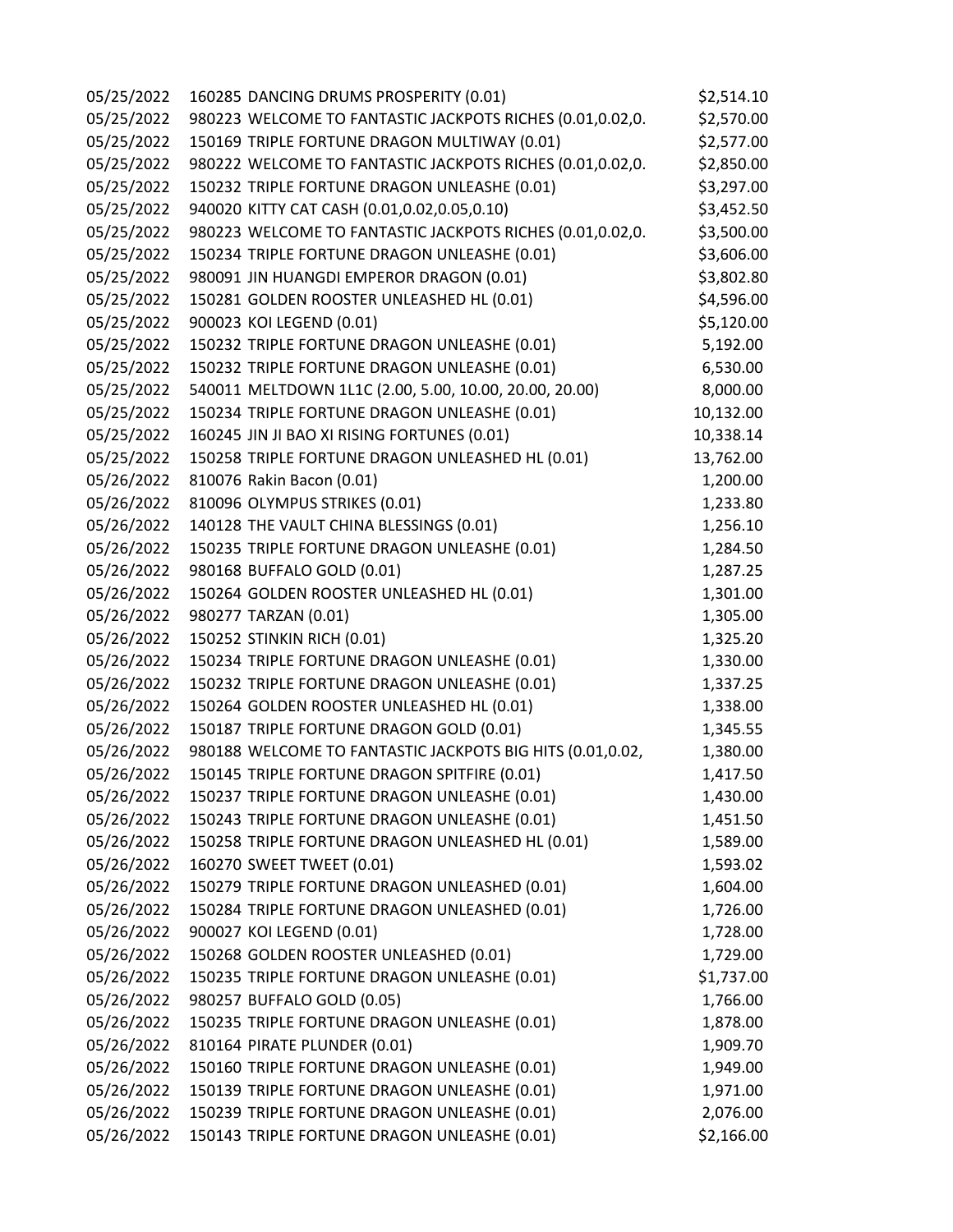| | | |
|---|---|---|
| 05/25/2022 | 160285 DANCING DRUMS PROSPERITY (0.01) | $2,514.10 |
| 05/25/2022 | 980223 WELCOME TO FANTASTIC JACKPOTS RICHES (0.01,0.02,0. | $2,570.00 |
| 05/25/2022 | 150169 TRIPLE FORTUNE DRAGON MULTIWAY (0.01) | $2,577.00 |
| 05/25/2022 | 980222 WELCOME TO FANTASTIC JACKPOTS RICHES (0.01,0.02,0. | $2,850.00 |
| 05/25/2022 | 150232 TRIPLE FORTUNE DRAGON UNLEASHE (0.01) | $3,297.00 |
| 05/25/2022 | 940020 KITTY CAT CASH (0.01,0.02,0.05,0.10) | $3,452.50 |
| 05/25/2022 | 980223 WELCOME TO FANTASTIC JACKPOTS RICHES (0.01,0.02,0. | $3,500.00 |
| 05/25/2022 | 150234 TRIPLE FORTUNE DRAGON UNLEASHE (0.01) | $3,606.00 |
| 05/25/2022 | 980091 JIN HUANGDI EMPEROR DRAGON (0.01) | $3,802.80 |
| 05/25/2022 | 150281 GOLDEN ROOSTER UNLEASHED HL (0.01) | $4,596.00 |
| 05/25/2022 | 900023 KOI LEGEND (0.01) | $5,120.00 |
| 05/25/2022 | 150232 TRIPLE FORTUNE DRAGON UNLEASHE (0.01) | 5,192.00 |
| 05/25/2022 | 150232 TRIPLE FORTUNE DRAGON UNLEASHE (0.01) | 6,530.00 |
| 05/25/2022 | 540011 MELTDOWN 1L1C (2.00, 5.00, 10.00, 20.00, 20.00) | 8,000.00 |
| 05/25/2022 | 150234 TRIPLE FORTUNE DRAGON UNLEASHE (0.01) | 10,132.00 |
| 05/25/2022 | 160245 JIN JI BAO XI RISING FORTUNES (0.01) | 10,338.14 |
| 05/25/2022 | 150258 TRIPLE FORTUNE DRAGON UNLEASHED HL (0.01) | 13,762.00 |
| 05/26/2022 | 810076 Rakin Bacon (0.01) | 1,200.00 |
| 05/26/2022 | 810096 OLYMPUS STRIKES (0.01) | 1,233.80 |
| 05/26/2022 | 140128 THE VAULT CHINA BLESSINGS (0.01) | 1,256.10 |
| 05/26/2022 | 150235 TRIPLE FORTUNE DRAGON UNLEASHE (0.01) | 1,284.50 |
| 05/26/2022 | 980168 BUFFALO GOLD (0.01) | 1,287.25 |
| 05/26/2022 | 150264 GOLDEN ROOSTER UNLEASHED HL (0.01) | 1,301.00 |
| 05/26/2022 | 980277 TARZAN (0.01) | 1,305.00 |
| 05/26/2022 | 150252 STINKIN RICH (0.01) | 1,325.20 |
| 05/26/2022 | 150234 TRIPLE FORTUNE DRAGON UNLEASHE (0.01) | 1,330.00 |
| 05/26/2022 | 150232 TRIPLE FORTUNE DRAGON UNLEASHE (0.01) | 1,337.25 |
| 05/26/2022 | 150264 GOLDEN ROOSTER UNLEASHED HL (0.01) | 1,338.00 |
| 05/26/2022 | 150187 TRIPLE FORTUNE DRAGON GOLD (0.01) | 1,345.55 |
| 05/26/2022 | 980188 WELCOME TO FANTASTIC JACKPOTS BIG HITS (0.01,0.02, | 1,380.00 |
| 05/26/2022 | 150145 TRIPLE FORTUNE DRAGON SPITFIRE (0.01) | 1,417.50 |
| 05/26/2022 | 150237 TRIPLE FORTUNE DRAGON UNLEASHE (0.01) | 1,430.00 |
| 05/26/2022 | 150243 TRIPLE FORTUNE DRAGON UNLEASHE (0.01) | 1,451.50 |
| 05/26/2022 | 150258 TRIPLE FORTUNE DRAGON UNLEASHED HL (0.01) | 1,589.00 |
| 05/26/2022 | 160270 SWEET TWEET (0.01) | 1,593.02 |
| 05/26/2022 | 150279 TRIPLE FORTUNE DRAGON UNLEASHED (0.01) | 1,604.00 |
| 05/26/2022 | 150284 TRIPLE FORTUNE DRAGON UNLEASHED (0.01) | 1,726.00 |
| 05/26/2022 | 900027 KOI LEGEND (0.01) | 1,728.00 |
| 05/26/2022 | 150268 GOLDEN ROOSTER UNLEASHED (0.01) | 1,729.00 |
| 05/26/2022 | 150235 TRIPLE FORTUNE DRAGON UNLEASHE (0.01) | $1,737.00 |
| 05/26/2022 | 980257 BUFFALO GOLD (0.05) | 1,766.00 |
| 05/26/2022 | 150235 TRIPLE FORTUNE DRAGON UNLEASHE (0.01) | 1,878.00 |
| 05/26/2022 | 810164 PIRATE PLUNDER (0.01) | 1,909.70 |
| 05/26/2022 | 150160 TRIPLE FORTUNE DRAGON UNLEASHE (0.01) | 1,949.00 |
| 05/26/2022 | 150139 TRIPLE FORTUNE DRAGON UNLEASHE (0.01) | 1,971.00 |
| 05/26/2022 | 150239 TRIPLE FORTUNE DRAGON UNLEASHE (0.01) | 2,076.00 |
| 05/26/2022 | 150143 TRIPLE FORTUNE DRAGON UNLEASHE (0.01) | $2,166.00 |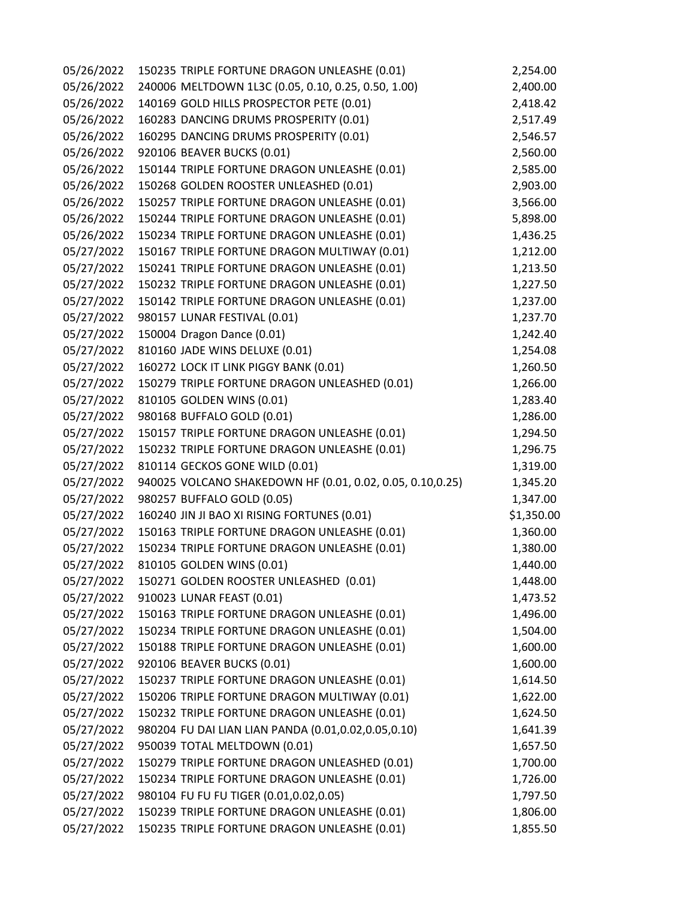| | | |
|---|---|---|
| 05/26/2022 | 150235 TRIPLE FORTUNE DRAGON UNLEASHE (0.01) | 2,254.00 |
| 05/26/2022 | 240006 MELTDOWN 1L3C (0.05, 0.10, 0.25, 0.50, 1.00) | 2,400.00 |
| 05/26/2022 | 140169 GOLD HILLS PROSPECTOR PETE (0.01) | 2,418.42 |
| 05/26/2022 | 160283 DANCING DRUMS PROSPERITY (0.01) | 2,517.49 |
| 05/26/2022 | 160295 DANCING DRUMS PROSPERITY (0.01) | 2,546.57 |
| 05/26/2022 | 920106 BEAVER BUCKS (0.01) | 2,560.00 |
| 05/26/2022 | 150144 TRIPLE FORTUNE DRAGON UNLEASHE (0.01) | 2,585.00 |
| 05/26/2022 | 150268 GOLDEN ROOSTER UNLEASHED (0.01) | 2,903.00 |
| 05/26/2022 | 150257 TRIPLE FORTUNE DRAGON UNLEASHE (0.01) | 3,566.00 |
| 05/26/2022 | 150244 TRIPLE FORTUNE DRAGON UNLEASHE (0.01) | 5,898.00 |
| 05/26/2022 | 150234 TRIPLE FORTUNE DRAGON UNLEASHE (0.01) | 1,436.25 |
| 05/27/2022 | 150167 TRIPLE FORTUNE DRAGON MULTIWAY (0.01) | 1,212.00 |
| 05/27/2022 | 150241 TRIPLE FORTUNE DRAGON UNLEASHE (0.01) | 1,213.50 |
| 05/27/2022 | 150232 TRIPLE FORTUNE DRAGON UNLEASHE (0.01) | 1,227.50 |
| 05/27/2022 | 150142 TRIPLE FORTUNE DRAGON UNLEASHE (0.01) | 1,237.00 |
| 05/27/2022 | 980157 LUNAR FESTIVAL (0.01) | 1,237.70 |
| 05/27/2022 | 150004 Dragon Dance (0.01) | 1,242.40 |
| 05/27/2022 | 810160 JADE WINS DELUXE (0.01) | 1,254.08 |
| 05/27/2022 | 160272 LOCK IT LINK PIGGY BANK (0.01) | 1,260.50 |
| 05/27/2022 | 150279 TRIPLE FORTUNE DRAGON UNLEASHED (0.01) | 1,266.00 |
| 05/27/2022 | 810105 GOLDEN WINS (0.01) | 1,283.40 |
| 05/27/2022 | 980168 BUFFALO GOLD (0.01) | 1,286.00 |
| 05/27/2022 | 150157 TRIPLE FORTUNE DRAGON UNLEASHE (0.01) | 1,294.50 |
| 05/27/2022 | 150232 TRIPLE FORTUNE DRAGON UNLEASHE (0.01) | 1,296.75 |
| 05/27/2022 | 810114 GECKOS GONE WILD (0.01) | 1,319.00 |
| 05/27/2022 | 940025 VOLCANO SHAKEDOWN HF (0.01, 0.02, 0.05, 0.10,0.25) | 1,345.20 |
| 05/27/2022 | 980257 BUFFALO GOLD (0.05) | 1,347.00 |
| 05/27/2022 | 160240 JIN JI BAO XI RISING FORTUNES (0.01) | $1,350.00 |
| 05/27/2022 | 150163 TRIPLE FORTUNE DRAGON UNLEASHE (0.01) | 1,360.00 |
| 05/27/2022 | 150234 TRIPLE FORTUNE DRAGON UNLEASHE (0.01) | 1,380.00 |
| 05/27/2022 | 810105 GOLDEN WINS (0.01) | 1,440.00 |
| 05/27/2022 | 150271 GOLDEN ROOSTER UNLEASHED (0.01) | 1,448.00 |
| 05/27/2022 | 910023 LUNAR FEAST (0.01) | 1,473.52 |
| 05/27/2022 | 150163 TRIPLE FORTUNE DRAGON UNLEASHE (0.01) | 1,496.00 |
| 05/27/2022 | 150234 TRIPLE FORTUNE DRAGON UNLEASHE (0.01) | 1,504.00 |
| 05/27/2022 | 150188 TRIPLE FORTUNE DRAGON UNLEASHE (0.01) | 1,600.00 |
| 05/27/2022 | 920106 BEAVER BUCKS (0.01) | 1,600.00 |
| 05/27/2022 | 150237 TRIPLE FORTUNE DRAGON UNLEASHE (0.01) | 1,614.50 |
| 05/27/2022 | 150206 TRIPLE FORTUNE DRAGON MULTIWAY (0.01) | 1,622.00 |
| 05/27/2022 | 150232 TRIPLE FORTUNE DRAGON UNLEASHE (0.01) | 1,624.50 |
| 05/27/2022 | 980204 FU DAI LIAN LIAN PANDA (0.01,0.02,0.05,0.10) | 1,641.39 |
| 05/27/2022 | 950039 TOTAL MELTDOWN (0.01) | 1,657.50 |
| 05/27/2022 | 150279 TRIPLE FORTUNE DRAGON UNLEASHED (0.01) | 1,700.00 |
| 05/27/2022 | 150234 TRIPLE FORTUNE DRAGON UNLEASHE (0.01) | 1,726.00 |
| 05/27/2022 | 980104 FU FU FU TIGER (0.01,0.02,0.05) | 1,797.50 |
| 05/27/2022 | 150239 TRIPLE FORTUNE DRAGON UNLEASHE (0.01) | 1,806.00 |
| 05/27/2022 | 150235 TRIPLE FORTUNE DRAGON UNLEASHE (0.01) | 1,855.50 |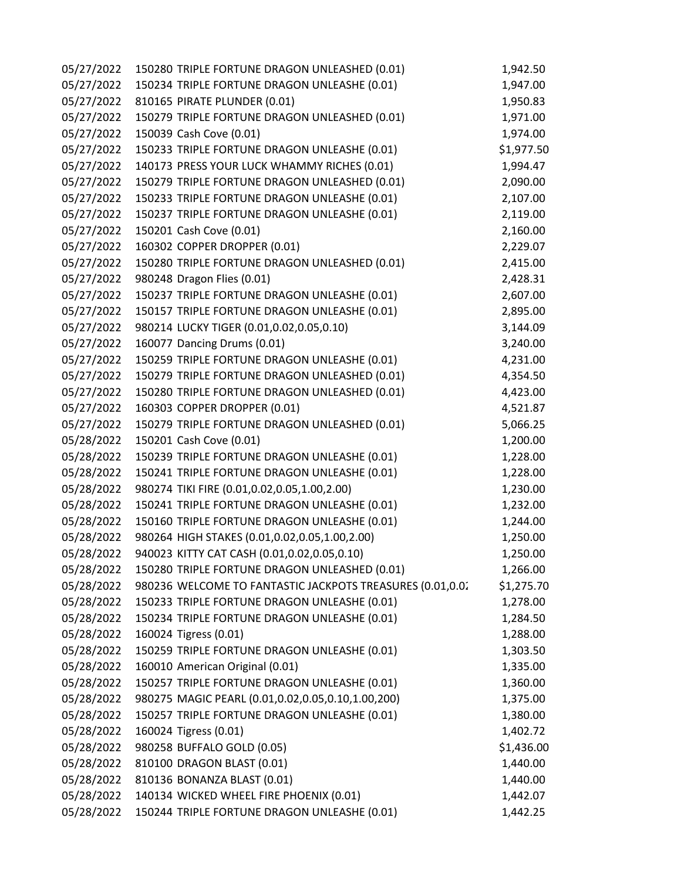| | | |
|---|---|---|
| 05/27/2022 | 150280 TRIPLE FORTUNE DRAGON UNLEASHED (0.01) | 1,942.50 |
| 05/27/2022 | 150234 TRIPLE FORTUNE DRAGON UNLEASHE (0.01) | 1,947.00 |
| 05/27/2022 | 810165 PIRATE PLUNDER (0.01) | 1,950.83 |
| 05/27/2022 | 150279 TRIPLE FORTUNE DRAGON UNLEASHED (0.01) | 1,971.00 |
| 05/27/2022 | 150039 Cash Cove (0.01) | 1,974.00 |
| 05/27/2022 | 150233 TRIPLE FORTUNE DRAGON UNLEASHE (0.01) | $1,977.50 |
| 05/27/2022 | 140173 PRESS YOUR LUCK WHAMMY RICHES (0.01) | 1,994.47 |
| 05/27/2022 | 150279 TRIPLE FORTUNE DRAGON UNLEASHED (0.01) | 2,090.00 |
| 05/27/2022 | 150233 TRIPLE FORTUNE DRAGON UNLEASHE (0.01) | 2,107.00 |
| 05/27/2022 | 150237 TRIPLE FORTUNE DRAGON UNLEASHE (0.01) | 2,119.00 |
| 05/27/2022 | 150201 Cash Cove (0.01) | 2,160.00 |
| 05/27/2022 | 160302 COPPER DROPPER (0.01) | 2,229.07 |
| 05/27/2022 | 150280 TRIPLE FORTUNE DRAGON UNLEASHED (0.01) | 2,415.00 |
| 05/27/2022 | 980248 Dragon Flies (0.01) | 2,428.31 |
| 05/27/2022 | 150237 TRIPLE FORTUNE DRAGON UNLEASHE (0.01) | 2,607.00 |
| 05/27/2022 | 150157 TRIPLE FORTUNE DRAGON UNLEASHE (0.01) | 2,895.00 |
| 05/27/2022 | 980214 LUCKY TIGER (0.01,0.02,0.05,0.10) | 3,144.09 |
| 05/27/2022 | 160077 Dancing Drums (0.01) | 3,240.00 |
| 05/27/2022 | 150259 TRIPLE FORTUNE DRAGON UNLEASHE (0.01) | 4,231.00 |
| 05/27/2022 | 150279 TRIPLE FORTUNE DRAGON UNLEASHED (0.01) | 4,354.50 |
| 05/27/2022 | 150280 TRIPLE FORTUNE DRAGON UNLEASHED (0.01) | 4,423.00 |
| 05/27/2022 | 160303 COPPER DROPPER (0.01) | 4,521.87 |
| 05/27/2022 | 150279 TRIPLE FORTUNE DRAGON UNLEASHED (0.01) | 5,066.25 |
| 05/28/2022 | 150201 Cash Cove (0.01) | 1,200.00 |
| 05/28/2022 | 150239 TRIPLE FORTUNE DRAGON UNLEASHE (0.01) | 1,228.00 |
| 05/28/2022 | 150241 TRIPLE FORTUNE DRAGON UNLEASHE (0.01) | 1,228.00 |
| 05/28/2022 | 980274 TIKI FIRE (0.01,0.02,0.05,1.00,2.00) | 1,230.00 |
| 05/28/2022 | 150241 TRIPLE FORTUNE DRAGON UNLEASHE (0.01) | 1,232.00 |
| 05/28/2022 | 150160 TRIPLE FORTUNE DRAGON UNLEASHE (0.01) | 1,244.00 |
| 05/28/2022 | 980264 HIGH STAKES (0.01,0.02,0.05,1.00,2.00) | 1,250.00 |
| 05/28/2022 | 940023 KITTY CAT CASH (0.01,0.02,0.05,0.10) | 1,250.00 |
| 05/28/2022 | 150280 TRIPLE FORTUNE DRAGON UNLEASHED (0.01) | 1,266.00 |
| 05/28/2022 | 980236 WELCOME TO FANTASTIC JACKPOTS TREASURES (0.01,0.02 | $1,275.70 |
| 05/28/2022 | 150233 TRIPLE FORTUNE DRAGON UNLEASHE (0.01) | 1,278.00 |
| 05/28/2022 | 150234 TRIPLE FORTUNE DRAGON UNLEASHE (0.01) | 1,284.50 |
| 05/28/2022 | 160024 Tigress (0.01) | 1,288.00 |
| 05/28/2022 | 150259 TRIPLE FORTUNE DRAGON UNLEASHE (0.01) | 1,303.50 |
| 05/28/2022 | 160010 American Original (0.01) | 1,335.00 |
| 05/28/2022 | 150257 TRIPLE FORTUNE DRAGON UNLEASHE (0.01) | 1,360.00 |
| 05/28/2022 | 980275 MAGIC PEARL (0.01,0.02,0.05,0.10,1.00,200) | 1,375.00 |
| 05/28/2022 | 150257 TRIPLE FORTUNE DRAGON UNLEASHE (0.01) | 1,380.00 |
| 05/28/2022 | 160024 Tigress (0.01) | 1,402.72 |
| 05/28/2022 | 980258 BUFFALO GOLD (0.05) | $1,436.00 |
| 05/28/2022 | 810100 DRAGON BLAST (0.01) | 1,440.00 |
| 05/28/2022 | 810136 BONANZA BLAST (0.01) | 1,440.00 |
| 05/28/2022 | 140134 WICKED WHEEL FIRE PHOENIX (0.01) | 1,442.07 |
| 05/28/2022 | 150244 TRIPLE FORTUNE DRAGON UNLEASHE (0.01) | 1,442.25 |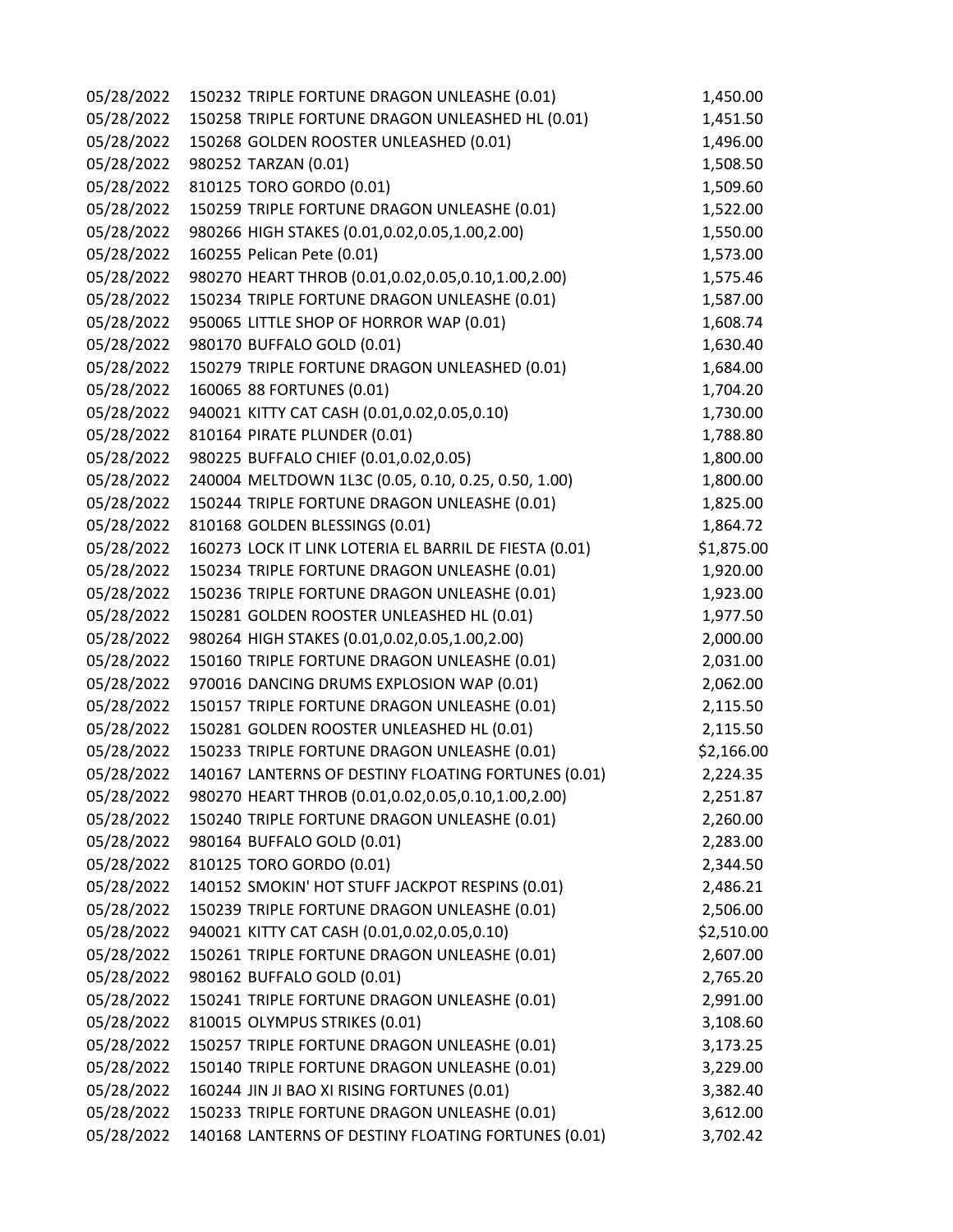| | | |
|---|---|---|
| 05/28/2022 | 150232 TRIPLE FORTUNE DRAGON UNLEASHE (0.01) | 1,450.00 |
| 05/28/2022 | 150258 TRIPLE FORTUNE DRAGON UNLEASHED HL (0.01) | 1,451.50 |
| 05/28/2022 | 150268 GOLDEN ROOSTER UNLEASHED (0.01) | 1,496.00 |
| 05/28/2022 | 980252 TARZAN (0.01) | 1,508.50 |
| 05/28/2022 | 810125 TORO GORDO (0.01) | 1,509.60 |
| 05/28/2022 | 150259 TRIPLE FORTUNE DRAGON UNLEASHE (0.01) | 1,522.00 |
| 05/28/2022 | 980266 HIGH STAKES (0.01,0.02,0.05,1.00,2.00) | 1,550.00 |
| 05/28/2022 | 160255 Pelican Pete (0.01) | 1,573.00 |
| 05/28/2022 | 980270 HEART THROB (0.01,0.02,0.05,0.10,1.00,2.00) | 1,575.46 |
| 05/28/2022 | 150234 TRIPLE FORTUNE DRAGON UNLEASHE (0.01) | 1,587.00 |
| 05/28/2022 | 950065 LITTLE SHOP OF HORROR WAP (0.01) | 1,608.74 |
| 05/28/2022 | 980170 BUFFALO GOLD (0.01) | 1,630.40 |
| 05/28/2022 | 150279 TRIPLE FORTUNE DRAGON UNLEASHED (0.01) | 1,684.00 |
| 05/28/2022 | 160065 88 FORTUNES (0.01) | 1,704.20 |
| 05/28/2022 | 940021 KITTY CAT CASH (0.01,0.02,0.05,0.10) | 1,730.00 |
| 05/28/2022 | 810164 PIRATE PLUNDER (0.01) | 1,788.80 |
| 05/28/2022 | 980225 BUFFALO CHIEF (0.01,0.02,0.05) | 1,800.00 |
| 05/28/2022 | 240004 MELTDOWN 1L3C (0.05, 0.10, 0.25, 0.50, 1.00) | 1,800.00 |
| 05/28/2022 | 150244 TRIPLE FORTUNE DRAGON UNLEASHE (0.01) | 1,825.00 |
| 05/28/2022 | 810168 GOLDEN BLESSINGS (0.01) | 1,864.72 |
| 05/28/2022 | 160273 LOCK IT LINK LOTERIA EL BARRIL DE FIESTA (0.01) | $1,875.00 |
| 05/28/2022 | 150234 TRIPLE FORTUNE DRAGON UNLEASHE (0.01) | 1,920.00 |
| 05/28/2022 | 150236 TRIPLE FORTUNE DRAGON UNLEASHE (0.01) | 1,923.00 |
| 05/28/2022 | 150281 GOLDEN ROOSTER UNLEASHED HL (0.01) | 1,977.50 |
| 05/28/2022 | 980264 HIGH STAKES (0.01,0.02,0.05,1.00,2.00) | 2,000.00 |
| 05/28/2022 | 150160 TRIPLE FORTUNE DRAGON UNLEASHE (0.01) | 2,031.00 |
| 05/28/2022 | 970016 DANCING DRUMS EXPLOSION WAP (0.01) | 2,062.00 |
| 05/28/2022 | 150157 TRIPLE FORTUNE DRAGON UNLEASHE (0.01) | 2,115.50 |
| 05/28/2022 | 150281 GOLDEN ROOSTER UNLEASHED HL (0.01) | 2,115.50 |
| 05/28/2022 | 150233 TRIPLE FORTUNE DRAGON UNLEASHE (0.01) | $2,166.00 |
| 05/28/2022 | 140167 LANTERNS OF DESTINY FLOATING FORTUNES (0.01) | 2,224.35 |
| 05/28/2022 | 980270 HEART THROB (0.01,0.02,0.05,0.10,1.00,2.00) | 2,251.87 |
| 05/28/2022 | 150240 TRIPLE FORTUNE DRAGON UNLEASHE (0.01) | 2,260.00 |
| 05/28/2022 | 980164 BUFFALO GOLD (0.01) | 2,283.00 |
| 05/28/2022 | 810125 TORO GORDO (0.01) | 2,344.50 |
| 05/28/2022 | 140152 SMOKIN' HOT STUFF JACKPOT RESPINS (0.01) | 2,486.21 |
| 05/28/2022 | 150239 TRIPLE FORTUNE DRAGON UNLEASHE (0.01) | 2,506.00 |
| 05/28/2022 | 940021 KITTY CAT CASH (0.01,0.02,0.05,0.10) | $2,510.00 |
| 05/28/2022 | 150261 TRIPLE FORTUNE DRAGON UNLEASHE (0.01) | 2,607.00 |
| 05/28/2022 | 980162 BUFFALO GOLD (0.01) | 2,765.20 |
| 05/28/2022 | 150241 TRIPLE FORTUNE DRAGON UNLEASHE (0.01) | 2,991.00 |
| 05/28/2022 | 810015 OLYMPUS STRIKES (0.01) | 3,108.60 |
| 05/28/2022 | 150257 TRIPLE FORTUNE DRAGON UNLEASHE (0.01) | 3,173.25 |
| 05/28/2022 | 150140 TRIPLE FORTUNE DRAGON UNLEASHE (0.01) | 3,229.00 |
| 05/28/2022 | 160244 JIN JI BAO XI RISING FORTUNES (0.01) | 3,382.40 |
| 05/28/2022 | 150233 TRIPLE FORTUNE DRAGON UNLEASHE (0.01) | 3,612.00 |
| 05/28/2022 | 140168 LANTERNS OF DESTINY FLOATING FORTUNES (0.01) | 3,702.42 |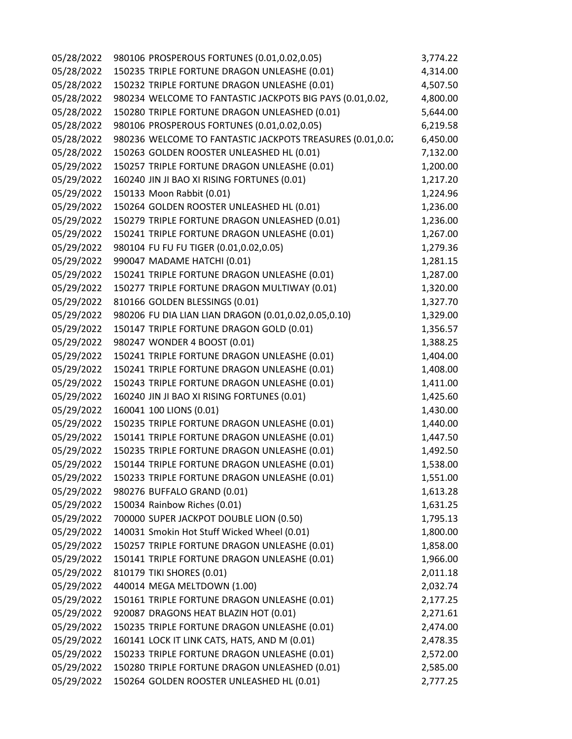| | | |
|---|---|---|
| 05/28/2022 | 980106 PROSPEROUS FORTUNES (0.01,0.02,0.05) | 3,774.22 |
| 05/28/2022 | 150235 TRIPLE FORTUNE DRAGON UNLEASHE (0.01) | 4,314.00 |
| 05/28/2022 | 150232 TRIPLE FORTUNE DRAGON UNLEASHE (0.01) | 4,507.50 |
| 05/28/2022 | 980234 WELCOME TO FANTASTIC JACKPOTS BIG PAYS (0.01,0.02, | 4,800.00 |
| 05/28/2022 | 150280 TRIPLE FORTUNE DRAGON UNLEASHED (0.01) | 5,644.00 |
| 05/28/2022 | 980106 PROSPEROUS FORTUNES (0.01,0.02,0.05) | 6,219.58 |
| 05/28/2022 | 980236 WELCOME TO FANTASTIC JACKPOTS TREASURES (0.01,0.02 | 6,450.00 |
| 05/28/2022 | 150263 GOLDEN ROOSTER UNLEASHED HL (0.01) | 7,132.00 |
| 05/29/2022 | 150257 TRIPLE FORTUNE DRAGON UNLEASHE (0.01) | 1,200.00 |
| 05/29/2022 | 160240 JIN JI BAO XI RISING FORTUNES (0.01) | 1,217.20 |
| 05/29/2022 | 150133 Moon Rabbit (0.01) | 1,224.96 |
| 05/29/2022 | 150264 GOLDEN ROOSTER UNLEASHED HL (0.01) | 1,236.00 |
| 05/29/2022 | 150279 TRIPLE FORTUNE DRAGON UNLEASHED (0.01) | 1,236.00 |
| 05/29/2022 | 150241 TRIPLE FORTUNE DRAGON UNLEASHE (0.01) | 1,267.00 |
| 05/29/2022 | 980104 FU FU FU TIGER (0.01,0.02,0.05) | 1,279.36 |
| 05/29/2022 | 990047 MADAME HATCHI (0.01) | 1,281.15 |
| 05/29/2022 | 150241 TRIPLE FORTUNE DRAGON UNLEASHE (0.01) | 1,287.00 |
| 05/29/2022 | 150277 TRIPLE FORTUNE DRAGON MULTIWAY (0.01) | 1,320.00 |
| 05/29/2022 | 810166 GOLDEN BLESSINGS (0.01) | 1,327.70 |
| 05/29/2022 | 980206 FU DIA LIAN LIAN DRAGON (0.01,0.02,0.05,0.10) | 1,329.00 |
| 05/29/2022 | 150147 TRIPLE FORTUNE DRAGON GOLD (0.01) | 1,356.57 |
| 05/29/2022 | 980247 WONDER 4 BOOST (0.01) | 1,388.25 |
| 05/29/2022 | 150241 TRIPLE FORTUNE DRAGON UNLEASHE (0.01) | 1,404.00 |
| 05/29/2022 | 150241 TRIPLE FORTUNE DRAGON UNLEASHE (0.01) | 1,408.00 |
| 05/29/2022 | 150243 TRIPLE FORTUNE DRAGON UNLEASHE (0.01) | 1,411.00 |
| 05/29/2022 | 160240 JIN JI BAO XI RISING FORTUNES (0.01) | 1,425.60 |
| 05/29/2022 | 160041 100 LIONS (0.01) | 1,430.00 |
| 05/29/2022 | 150235 TRIPLE FORTUNE DRAGON UNLEASHE (0.01) | 1,440.00 |
| 05/29/2022 | 150141 TRIPLE FORTUNE DRAGON UNLEASHE (0.01) | 1,447.50 |
| 05/29/2022 | 150235 TRIPLE FORTUNE DRAGON UNLEASHE (0.01) | 1,492.50 |
| 05/29/2022 | 150144 TRIPLE FORTUNE DRAGON UNLEASHE (0.01) | 1,538.00 |
| 05/29/2022 | 150233 TRIPLE FORTUNE DRAGON UNLEASHE (0.01) | 1,551.00 |
| 05/29/2022 | 980276 BUFFALO GRAND (0.01) | 1,613.28 |
| 05/29/2022 | 150034 Rainbow Riches (0.01) | 1,631.25 |
| 05/29/2022 | 700000 SUPER JACKPOT DOUBLE LION (0.50) | 1,795.13 |
| 05/29/2022 | 140031 Smokin Hot Stuff Wicked Wheel (0.01) | 1,800.00 |
| 05/29/2022 | 150257 TRIPLE FORTUNE DRAGON UNLEASHE (0.01) | 1,858.00 |
| 05/29/2022 | 150141 TRIPLE FORTUNE DRAGON UNLEASHE (0.01) | 1,966.00 |
| 05/29/2022 | 810179 TIKI SHORES (0.01) | 2,011.18 |
| 05/29/2022 | 440014 MEGA MELTDOWN (1.00) | 2,032.74 |
| 05/29/2022 | 150161 TRIPLE FORTUNE DRAGON UNLEASHE (0.01) | 2,177.25 |
| 05/29/2022 | 920087 DRAGONS HEAT BLAZIN HOT (0.01) | 2,271.61 |
| 05/29/2022 | 150235 TRIPLE FORTUNE DRAGON UNLEASHE (0.01) | 2,474.00 |
| 05/29/2022 | 160141 LOCK IT LINK CATS, HATS, AND M (0.01) | 2,478.35 |
| 05/29/2022 | 150233 TRIPLE FORTUNE DRAGON UNLEASHE (0.01) | 2,572.00 |
| 05/29/2022 | 150280 TRIPLE FORTUNE DRAGON UNLEASHED (0.01) | 2,585.00 |
| 05/29/2022 | 150264 GOLDEN ROOSTER UNLEASHED HL (0.01) | 2,777.25 |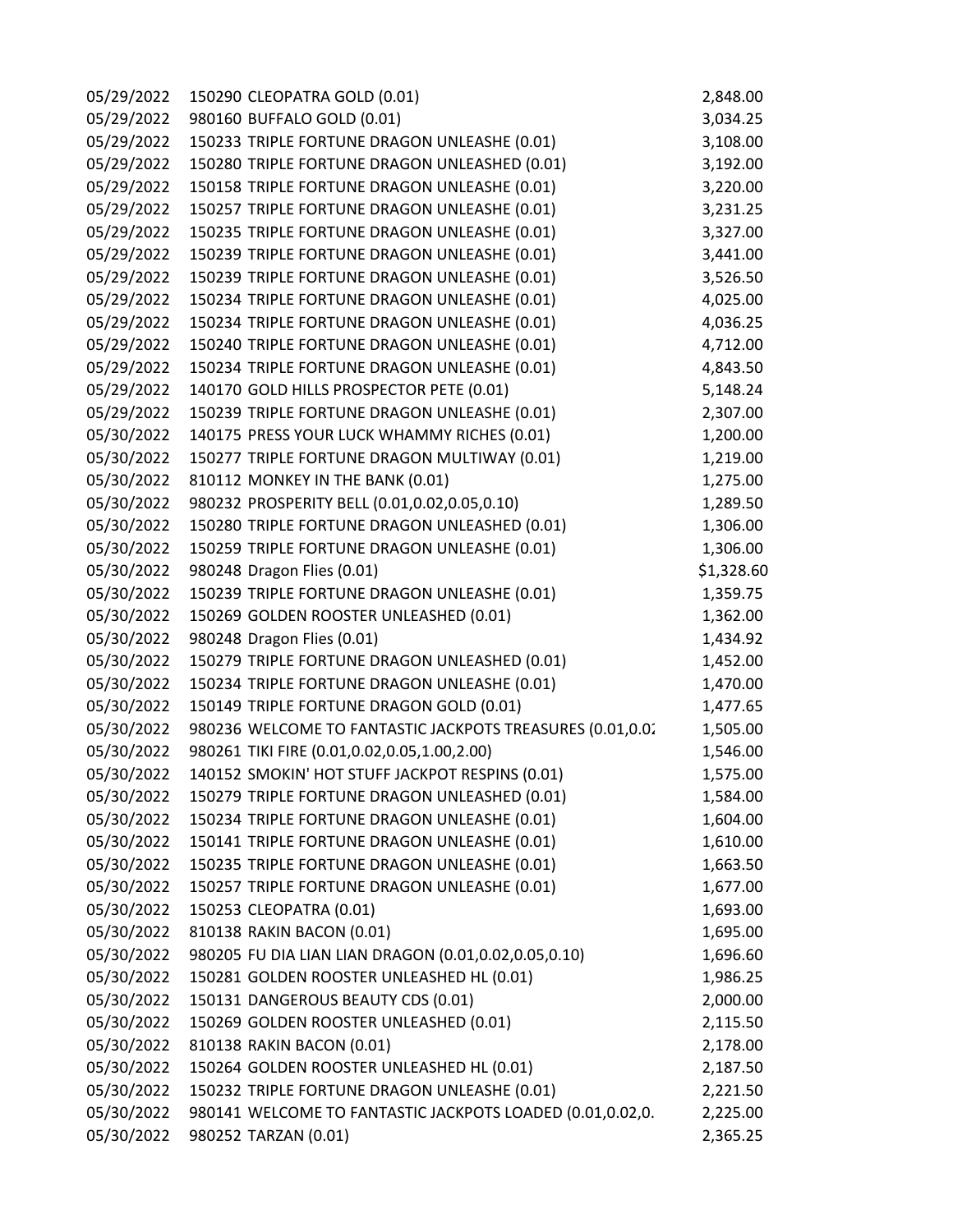| | | |
|---|---|---|
| 05/29/2022 | 150290 CLEOPATRA GOLD (0.01) | 2,848.00 |
| 05/29/2022 | 980160 BUFFALO GOLD (0.01) | 3,034.25 |
| 05/29/2022 | 150233 TRIPLE FORTUNE DRAGON UNLEASHE (0.01) | 3,108.00 |
| 05/29/2022 | 150280 TRIPLE FORTUNE DRAGON UNLEASHED (0.01) | 3,192.00 |
| 05/29/2022 | 150158 TRIPLE FORTUNE DRAGON UNLEASHE (0.01) | 3,220.00 |
| 05/29/2022 | 150257 TRIPLE FORTUNE DRAGON UNLEASHE (0.01) | 3,231.25 |
| 05/29/2022 | 150235 TRIPLE FORTUNE DRAGON UNLEASHE (0.01) | 3,327.00 |
| 05/29/2022 | 150239 TRIPLE FORTUNE DRAGON UNLEASHE (0.01) | 3,441.00 |
| 05/29/2022 | 150239 TRIPLE FORTUNE DRAGON UNLEASHE (0.01) | 3,526.50 |
| 05/29/2022 | 150234 TRIPLE FORTUNE DRAGON UNLEASHE (0.01) | 4,025.00 |
| 05/29/2022 | 150234 TRIPLE FORTUNE DRAGON UNLEASHE (0.01) | 4,036.25 |
| 05/29/2022 | 150240 TRIPLE FORTUNE DRAGON UNLEASHE (0.01) | 4,712.00 |
| 05/29/2022 | 150234 TRIPLE FORTUNE DRAGON UNLEASHE (0.01) | 4,843.50 |
| 05/29/2022 | 140170 GOLD HILLS PROSPECTOR PETE (0.01) | 5,148.24 |
| 05/29/2022 | 150239 TRIPLE FORTUNE DRAGON UNLEASHE (0.01) | 2,307.00 |
| 05/30/2022 | 140175 PRESS YOUR LUCK WHAMMY RICHES (0.01) | 1,200.00 |
| 05/30/2022 | 150277 TRIPLE FORTUNE DRAGON MULTIWAY (0.01) | 1,219.00 |
| 05/30/2022 | 810112 MONKEY IN THE BANK (0.01) | 1,275.00 |
| 05/30/2022 | 980232 PROSPERITY BELL (0.01,0.02,0.05,0.10) | 1,289.50 |
| 05/30/2022 | 150280 TRIPLE FORTUNE DRAGON UNLEASHED (0.01) | 1,306.00 |
| 05/30/2022 | 150259 TRIPLE FORTUNE DRAGON UNLEASHE (0.01) | 1,306.00 |
| 05/30/2022 | 980248 Dragon Flies (0.01) | $1,328.60 |
| 05/30/2022 | 150239 TRIPLE FORTUNE DRAGON UNLEASHE (0.01) | 1,359.75 |
| 05/30/2022 | 150269 GOLDEN ROOSTER UNLEASHED (0.01) | 1,362.00 |
| 05/30/2022 | 980248 Dragon Flies (0.01) | 1,434.92 |
| 05/30/2022 | 150279 TRIPLE FORTUNE DRAGON UNLEASHED (0.01) | 1,452.00 |
| 05/30/2022 | 150234 TRIPLE FORTUNE DRAGON UNLEASHE (0.01) | 1,470.00 |
| 05/30/2022 | 150149 TRIPLE FORTUNE DRAGON GOLD (0.01) | 1,477.65 |
| 05/30/2022 | 980236 WELCOME TO FANTASTIC JACKPOTS TREASURES (0.01,0.02 | 1,505.00 |
| 05/30/2022 | 980261 TIKI FIRE (0.01,0.02,0.05,1.00,2.00) | 1,546.00 |
| 05/30/2022 | 140152 SMOKIN' HOT STUFF JACKPOT RESPINS (0.01) | 1,575.00 |
| 05/30/2022 | 150279 TRIPLE FORTUNE DRAGON UNLEASHED (0.01) | 1,584.00 |
| 05/30/2022 | 150234 TRIPLE FORTUNE DRAGON UNLEASHE (0.01) | 1,604.00 |
| 05/30/2022 | 150141 TRIPLE FORTUNE DRAGON UNLEASHE (0.01) | 1,610.00 |
| 05/30/2022 | 150235 TRIPLE FORTUNE DRAGON UNLEASHE (0.01) | 1,663.50 |
| 05/30/2022 | 150257 TRIPLE FORTUNE DRAGON UNLEASHE (0.01) | 1,677.00 |
| 05/30/2022 | 150253 CLEOPATRA (0.01) | 1,693.00 |
| 05/30/2022 | 810138 RAKIN BACON (0.01) | 1,695.00 |
| 05/30/2022 | 980205 FU DIA LIAN LIAN DRAGON (0.01,0.02,0.05,0.10) | 1,696.60 |
| 05/30/2022 | 150281 GOLDEN ROOSTER UNLEASHED HL (0.01) | 1,986.25 |
| 05/30/2022 | 150131 DANGEROUS BEAUTY CDS (0.01) | 2,000.00 |
| 05/30/2022 | 150269 GOLDEN ROOSTER UNLEASHED (0.01) | 2,115.50 |
| 05/30/2022 | 810138 RAKIN BACON (0.01) | 2,178.00 |
| 05/30/2022 | 150264 GOLDEN ROOSTER UNLEASHED HL (0.01) | 2,187.50 |
| 05/30/2022 | 150232 TRIPLE FORTUNE DRAGON UNLEASHE (0.01) | 2,221.50 |
| 05/30/2022 | 980141 WELCOME TO FANTASTIC JACKPOTS LOADED (0.01,0.02,0. | 2,225.00 |
| 05/30/2022 | 980252 TARZAN (0.01) | 2,365.25 |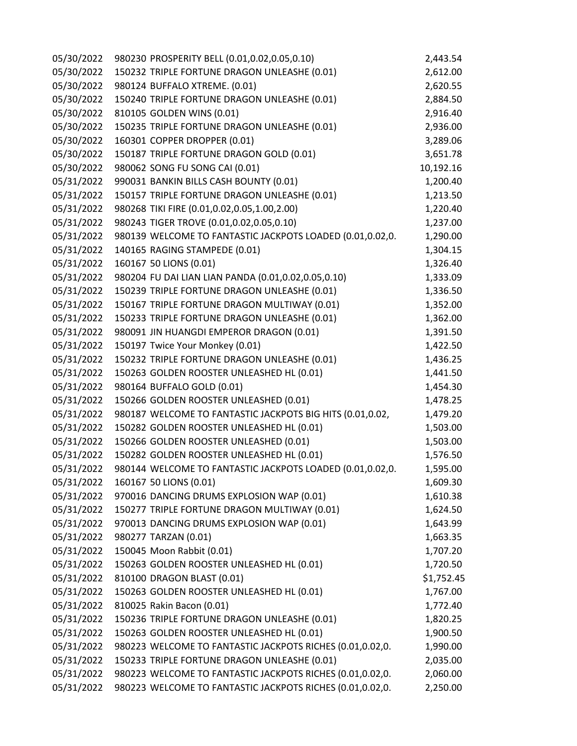| | | |
|---|---|---|
| 05/30/2022 | 980230 PROSPERITY BELL (0.01,0.02,0.05,0.10) | 2,443.54 |
| 05/30/2022 | 150232 TRIPLE FORTUNE DRAGON UNLEASHE (0.01) | 2,612.00 |
| 05/30/2022 | 980124 BUFFALO XTREME. (0.01) | 2,620.55 |
| 05/30/2022 | 150240 TRIPLE FORTUNE DRAGON UNLEASHE (0.01) | 2,884.50 |
| 05/30/2022 | 810105 GOLDEN WINS (0.01) | 2,916.40 |
| 05/30/2022 | 150235 TRIPLE FORTUNE DRAGON UNLEASHE (0.01) | 2,936.00 |
| 05/30/2022 | 160301 COPPER DROPPER (0.01) | 3,289.06 |
| 05/30/2022 | 150187 TRIPLE FORTUNE DRAGON GOLD (0.01) | 3,651.78 |
| 05/30/2022 | 980062 SONG FU SONG CAI (0.01) | 10,192.16 |
| 05/31/2022 | 990031 BANKIN BILLS CASH BOUNTY (0.01) | 1,200.40 |
| 05/31/2022 | 150157 TRIPLE FORTUNE DRAGON UNLEASHE (0.01) | 1,213.50 |
| 05/31/2022 | 980268 TIKI FIRE (0.01,0.02,0.05,1.00,2.00) | 1,220.40 |
| 05/31/2022 | 980243 TIGER TROVE (0.01,0.02,0.05,0.10) | 1,237.00 |
| 05/31/2022 | 980139 WELCOME TO FANTASTIC JACKPOTS LOADED (0.01,0.02,0. | 1,290.00 |
| 05/31/2022 | 140165 RAGING STAMPEDE (0.01) | 1,304.15 |
| 05/31/2022 | 160167 50 LIONS (0.01) | 1,326.40 |
| 05/31/2022 | 980204 FU DAI LIAN LIAN PANDA (0.01,0.02,0.05,0.10) | 1,333.09 |
| 05/31/2022 | 150239 TRIPLE FORTUNE DRAGON UNLEASHE (0.01) | 1,336.50 |
| 05/31/2022 | 150167 TRIPLE FORTUNE DRAGON MULTIWAY (0.01) | 1,352.00 |
| 05/31/2022 | 150233 TRIPLE FORTUNE DRAGON UNLEASHE (0.01) | 1,362.00 |
| 05/31/2022 | 980091 JIN HUANGDI EMPEROR DRAGON (0.01) | 1,391.50 |
| 05/31/2022 | 150197 Twice Your Monkey (0.01) | 1,422.50 |
| 05/31/2022 | 150232 TRIPLE FORTUNE DRAGON UNLEASHE (0.01) | 1,436.25 |
| 05/31/2022 | 150263 GOLDEN ROOSTER UNLEASHED HL (0.01) | 1,441.50 |
| 05/31/2022 | 980164 BUFFALO GOLD (0.01) | 1,454.30 |
| 05/31/2022 | 150266 GOLDEN ROOSTER UNLEASHED (0.01) | 1,478.25 |
| 05/31/2022 | 980187 WELCOME TO FANTASTIC JACKPOTS BIG HITS (0.01,0.02, | 1,479.20 |
| 05/31/2022 | 150282 GOLDEN ROOSTER UNLEASHED HL (0.01) | 1,503.00 |
| 05/31/2022 | 150266 GOLDEN ROOSTER UNLEASHED (0.01) | 1,503.00 |
| 05/31/2022 | 150282 GOLDEN ROOSTER UNLEASHED HL (0.01) | 1,576.50 |
| 05/31/2022 | 980144 WELCOME TO FANTASTIC JACKPOTS LOADED (0.01,0.02,0. | 1,595.00 |
| 05/31/2022 | 160167 50 LIONS (0.01) | 1,609.30 |
| 05/31/2022 | 970016 DANCING DRUMS EXPLOSION WAP (0.01) | 1,610.38 |
| 05/31/2022 | 150277 TRIPLE FORTUNE DRAGON MULTIWAY (0.01) | 1,624.50 |
| 05/31/2022 | 970013 DANCING DRUMS EXPLOSION WAP (0.01) | 1,643.99 |
| 05/31/2022 | 980277 TARZAN (0.01) | 1,663.35 |
| 05/31/2022 | 150045 Moon Rabbit (0.01) | 1,707.20 |
| 05/31/2022 | 150263 GOLDEN ROOSTER UNLEASHED HL (0.01) | 1,720.50 |
| 05/31/2022 | 810100 DRAGON BLAST (0.01) | $1,752.45 |
| 05/31/2022 | 150263 GOLDEN ROOSTER UNLEASHED HL (0.01) | 1,767.00 |
| 05/31/2022 | 810025 Rakin Bacon (0.01) | 1,772.40 |
| 05/31/2022 | 150236 TRIPLE FORTUNE DRAGON UNLEASHE (0.01) | 1,820.25 |
| 05/31/2022 | 150263 GOLDEN ROOSTER UNLEASHED HL (0.01) | 1,900.50 |
| 05/31/2022 | 980223 WELCOME TO FANTASTIC JACKPOTS RICHES (0.01,0.02,0. | 1,990.00 |
| 05/31/2022 | 150233 TRIPLE FORTUNE DRAGON UNLEASHE (0.01) | 2,035.00 |
| 05/31/2022 | 980223 WELCOME TO FANTASTIC JACKPOTS RICHES (0.01,0.02,0. | 2,060.00 |
| 05/31/2022 | 980223 WELCOME TO FANTASTIC JACKPOTS RICHES (0.01,0.02,0. | 2,250.00 |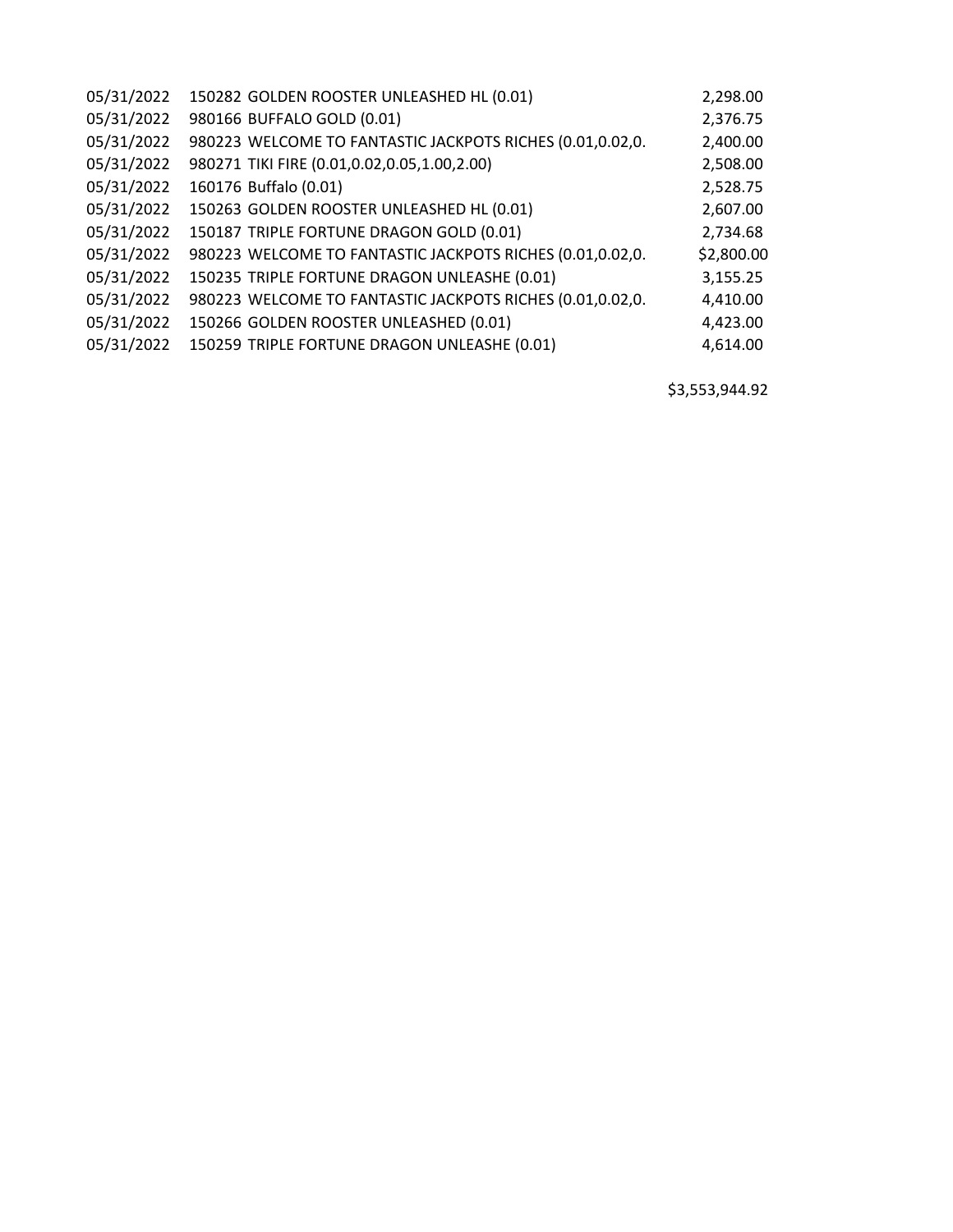| | | |
|---|---|---|
| 05/31/2022 | 150282 GOLDEN ROOSTER UNLEASHED HL (0.01) | 2,298.00 |
| 05/31/2022 | 980166 BUFFALO GOLD (0.01) | 2,376.75 |
| 05/31/2022 | 980223 WELCOME TO FANTASTIC JACKPOTS RICHES (0.01,0.02,0. | 2,400.00 |
| 05/31/2022 | 980271 TIKI FIRE (0.01,0.02,0.05,1.00,2.00) | 2,508.00 |
| 05/31/2022 | 160176 Buffalo (0.01) | 2,528.75 |
| 05/31/2022 | 150263 GOLDEN ROOSTER UNLEASHED HL (0.01) | 2,607.00 |
| 05/31/2022 | 150187 TRIPLE FORTUNE DRAGON GOLD (0.01) | 2,734.68 |
| 05/31/2022 | 980223 WELCOME TO FANTASTIC JACKPOTS RICHES (0.01,0.02,0. | $2,800.00 |
| 05/31/2022 | 150235 TRIPLE FORTUNE DRAGON UNLEASHE (0.01) | 3,155.25 |
| 05/31/2022 | 980223 WELCOME TO FANTASTIC JACKPOTS RICHES (0.01,0.02,0. | 4,410.00 |
| 05/31/2022 | 150266 GOLDEN ROOSTER UNLEASHED (0.01) | 4,423.00 |
| 05/31/2022 | 150259 TRIPLE FORTUNE DRAGON UNLEASHE (0.01) | 4,614.00 |
| | | $3,553,944.92 |